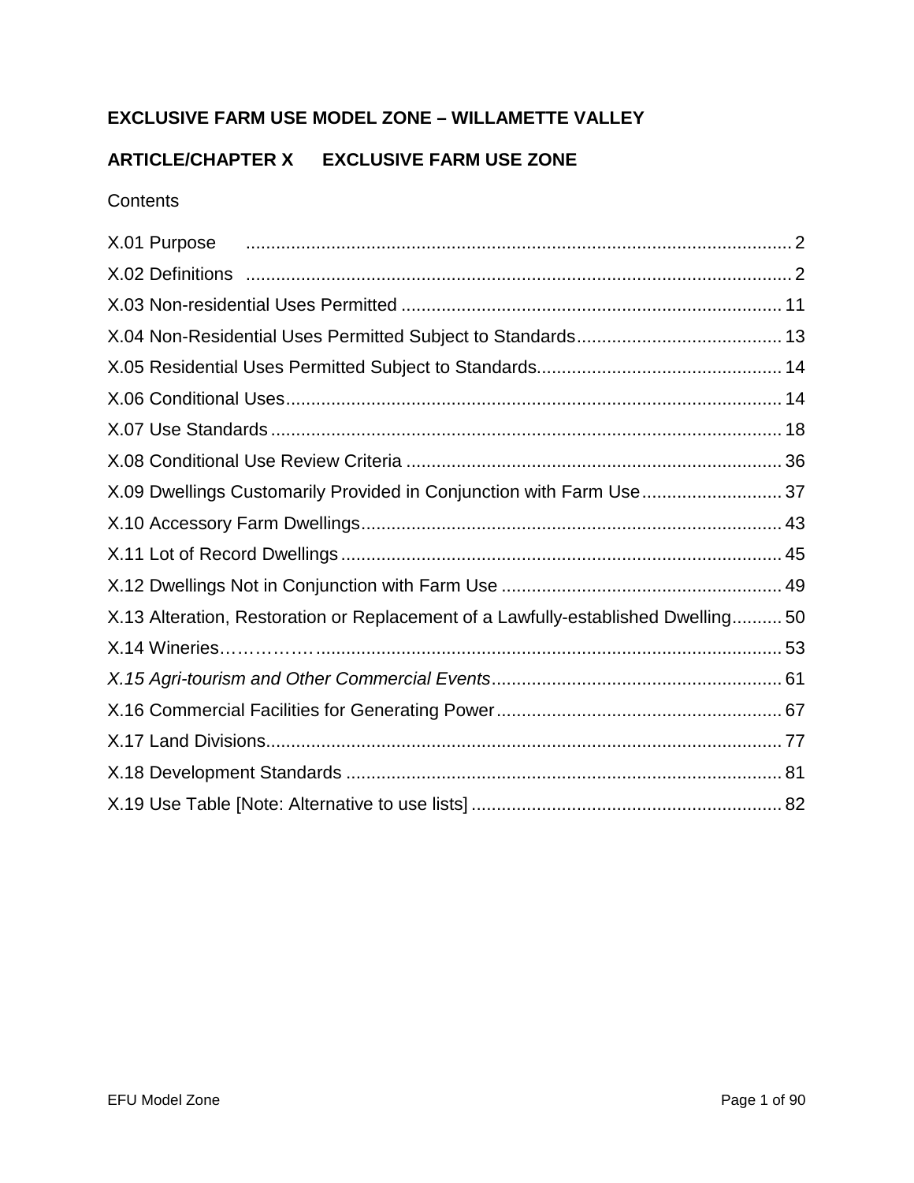**EXCLUSIVE FARM USE MODEL ZONE – WILLAMETTE VALLEY**

**ARTICLE/CHAPTER X EXCLUSIVE FARM USE ZONE**

Contents

X.01 Purpose ........................................................................................................ 2

X.02 Definitions ..................................................................................................... 2

X.03 Non-residential Uses Permitted ......................................................................... 11

X.04 Non-Residential Uses Permitted Subject to Standards ............................................. 13

X.05 Residential Uses Permitted Subject to Standards .................................................. 14

X.06 Conditional Uses ............................................................................................ 14

X.07 Use Standards ................................................................................................ 18

X.08 Conditional Use Review Criteria ......................................................................... 36

X.09 Dwellings Customarily Provided in Conjunction with Farm Use ................................. 37

X.10 Accessory Farm Dwellings ................................................................................. 43

X.11 Lot of Record Dwellings ..................................................................................... 45

X.12 Dwellings Not in Conjunction with Farm Use ......................................................... 49

X.13 Alteration, Restoration or Replacement of a Lawfully-established Dwelling .................. 50

X.14 Wineries……………. ........................................................................................ 53

*X.15 Agri-tourism and Other Commercial Events* ......................................................... 61

X.16 Commercial Facilities for Generating Power ......................................................... 67

X.17 Land Divisions ................................................................................................. 77

X.18 Development Standards .................................................................................... 81

X.19 Use Table [Note: Alternative to use lists] ............................................................. 82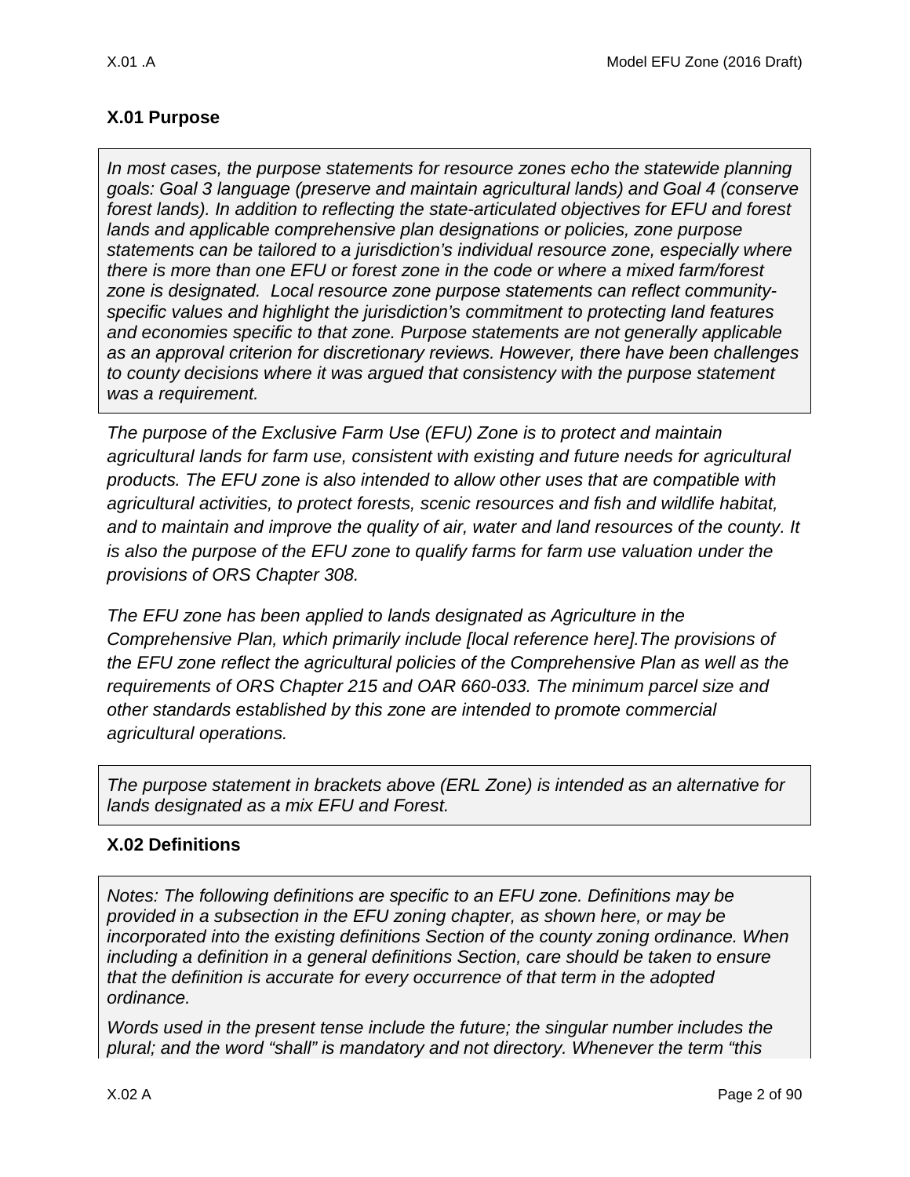## X.01 Purpose

> *In most cases, the purpose statements for resource zones echo the statewide planning goals: Goal 3 language (preserve and maintain agricultural lands) and Goal 4 (conserve forest lands). In addition to reflecting the state-articulated objectives for EFU and forest lands and applicable comprehensive plan designations or policies, zone purpose statements can be tailored to a jurisdiction's individual resource zone, especially where there is more than one EFU or forest zone in the code or where a mixed farm/forest zone is designated. Local resource zone purpose statements can reflect community-specific values and highlight the jurisdiction's commitment to protecting land features and economies specific to that zone. Purpose statements are not generally applicable as an approval criterion for discretionary reviews. However, there have been challenges to county decisions where it was argued that consistency with the purpose statement was a requirement.*

*The purpose of the Exclusive Farm Use (EFU) Zone is to protect and maintain agricultural lands for farm use, consistent with existing and future needs for agricultural products. The EFU zone is also intended to allow other uses that are compatible with agricultural activities, to protect forests, scenic resources and fish and wildlife habitat, and to maintain and improve the quality of air, water and land resources of the county. It is also the purpose of the EFU zone to qualify farms for farm use valuation under the provisions of ORS Chapter 308.*

*The EFU zone has been applied to lands designated as Agriculture in the Comprehensive Plan, which primarily include [local reference here].The provisions of the EFU zone reflect the agricultural policies of the Comprehensive Plan as well as the requirements of ORS Chapter 215 and OAR 660-033. The minimum parcel size and other standards established by this zone are intended to promote commercial agricultural operations.*

> *The purpose statement in brackets above (ERL Zone) is intended as an alternative for lands designated as a mix EFU and Forest.*

## X.02 Definitions

> *Notes: The following definitions are specific to an EFU zone. Definitions may be provided in a subsection in the EFU zoning chapter, as shown here, or may be incorporated into the existing definitions Section of the county zoning ordinance. When including a definition in a general definitions Section, care should be taken to ensure that the definition is accurate for every occurrence of that term in the adopted ordinance.*
>
> *Words used in the present tense include the future; the singular number includes the plural; and the word "shall" is mandatory and not directory. Whenever the term "this*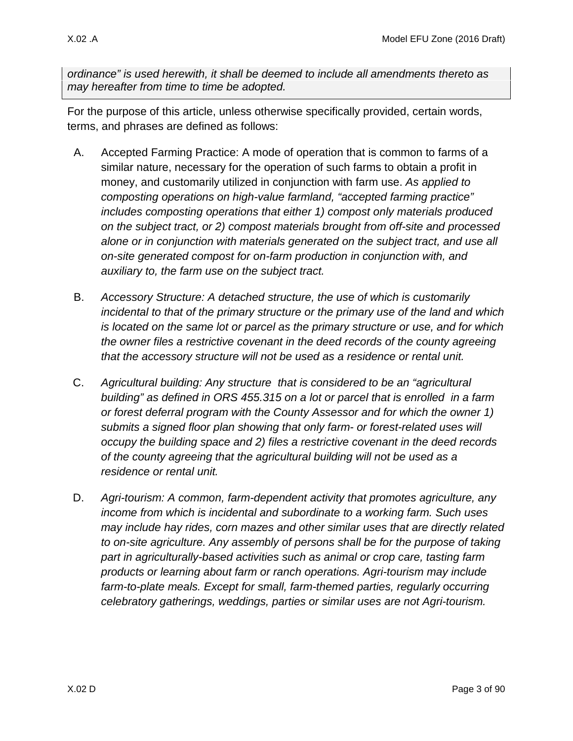*ordinance" is used herewith, it shall be deemed to include all amendments thereto as may hereafter from time to time be adopted.*

For the purpose of this article, unless otherwise specifically provided, certain words, terms, and phrases are defined as follows:

A. Accepted Farming Practice: A mode of operation that is common to farms of a similar nature, necessary for the operation of such farms to obtain a profit in money, and customarily utilized in conjunction with farm use. *As applied to composting operations on high-value farmland, "accepted farming practice" includes composting operations that either 1) compost only materials produced on the subject tract, or 2) compost materials brought from off-site and processed alone or in conjunction with materials generated on the subject tract, and use all on-site generated compost for on-farm production in conjunction with, and auxiliary to, the farm use on the subject tract.*

B. *Accessory Structure: A detached structure, the use of which is customarily incidental to that of the primary structure or the primary use of the land and which is located on the same lot or parcel as the primary structure or use, and for which the owner files a restrictive covenant in the deed records of the county agreeing that the accessory structure will not be used as a residence or rental unit.*

C. *Agricultural building: Any structure that is considered to be an "agricultural building" as defined in ORS 455.315 on a lot or parcel that is enrolled in a farm or forest deferral program with the County Assessor and for which the owner 1) submits a signed floor plan showing that only farm- or forest-related uses will occupy the building space and 2) files a restrictive covenant in the deed records of the county agreeing that the agricultural building will not be used as a residence or rental unit.*

D. *Agri-tourism: A common, farm-dependent activity that promotes agriculture, any income from which is incidental and subordinate to a working farm. Such uses may include hay rides, corn mazes and other similar uses that are directly related to on-site agriculture. Any assembly of persons shall be for the purpose of taking part in agriculturally-based activities such as animal or crop care, tasting farm products or learning about farm or ranch operations. Agri-tourism may include farm-to-plate meals. Except for small, farm-themed parties, regularly occurring celebratory gatherings, weddings, parties or similar uses are not Agri-tourism.*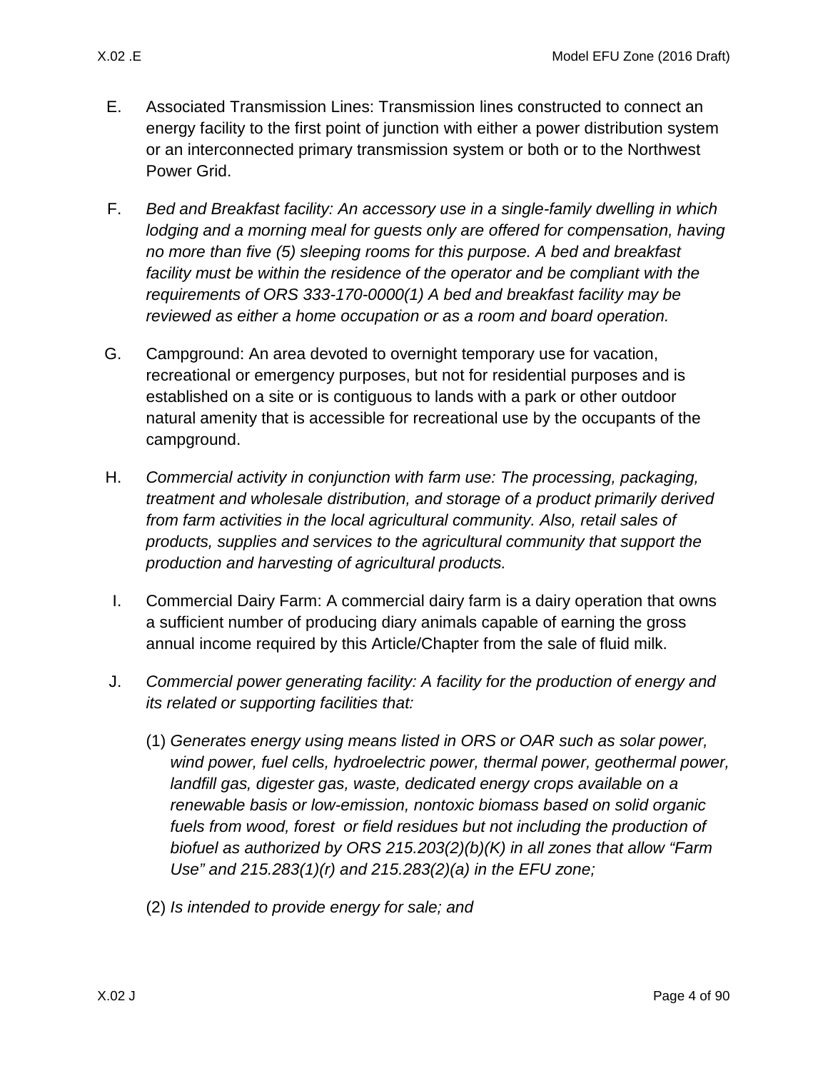E. Associated Transmission Lines: Transmission lines constructed to connect an energy facility to the first point of junction with either a power distribution system or an interconnected primary transmission system or both or to the Northwest Power Grid.

F. *Bed and Breakfast facility: An accessory use in a single-family dwelling in which lodging and a morning meal for guests only are offered for compensation, having no more than five (5) sleeping rooms for this purpose. A bed and breakfast facility must be within the residence of the operator and be compliant with the requirements of ORS 333-170-0000(1) A bed and breakfast facility may be reviewed as either a home occupation or as a room and board operation.*

G. Campground: An area devoted to overnight temporary use for vacation, recreational or emergency purposes, but not for residential purposes and is established on a site or is contiguous to lands with a park or other outdoor natural amenity that is accessible for recreational use by the occupants of the campground.

H. *Commercial activity in conjunction with farm use: The processing, packaging, treatment and wholesale distribution, and storage of a product primarily derived from farm activities in the local agricultural community. Also, retail sales of products, supplies and services to the agricultural community that support the production and harvesting of agricultural products.*

I. Commercial Dairy Farm: A commercial dairy farm is a dairy operation that owns a sufficient number of producing diary animals capable of earning the gross annual income required by this Article/Chapter from the sale of fluid milk.

J. *Commercial power generating facility: A facility for the production of energy and its related or supporting facilities that:*

(1) *Generates energy using means listed in ORS or OAR such as solar power, wind power, fuel cells, hydroelectric power, thermal power, geothermal power, landfill gas, digester gas, waste, dedicated energy crops available on a renewable basis or low-emission, nontoxic biomass based on solid organic fuels from wood, forest or field residues but not including the production of biofuel as authorized by ORS 215.203(2)(b)(K) in all zones that allow "Farm Use" and 215.283(1)(r) and 215.283(2)(a) in the EFU zone;*

(2) *Is intended to provide energy for sale; and*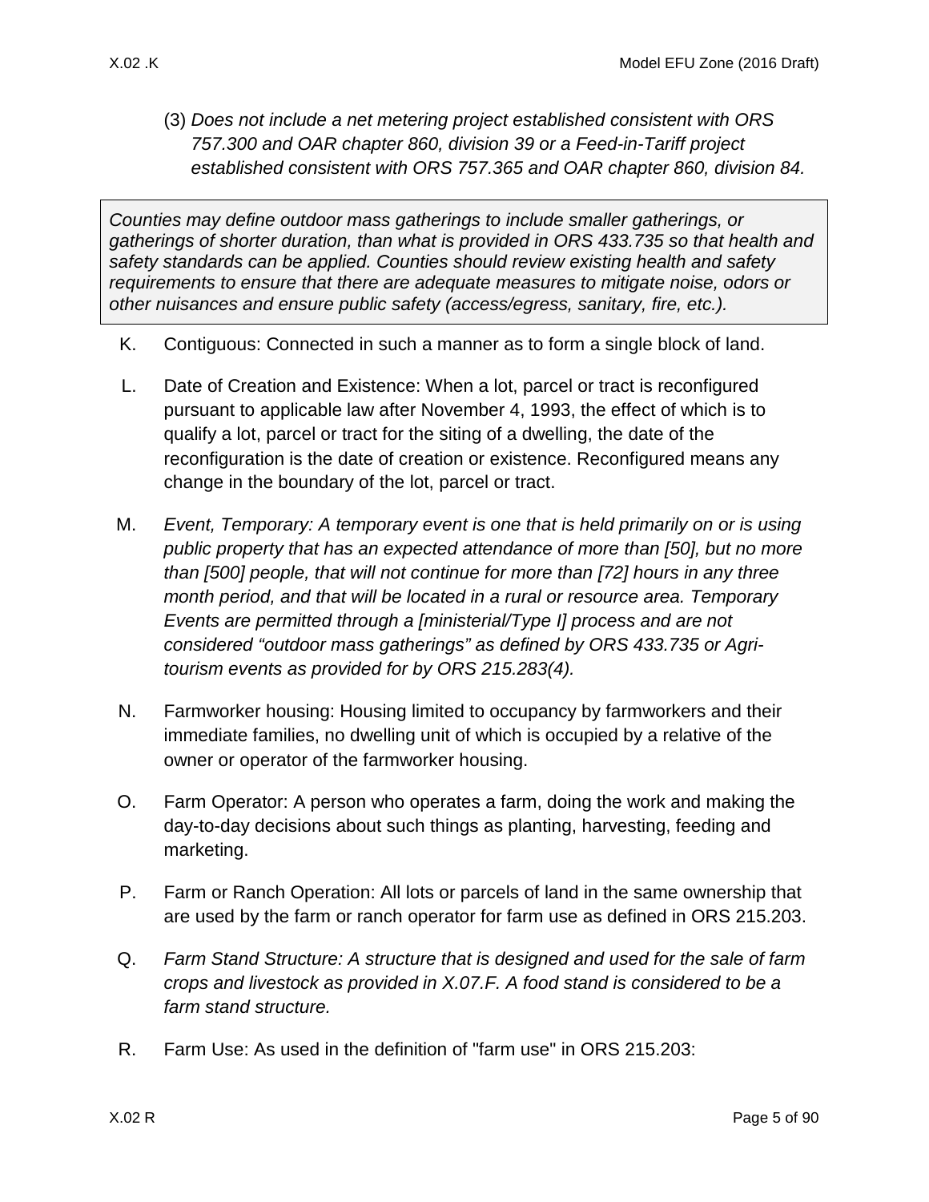(3) *Does not include a net metering project established consistent with ORS 757.300 and OAR chapter 860, division 39 or a Feed-in-Tariff project established consistent with ORS 757.365 and OAR chapter 860, division 84.*

> *Counties may define outdoor mass gatherings to include smaller gatherings, or gatherings of shorter duration, than what is provided in ORS 433.735 so that health and safety standards can be applied. Counties should review existing health and safety requirements to ensure that there are adequate measures to mitigate noise, odors or other nuisances and ensure public safety (access/egress, sanitary, fire, etc.).*

K. Contiguous: Connected in such a manner as to form a single block of land.

L. Date of Creation and Existence: When a lot, parcel or tract is reconfigured pursuant to applicable law after November 4, 1993, the effect of which is to qualify a lot, parcel or tract for the siting of a dwelling, the date of the reconfiguration is the date of creation or existence. Reconfigured means any change in the boundary of the lot, parcel or tract.

M. *Event, Temporary: A temporary event is one that is held primarily on or is using public property that has an expected attendance of more than [50], but no more than [500] people, that will not continue for more than [72] hours in any three month period, and that will be located in a rural or resource area. Temporary Events are permitted through a [ministerial/Type I] process and are not considered "outdoor mass gatherings" as defined by ORS 433.735 or Agri-tourism events as provided for by ORS 215.283(4).*

N. Farmworker housing: Housing limited to occupancy by farmworkers and their immediate families, no dwelling unit of which is occupied by a relative of the owner or operator of the farmworker housing.

O. Farm Operator: A person who operates a farm, doing the work and making the day-to-day decisions about such things as planting, harvesting, feeding and marketing.

P. Farm or Ranch Operation: All lots or parcels of land in the same ownership that are used by the farm or ranch operator for farm use as defined in ORS 215.203.

Q. *Farm Stand Structure: A structure that is designed and used for the sale of farm crops and livestock as provided in X.07.F. A food stand is considered to be a farm stand structure.*

R. Farm Use: As used in the definition of "farm use" in ORS 215.203: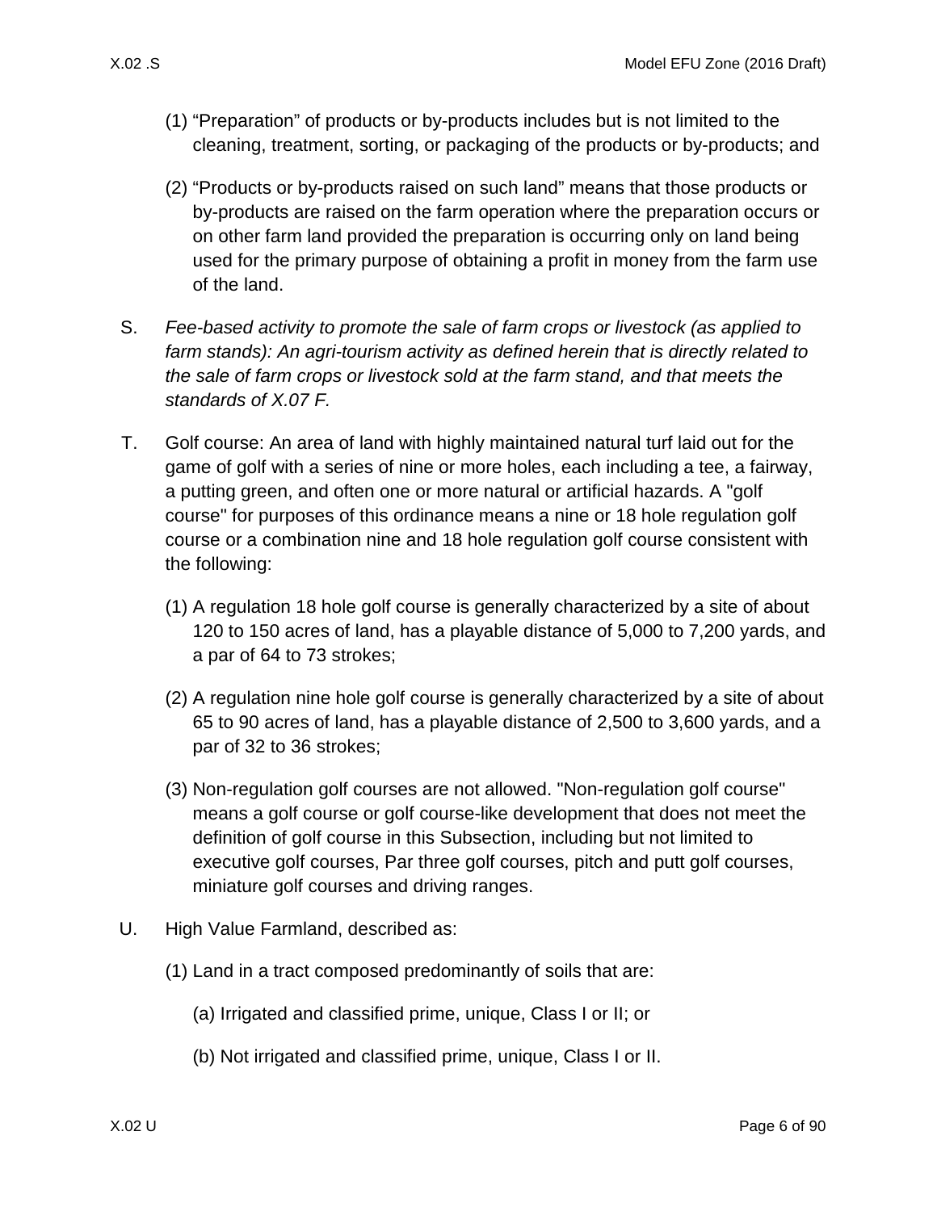(1) “Preparation” of products or by-products includes but is not limited to the cleaning, treatment, sorting, or packaging of the products or by-products; and

(2) “Products or by-products raised on such land” means that those products or by-products are raised on the farm operation where the preparation occurs or on other farm land provided the preparation is occurring only on land being used for the primary purpose of obtaining a profit in money from the farm use of the land.

S. *Fee-based activity to promote the sale of farm crops or livestock (as applied to farm stands): An agri-tourism activity as defined herein that is directly related to the sale of farm crops or livestock sold at the farm stand, and that meets the standards of X.07 F.*

T. Golf course: An area of land with highly maintained natural turf laid out for the game of golf with a series of nine or more holes, each including a tee, a fairway, a putting green, and often one or more natural or artificial hazards. A "golf course" for purposes of this ordinance means a nine or 18 hole regulation golf course or a combination nine and 18 hole regulation golf course consistent with the following:

(1) A regulation 18 hole golf course is generally characterized by a site of about 120 to 150 acres of land, has a playable distance of 5,000 to 7,200 yards, and a par of 64 to 73 strokes;

(2) A regulation nine hole golf course is generally characterized by a site of about 65 to 90 acres of land, has a playable distance of 2,500 to 3,600 yards, and a par of 32 to 36 strokes;

(3) Non-regulation golf courses are not allowed. "Non-regulation golf course" means a golf course or golf course-like development that does not meet the definition of golf course in this Subsection, including but not limited to executive golf courses, Par three golf courses, pitch and putt golf courses, miniature golf courses and driving ranges.

U. High Value Farmland, described as:

(1) Land in a tract composed predominantly of soils that are:

(a) Irrigated and classified prime, unique, Class I or II; or

(b) Not irrigated and classified prime, unique, Class I or II.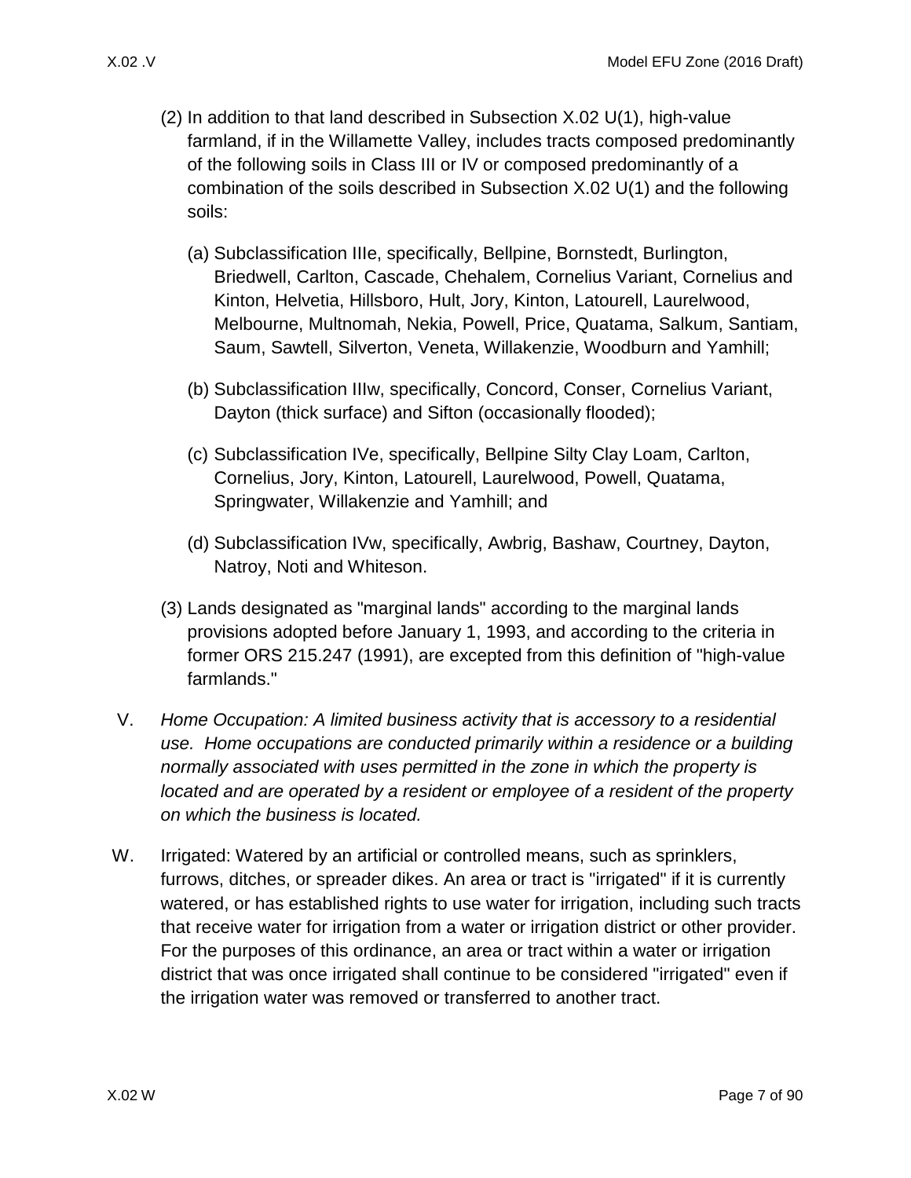(2) In addition to that land described in Subsection X.02 U(1), high-value farmland, if in the Willamette Valley, includes tracts composed predominantly of the following soils in Class III or IV or composed predominantly of a combination of the soils described in Subsection X.02 U(1) and the following soils:

   (a) Subclassification IIIe, specifically, Bellpine, Bornstedt, Burlington, Briedwell, Carlton, Cascade, Chehalem, Cornelius Variant, Cornelius and Kinton, Helvetia, Hillsboro, Hult, Jory, Kinton, Latourell, Laurelwood, Melbourne, Multnomah, Nekia, Powell, Price, Quatama, Salkum, Santiam, Saum, Sawtell, Silverton, Veneta, Willakenzie, Woodburn and Yamhill;

   (b) Subclassification IIIw, specifically, Concord, Conser, Cornelius Variant, Dayton (thick surface) and Sifton (occasionally flooded);

   (c) Subclassification IVe, specifically, Bellpine Silty Clay Loam, Carlton, Cornelius, Jory, Kinton, Latourell, Laurelwood, Powell, Quatama, Springwater, Willakenzie and Yamhill; and

   (d) Subclassification IVw, specifically, Awbrig, Bashaw, Courtney, Dayton, Natroy, Noti and Whiteson.

(3) Lands designated as "marginal lands" according to the marginal lands provisions adopted before January 1, 1993, and according to the criteria in former ORS 215.247 (1991), are excepted from this definition of "high-value farmlands."

V. *Home Occupation: A limited business activity that is accessory to a residential use. Home occupations are conducted primarily within a residence or a building normally associated with uses permitted in the zone in which the property is located and are operated by a resident or employee of a resident of the property on which the business is located.*

W. Irrigated: Watered by an artificial or controlled means, such as sprinklers, furrows, ditches, or spreader dikes. An area or tract is "irrigated" if it is currently watered, or has established rights to use water for irrigation, including such tracts that receive water for irrigation from a water or irrigation district or other provider. For the purposes of this ordinance, an area or tract within a water or irrigation district that was once irrigated shall continue to be considered "irrigated" even if the irrigation water was removed or transferred to another tract.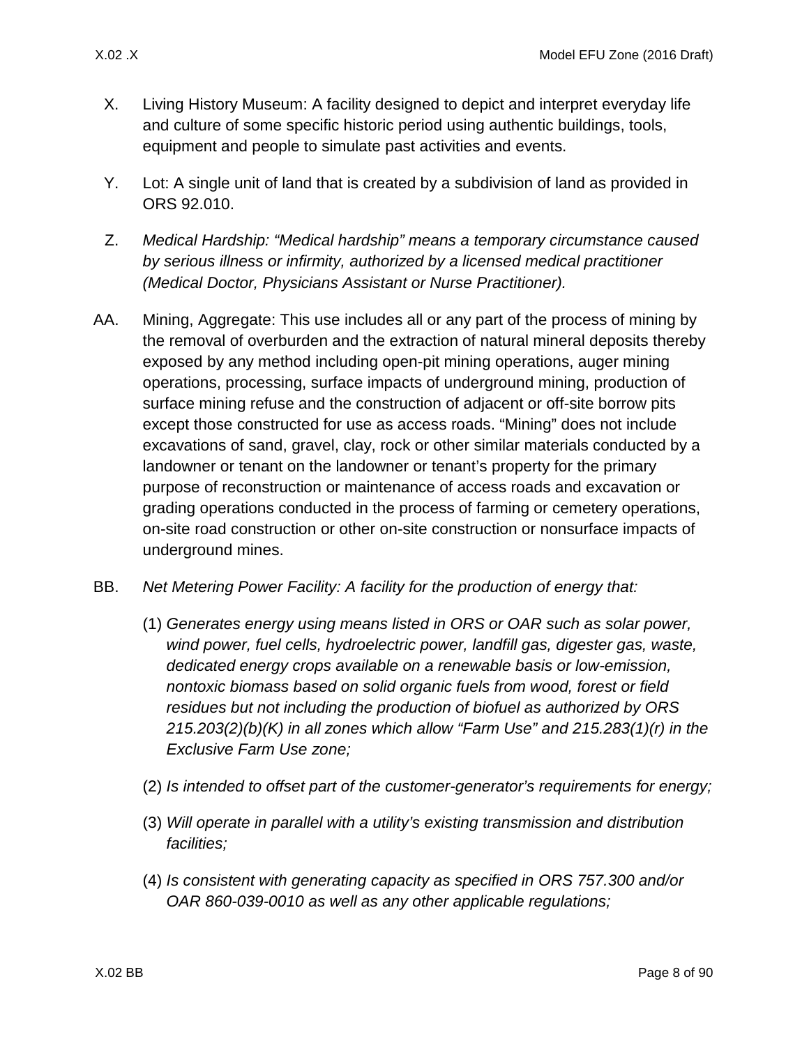X. Living History Museum: A facility designed to depict and interpret everyday life and culture of some specific historic period using authentic buildings, tools, equipment and people to simulate past activities and events.

Y. Lot: A single unit of land that is created by a subdivision of land as provided in ORS 92.010.

Z. *Medical Hardship: "Medical hardship" means a temporary circumstance caused by serious illness or infirmity, authorized by a licensed medical practitioner (Medical Doctor, Physicians Assistant or Nurse Practitioner).*

AA. Mining, Aggregate: This use includes all or any part of the process of mining by the removal of overburden and the extraction of natural mineral deposits thereby exposed by any method including open-pit mining operations, auger mining operations, processing, surface impacts of underground mining, production of surface mining refuse and the construction of adjacent or off-site borrow pits except those constructed for use as access roads. "Mining" does not include excavations of sand, gravel, clay, rock or other similar materials conducted by a landowner or tenant on the landowner or tenant's property for the primary purpose of reconstruction or maintenance of access roads and excavation or grading operations conducted in the process of farming or cemetery operations, on-site road construction or other on-site construction or nonsurface impacts of underground mines.

BB. *Net Metering Power Facility: A facility for the production of energy that:*

(1) *Generates energy using means listed in ORS or OAR such as solar power, wind power, fuel cells, hydroelectric power, landfill gas, digester gas, waste, dedicated energy crops available on a renewable basis or low-emission, nontoxic biomass based on solid organic fuels from wood, forest or field residues but not including the production of biofuel as authorized by ORS 215.203(2)(b)(K) in all zones which allow "Farm Use" and 215.283(1)(r) in the Exclusive Farm Use zone;*

(2) *Is intended to offset part of the customer-generator's requirements for energy;*

(3) *Will operate in parallel with a utility's existing transmission and distribution facilities;*

(4) *Is consistent with generating capacity as specified in ORS 757.300 and/or OAR 860-039-0010 as well as any other applicable regulations;*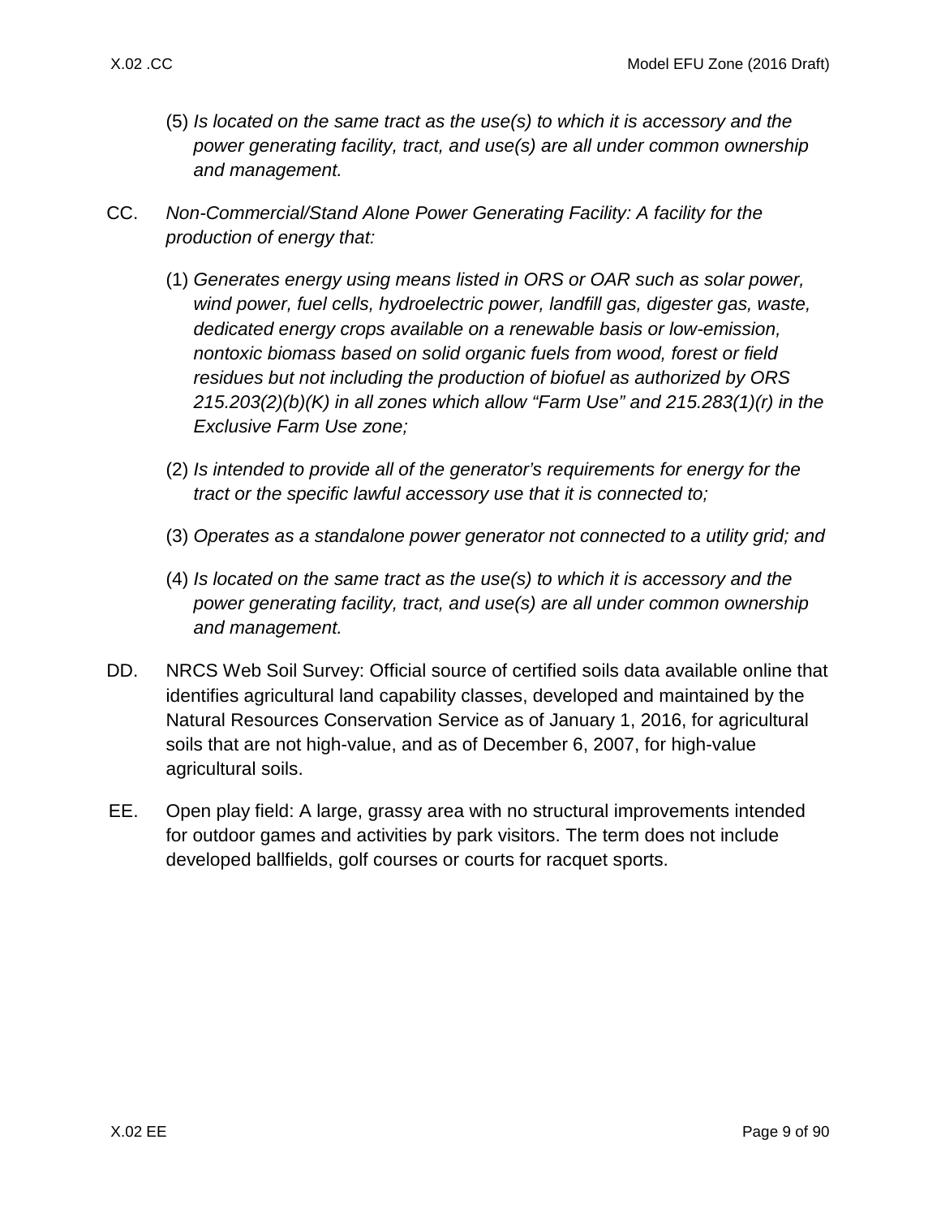(5) *Is located on the same tract as the use(s) to which it is accessory and the power generating facility, tract, and use(s) are all under common ownership and management.*

CC. *Non-Commercial/Stand Alone Power Generating Facility: A facility for the production of energy that:*

(1) *Generates energy using means listed in ORS or OAR such as solar power, wind power, fuel cells, hydroelectric power, landfill gas, digester gas, waste, dedicated energy crops available on a renewable basis or low-emission, nontoxic biomass based on solid organic fuels from wood, forest or field residues but not including the production of biofuel as authorized by ORS 215.203(2)(b)(K) in all zones which allow "Farm Use" and 215.283(1)(r) in the Exclusive Farm Use zone;*

(2) *Is intended to provide all of the generator's requirements for energy for the tract or the specific lawful accessory use that it is connected to;*

(3) *Operates as a standalone power generator not connected to a utility grid; and*

(4) *Is located on the same tract as the use(s) to which it is accessory and the power generating facility, tract, and use(s) are all under common ownership and management.*

DD. NRCS Web Soil Survey: Official source of certified soils data available online that identifies agricultural land capability classes, developed and maintained by the Natural Resources Conservation Service as of January 1, 2016, for agricultural soils that are not high-value, and as of December 6, 2007, for high-value agricultural soils.

EE. Open play field: A large, grassy area with no structural improvements intended for outdoor games and activities by park visitors. The term does not include developed ballfields, golf courses or courts for racquet sports.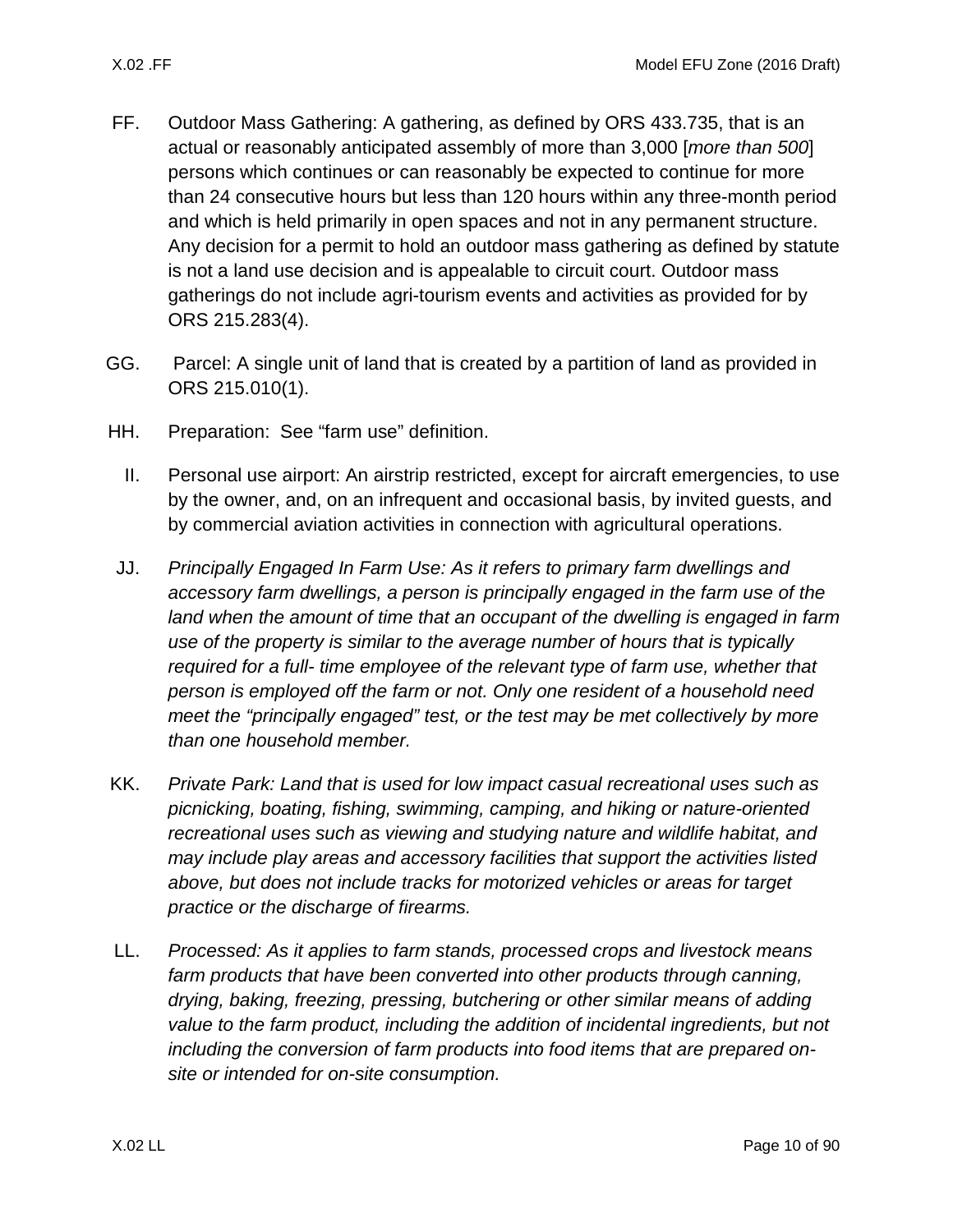FF. Outdoor Mass Gathering: A gathering, as defined by ORS 433.735, that is an actual or reasonably anticipated assembly of more than 3,000 [*more than 500*] persons which continues or can reasonably be expected to continue for more than 24 consecutive hours but less than 120 hours within any three-month period and which is held primarily in open spaces and not in any permanent structure. Any decision for a permit to hold an outdoor mass gathering as defined by statute is not a land use decision and is appealable to circuit court. Outdoor mass gatherings do not include agri-tourism events and activities as provided for by ORS 215.283(4).

GG. Parcel: A single unit of land that is created by a partition of land as provided in ORS 215.010(1).

HH. Preparation: See "farm use" definition.

II. Personal use airport: An airstrip restricted, except for aircraft emergencies, to use by the owner, and, on an infrequent and occasional basis, by invited guests, and by commercial aviation activities in connection with agricultural operations.

JJ. *Principally Engaged In Farm Use: As it refers to primary farm dwellings and accessory farm dwellings, a person is principally engaged in the farm use of the land when the amount of time that an occupant of the dwelling is engaged in farm use of the property is similar to the average number of hours that is typically required for a full- time employee of the relevant type of farm use, whether that person is employed off the farm or not. Only one resident of a household need meet the "principally engaged" test, or the test may be met collectively by more than one household member.*

KK. *Private Park: Land that is used for low impact casual recreational uses such as picnicking, boating, fishing, swimming, camping, and hiking or nature-oriented recreational uses such as viewing and studying nature and wildlife habitat, and may include play areas and accessory facilities that support the activities listed above, but does not include tracks for motorized vehicles or areas for target practice or the discharge of firearms.*

LL. *Processed: As it applies to farm stands, processed crops and livestock means farm products that have been converted into other products through canning, drying, baking, freezing, pressing, butchering or other similar means of adding value to the farm product, including the addition of incidental ingredients, but not including the conversion of farm products into food items that are prepared on-site or intended for on-site consumption.*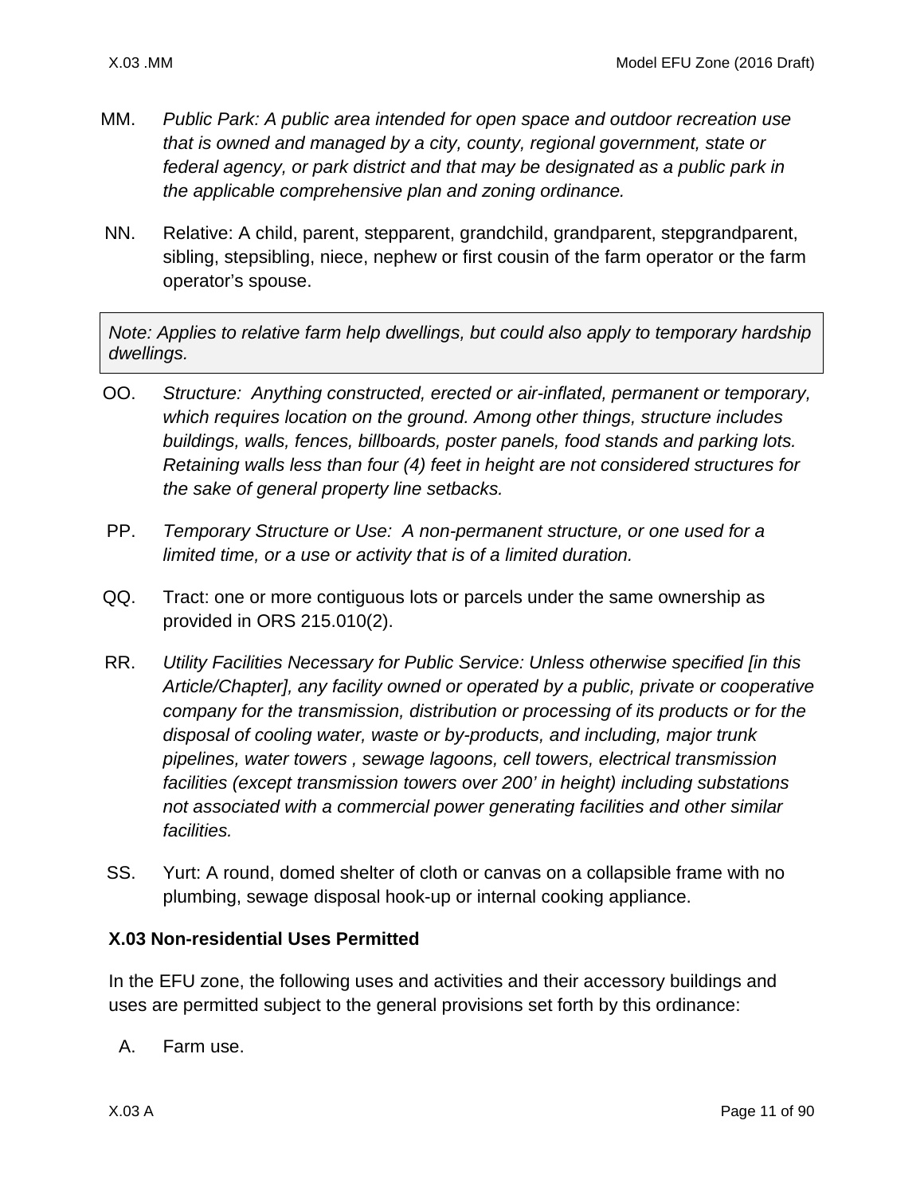MM. *Public Park: A public area intended for open space and outdoor recreation use that is owned and managed by a city, county, regional government, state or federal agency, or park district and that may be designated as a public park in the applicable comprehensive plan and zoning ordinance.*

NN. Relative: A child, parent, stepparent, grandchild, grandparent, stepgrandparent, sibling, stepsibling, niece, nephew or first cousin of the farm operator or the farm operator's spouse.

> *Note: Applies to relative farm help dwellings, but could also apply to temporary hardship dwellings.*

OO. *Structure: Anything constructed, erected or air-inflated, permanent or temporary, which requires location on the ground. Among other things, structure includes buildings, walls, fences, billboards, poster panels, food stands and parking lots. Retaining walls less than four (4) feet in height are not considered structures for the sake of general property line setbacks.*

PP. *Temporary Structure or Use: A non-permanent structure, or one used for a limited time, or a use or activity that is of a limited duration.*

QQ. Tract: one or more contiguous lots or parcels under the same ownership as provided in ORS 215.010(2).

RR. *Utility Facilities Necessary for Public Service: Unless otherwise specified [in this Article/Chapter], any facility owned or operated by a public, private or cooperative company for the transmission, distribution or processing of its products or for the disposal of cooling water, waste or by-products, and including, major trunk pipelines, water towers , sewage lagoons, cell towers, electrical transmission facilities (except transmission towers over 200' in height) including substations not associated with a commercial power generating facilities and other similar facilities.*

SS. Yurt: A round, domed shelter of cloth or canvas on a collapsible frame with no plumbing, sewage disposal hook-up or internal cooking appliance.

### X.03 Non-residential Uses Permitted

In the EFU zone, the following uses and activities and their accessory buildings and uses are permitted subject to the general provisions set forth by this ordinance:

A. Farm use.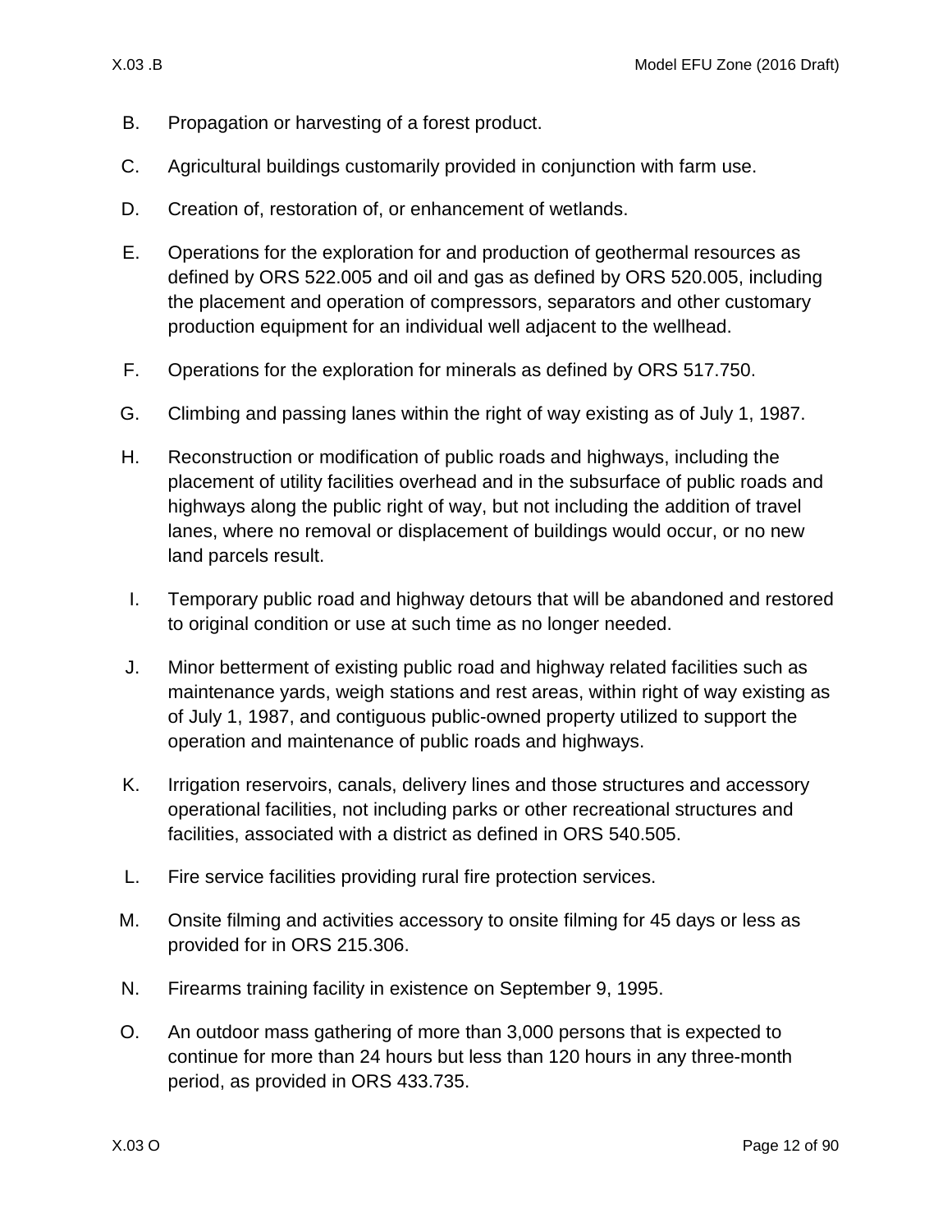B. Propagation or harvesting of a forest product.

C. Agricultural buildings customarily provided in conjunction with farm use.

D. Creation of, restoration of, or enhancement of wetlands.

E. Operations for the exploration for and production of geothermal resources as defined by ORS 522.005 and oil and gas as defined by ORS 520.005, including the placement and operation of compressors, separators and other customary production equipment for an individual well adjacent to the wellhead.

F. Operations for the exploration for minerals as defined by ORS 517.750.

G. Climbing and passing lanes within the right of way existing as of July 1, 1987.

H. Reconstruction or modification of public roads and highways, including the placement of utility facilities overhead and in the subsurface of public roads and highways along the public right of way, but not including the addition of travel lanes, where no removal or displacement of buildings would occur, or no new land parcels result.

I. Temporary public road and highway detours that will be abandoned and restored to original condition or use at such time as no longer needed.

J. Minor betterment of existing public road and highway related facilities such as maintenance yards, weigh stations and rest areas, within right of way existing as of July 1, 1987, and contiguous public-owned property utilized to support the operation and maintenance of public roads and highways.

K. Irrigation reservoirs, canals, delivery lines and those structures and accessory operational facilities, not including parks or other recreational structures and facilities, associated with a district as defined in ORS 540.505.

L. Fire service facilities providing rural fire protection services.

M. Onsite filming and activities accessory to onsite filming for 45 days or less as provided for in ORS 215.306.

N. Firearms training facility in existence on September 9, 1995.

O. An outdoor mass gathering of more than 3,000 persons that is expected to continue for more than 24 hours but less than 120 hours in any three-month period, as provided in ORS 433.735.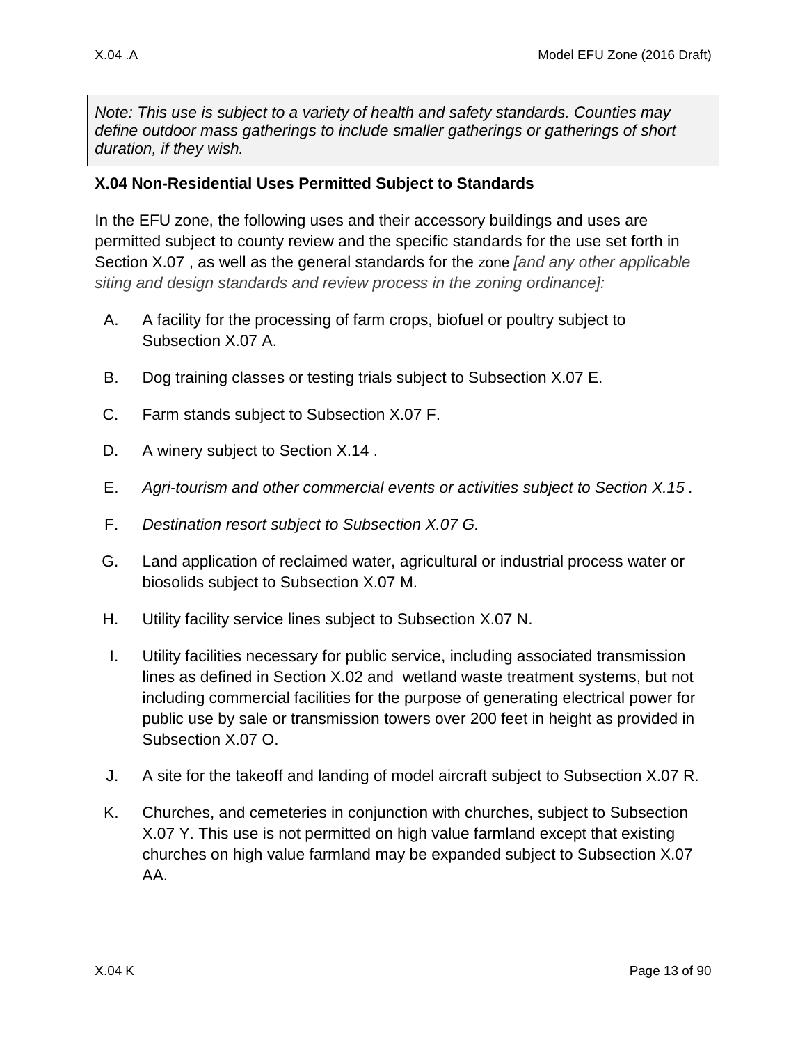*Note: This use is subject to a variety of health and safety standards. Counties may define outdoor mass gatherings to include smaller gatherings or gatherings of short duration, if they wish.*

### X.04 Non-Residential Uses Permitted Subject to Standards

In the EFU zone, the following uses and their accessory buildings and uses are permitted subject to county review and the specific standards for the use set forth in Section X.07 , as well as the general standards for the zone *[and any other applicable siting and design standards and review process in the zoning ordinance]:*

A. A facility for the processing of farm crops, biofuel or poultry subject to Subsection X.07 A.

B. Dog training classes or testing trials subject to Subsection X.07 E.

C. Farm stands subject to Subsection X.07 F.

D. A winery subject to Section X.14 .

E. *Agri-tourism and other commercial events or activities subject to Section X.15 .*

F. *Destination resort subject to Subsection X.07 G.*

G. Land application of reclaimed water, agricultural or industrial process water or biosolids subject to Subsection X.07 M.

H. Utility facility service lines subject to Subsection X.07 N.

I. Utility facilities necessary for public service, including associated transmission lines as defined in Section X.02 and wetland waste treatment systems, but not including commercial facilities for the purpose of generating electrical power for public use by sale or transmission towers over 200 feet in height as provided in Subsection X.07 O.

J. A site for the takeoff and landing of model aircraft subject to Subsection X.07 R.

K. Churches, and cemeteries in conjunction with churches, subject to Subsection X.07 Y. This use is not permitted on high value farmland except that existing churches on high value farmland may be expanded subject to Subsection X.07 AA.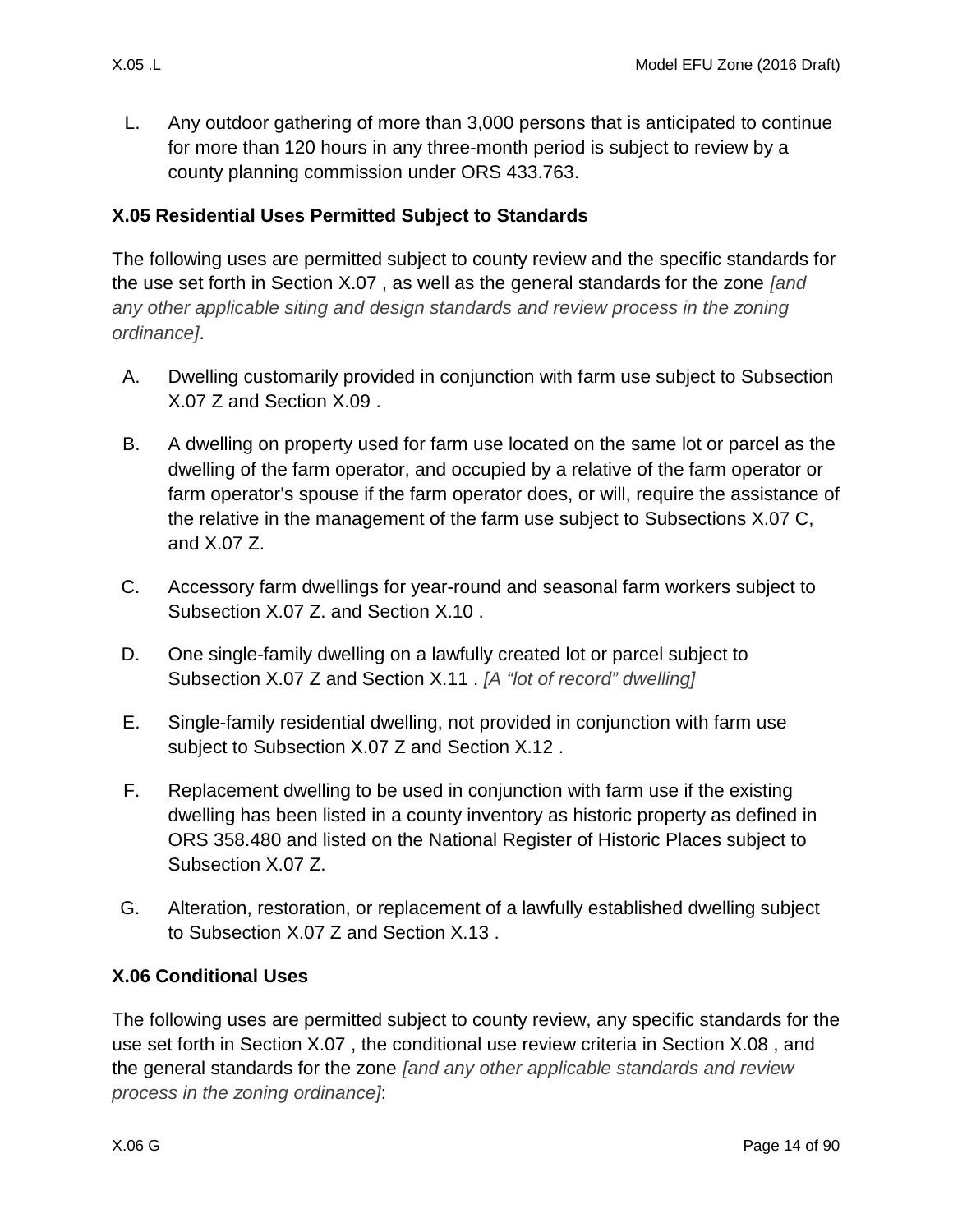L. Any outdoor gathering of more than 3,000 persons that is anticipated to continue for more than 120 hours in any three-month period is subject to review by a county planning commission under ORS 433.763.

### X.05 Residential Uses Permitted Subject to Standards

The following uses are permitted subject to county review and the specific standards for the use set forth in Section X.07 , as well as the general standards for the zone *[and any other applicable siting and design standards and review process in the zoning ordinance]*.

A. Dwelling customarily provided in conjunction with farm use subject to Subsection X.07 Z and Section X.09 .

B. A dwelling on property used for farm use located on the same lot or parcel as the dwelling of the farm operator, and occupied by a relative of the farm operator or farm operator's spouse if the farm operator does, or will, require the assistance of the relative in the management of the farm use subject to Subsections X.07 C, and X.07 Z.

C. Accessory farm dwellings for year-round and seasonal farm workers subject to Subsection X.07 Z. and Section X.10 .

D. One single-family dwelling on a lawfully created lot or parcel subject to Subsection X.07 Z and Section X.11 . *[A "lot of record" dwelling]*

E. Single-family residential dwelling, not provided in conjunction with farm use subject to Subsection X.07 Z and Section X.12 .

F. Replacement dwelling to be used in conjunction with farm use if the existing dwelling has been listed in a county inventory as historic property as defined in ORS 358.480 and listed on the National Register of Historic Places subject to Subsection X.07 Z.

G. Alteration, restoration, or replacement of a lawfully established dwelling subject to Subsection X.07 Z and Section X.13 .

### X.06 Conditional Uses

The following uses are permitted subject to county review, any specific standards for the use set forth in Section X.07 , the conditional use review criteria in Section X.08 , and the general standards for the zone *[and any other applicable standards and review process in the zoning ordinance]*: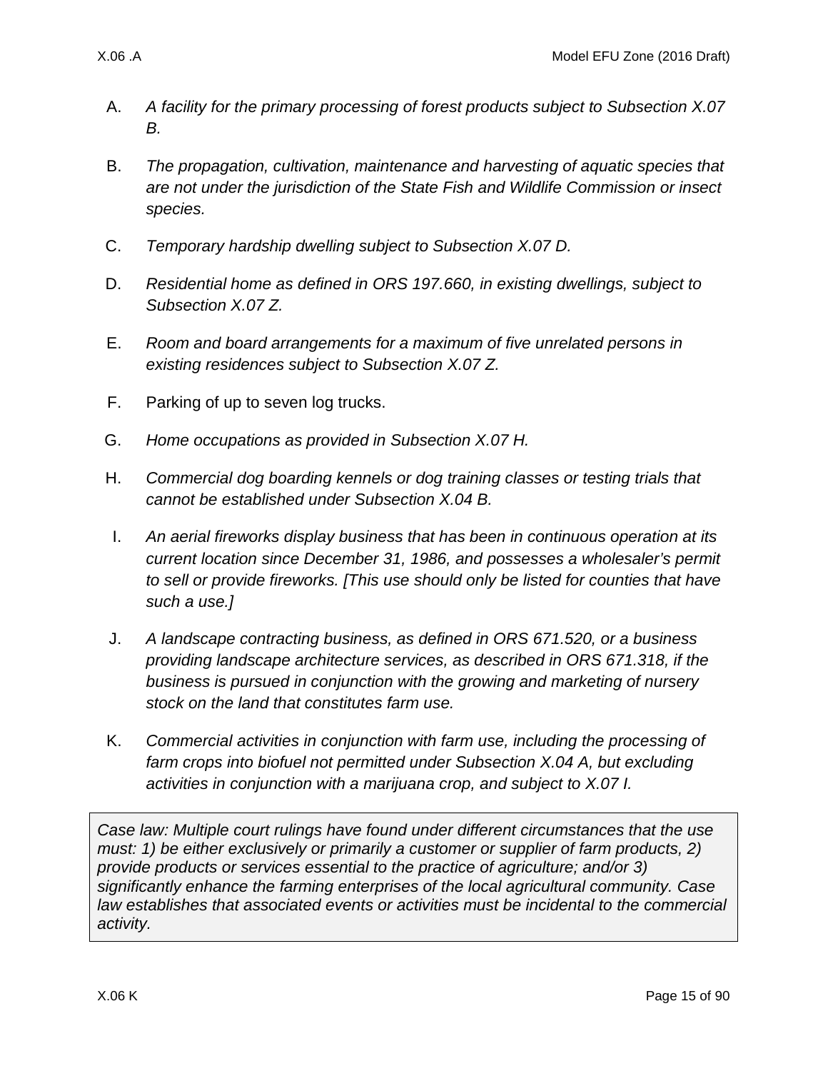A. *A facility for the primary processing of forest products subject to Subsection X.07 B.*

B. *The propagation, cultivation, maintenance and harvesting of aquatic species that are not under the jurisdiction of the State Fish and Wildlife Commission or insect species.*

C. *Temporary hardship dwelling subject to Subsection X.07 D.*

D. *Residential home as defined in ORS 197.660, in existing dwellings, subject to Subsection X.07 Z.*

E. *Room and board arrangements for a maximum of five unrelated persons in existing residences subject to Subsection X.07 Z.*

F. Parking of up to seven log trucks.

G. *Home occupations as provided in Subsection X.07 H.*

H. *Commercial dog boarding kennels or dog training classes or testing trials that cannot be established under Subsection X.04 B.*

I. *An aerial fireworks display business that has been in continuous operation at its current location since December 31, 1986, and possesses a wholesaler's permit to sell or provide fireworks. [This use should only be listed for counties that have such a use.]*

J. *A landscape contracting business, as defined in ORS 671.520, or a business providing landscape architecture services, as described in ORS 671.318, if the business is pursued in conjunction with the growing and marketing of nursery stock on the land that constitutes farm use.*

K. *Commercial activities in conjunction with farm use, including the processing of farm crops into biofuel not permitted under Subsection X.04 A, but excluding activities in conjunction with a marijuana crop, and subject to X.07 I.*

> *Case law: Multiple court rulings have found under different circumstances that the use must: 1) be either exclusively or primarily a customer or supplier of farm products, 2) provide products or services essential to the practice of agriculture; and/or 3) significantly enhance the farming enterprises of the local agricultural community. Case law establishes that associated events or activities must be incidental to the commercial activity.*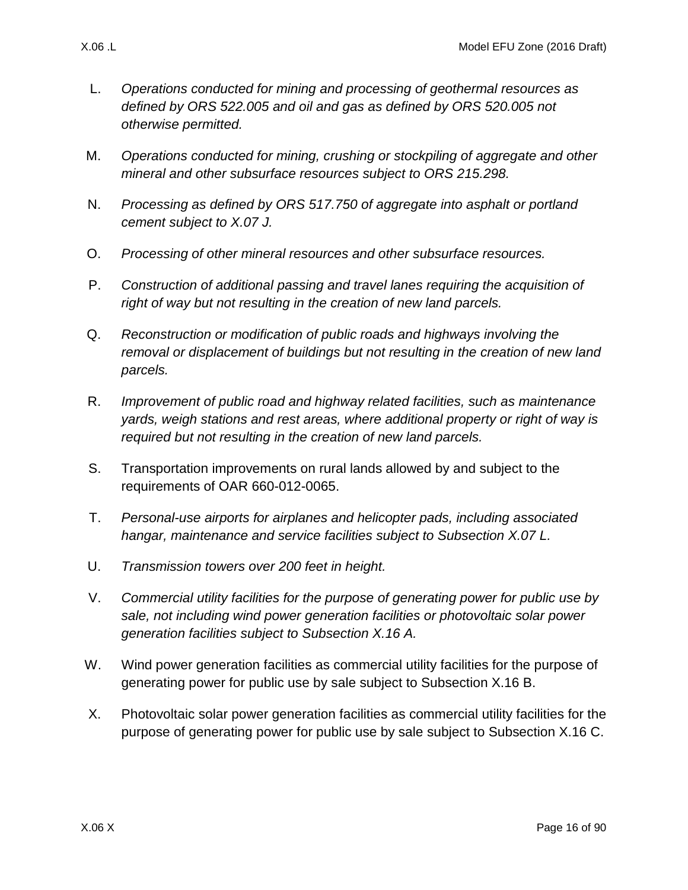L. *Operations conducted for mining and processing of geothermal resources as defined by ORS 522.005 and oil and gas as defined by ORS 520.005 not otherwise permitted.*

M. *Operations conducted for mining, crushing or stockpiling of aggregate and other mineral and other subsurface resources subject to ORS 215.298.*

N. *Processing as defined by ORS 517.750 of aggregate into asphalt or portland cement subject to X.07 J.*

O. *Processing of other mineral resources and other subsurface resources.*

P. *Construction of additional passing and travel lanes requiring the acquisition of right of way but not resulting in the creation of new land parcels.*

Q. *Reconstruction or modification of public roads and highways involving the removal or displacement of buildings but not resulting in the creation of new land parcels.*

R. *Improvement of public road and highway related facilities, such as maintenance yards, weigh stations and rest areas, where additional property or right of way is required but not resulting in the creation of new land parcels.*

S. Transportation improvements on rural lands allowed by and subject to the requirements of OAR 660-012-0065.

T. *Personal-use airports for airplanes and helicopter pads, including associated hangar, maintenance and service facilities subject to Subsection X.07 L.*

U. *Transmission towers over 200 feet in height.*

V. *Commercial utility facilities for the purpose of generating power for public use by sale, not including wind power generation facilities or photovoltaic solar power generation facilities subject to Subsection X.16 A.*

W. Wind power generation facilities as commercial utility facilities for the purpose of generating power for public use by sale subject to Subsection X.16 B.

X. Photovoltaic solar power generation facilities as commercial utility facilities for the purpose of generating power for public use by sale subject to Subsection X.16 C.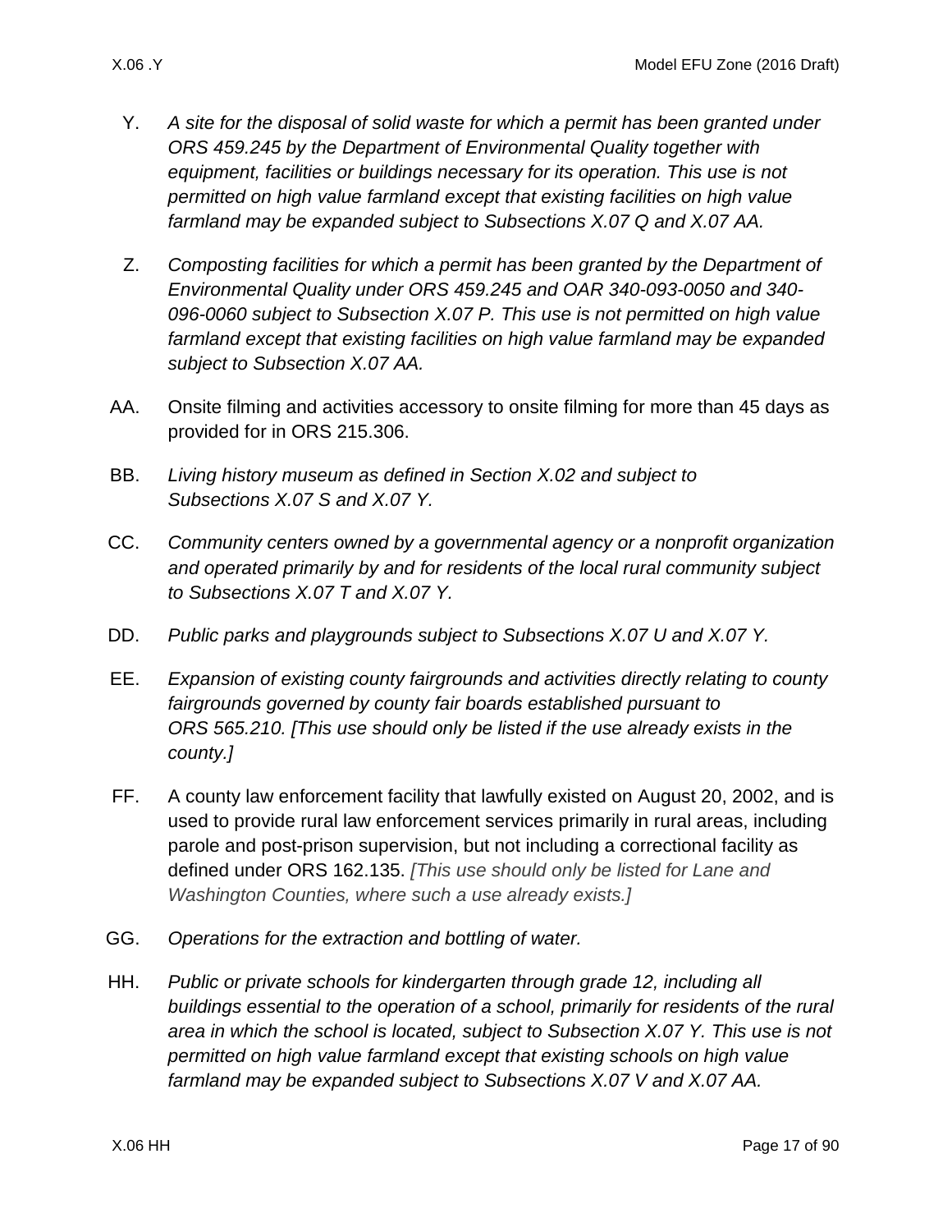Y. *A site for the disposal of solid waste for which a permit has been granted under ORS 459.245 by the Department of Environmental Quality together with equipment, facilities or buildings necessary for its operation. This use is not permitted on high value farmland except that existing facilities on high value farmland may be expanded subject to Subsections X.07 Q and X.07 AA.*

Z. *Composting facilities for which a permit has been granted by the Department of Environmental Quality under ORS 459.245 and OAR 340-093-0050 and 340-096-0060 subject to Subsection X.07 P. This use is not permitted on high value farmland except that existing facilities on high value farmland may be expanded subject to Subsection X.07 AA.*

AA. Onsite filming and activities accessory to onsite filming for more than 45 days as provided for in ORS 215.306.

BB. *Living history museum as defined in Section X.02 and subject to Subsections X.07 S and X.07 Y.*

CC. *Community centers owned by a governmental agency or a nonprofit organization and operated primarily by and for residents of the local rural community subject to Subsections X.07 T and X.07 Y.*

DD. *Public parks and playgrounds subject to Subsections X.07 U and X.07 Y.*

EE. *Expansion of existing county fairgrounds and activities directly relating to county fairgrounds governed by county fair boards established pursuant to ORS 565.210. [This use should only be listed if the use already exists in the county.]*

FF. A county law enforcement facility that lawfully existed on August 20, 2002, and is used to provide rural law enforcement services primarily in rural areas, including parole and post-prison supervision, but not including a correctional facility as defined under ORS 162.135. *[This use should only be listed for Lane and Washington Counties, where such a use already exists.]*

GG. *Operations for the extraction and bottling of water.*

HH. *Public or private schools for kindergarten through grade 12, including all buildings essential to the operation of a school, primarily for residents of the rural area in which the school is located, subject to Subsection X.07 Y. This use is not permitted on high value farmland except that existing schools on high value farmland may be expanded subject to Subsections X.07 V and X.07 AA.*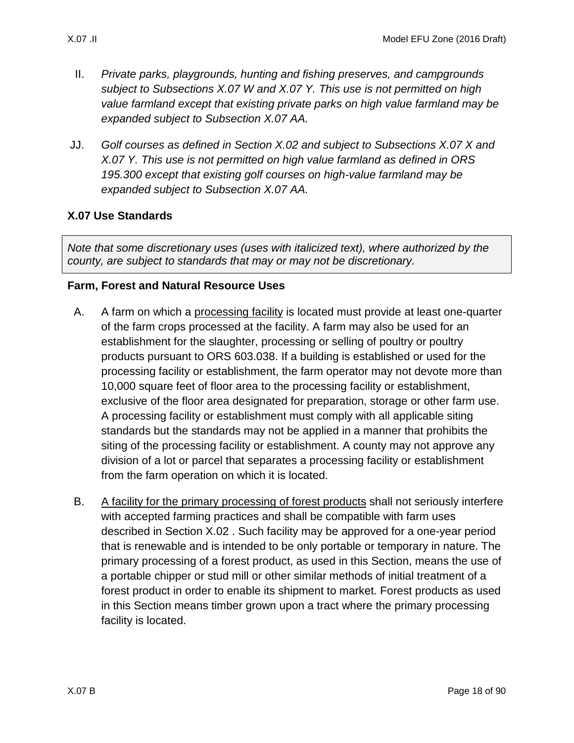II. *Private parks, playgrounds, hunting and fishing preserves, and campgrounds subject to Subsections X.07 W and X.07 Y. This use is not permitted on high value farmland except that existing private parks on high value farmland may be expanded subject to Subsection X.07 AA.*

JJ. *Golf courses as defined in Section X.02 and subject to Subsections X.07 X and X.07 Y. This use is not permitted on high value farmland as defined in ORS 195.300 except that existing golf courses on high-value farmland may be expanded subject to Subsection X.07 AA.*

### X.07 Use Standards

> *Note that some discretionary uses (uses with italicized text), where authorized by the county, are subject to standards that may or may not be discretionary.*

#### Farm, Forest and Natural Resource Uses

A. A farm on which a processing facility is located must provide at least one-quarter of the farm crops processed at the facility. A farm may also be used for an establishment for the slaughter, processing or selling of poultry or poultry products pursuant to ORS 603.038. If a building is established or used for the processing facility or establishment, the farm operator may not devote more than 10,000 square feet of floor area to the processing facility or establishment, exclusive of the floor area designated for preparation, storage or other farm use. A processing facility or establishment must comply with all applicable siting standards but the standards may not be applied in a manner that prohibits the siting of the processing facility or establishment. A county may not approve any division of a lot or parcel that separates a processing facility or establishment from the farm operation on which it is located.

B. A facility for the primary processing of forest products shall not seriously interfere with accepted farming practices and shall be compatible with farm uses described in Section X.02 . Such facility may be approved for a one-year period that is renewable and is intended to be only portable or temporary in nature. The primary processing of a forest product, as used in this Section, means the use of a portable chipper or stud mill or other similar methods of initial treatment of a forest product in order to enable its shipment to market. Forest products as used in this Section means timber grown upon a tract where the primary processing facility is located.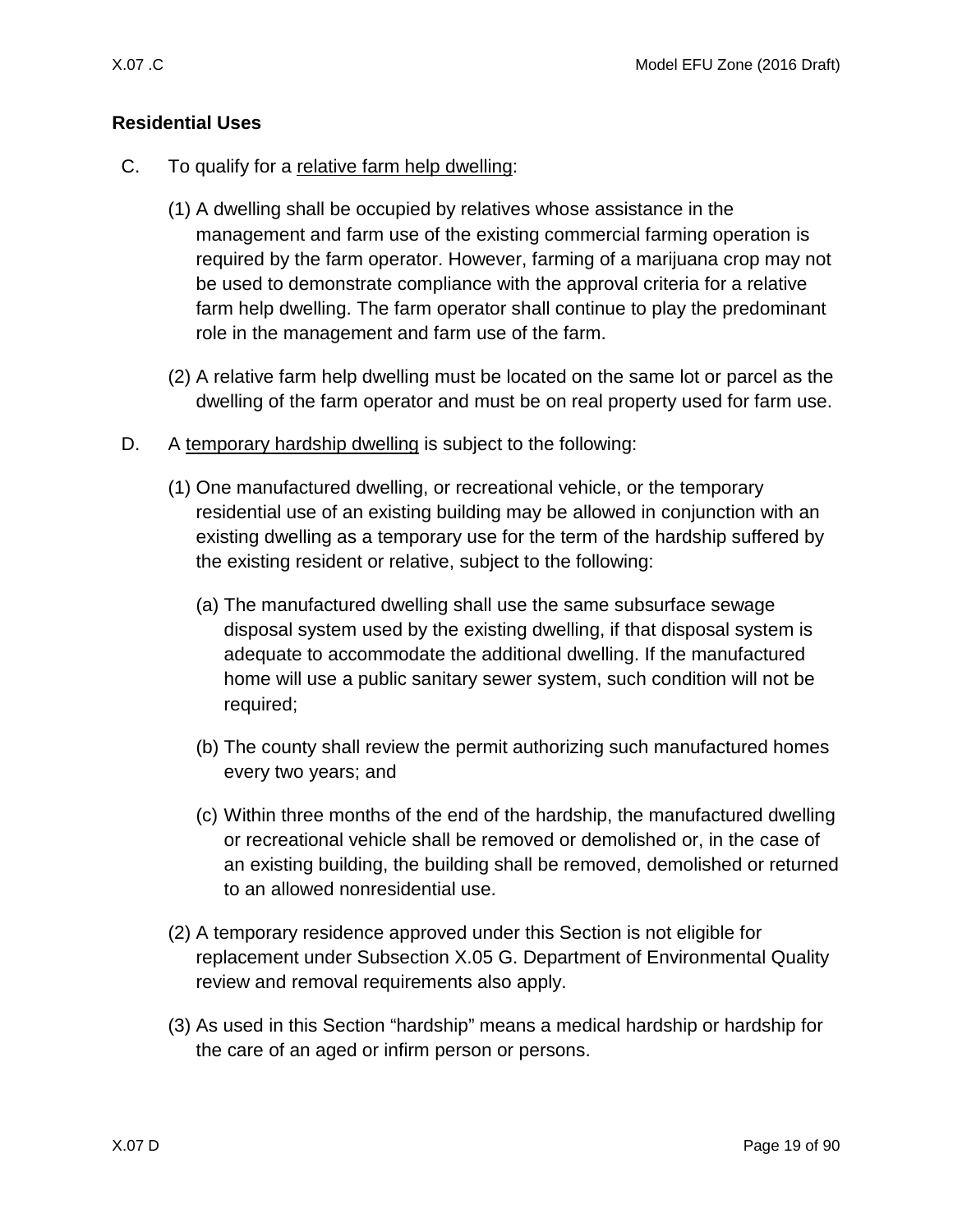**Residential Uses**

C. To qualify for a <u>relative farm help dwelling</u>:

(1) A dwelling shall be occupied by relatives whose assistance in the management and farm use of the existing commercial farming operation is required by the farm operator. However, farming of a marijuana crop may not be used to demonstrate compliance with the approval criteria for a relative farm help dwelling. The farm operator shall continue to play the predominant role in the management and farm use of the farm.

(2) A relative farm help dwelling must be located on the same lot or parcel as the dwelling of the farm operator and must be on real property used for farm use.

D. A <u>temporary hardship dwelling</u> is subject to the following:

(1) One manufactured dwelling, or recreational vehicle, or the temporary residential use of an existing building may be allowed in conjunction with an existing dwelling as a temporary use for the term of the hardship suffered by the existing resident or relative, subject to the following:

(a) The manufactured dwelling shall use the same subsurface sewage disposal system used by the existing dwelling, if that disposal system is adequate to accommodate the additional dwelling. If the manufactured home will use a public sanitary sewer system, such condition will not be required;

(b) The county shall review the permit authorizing such manufactured homes every two years; and

(c) Within three months of the end of the hardship, the manufactured dwelling or recreational vehicle shall be removed or demolished or, in the case of an existing building, the building shall be removed, demolished or returned to an allowed nonresidential use.

(2) A temporary residence approved under this Section is not eligible for replacement under Subsection X.05 G. Department of Environmental Quality review and removal requirements also apply.

(3) As used in this Section "hardship" means a medical hardship or hardship for the care of an aged or infirm person or persons.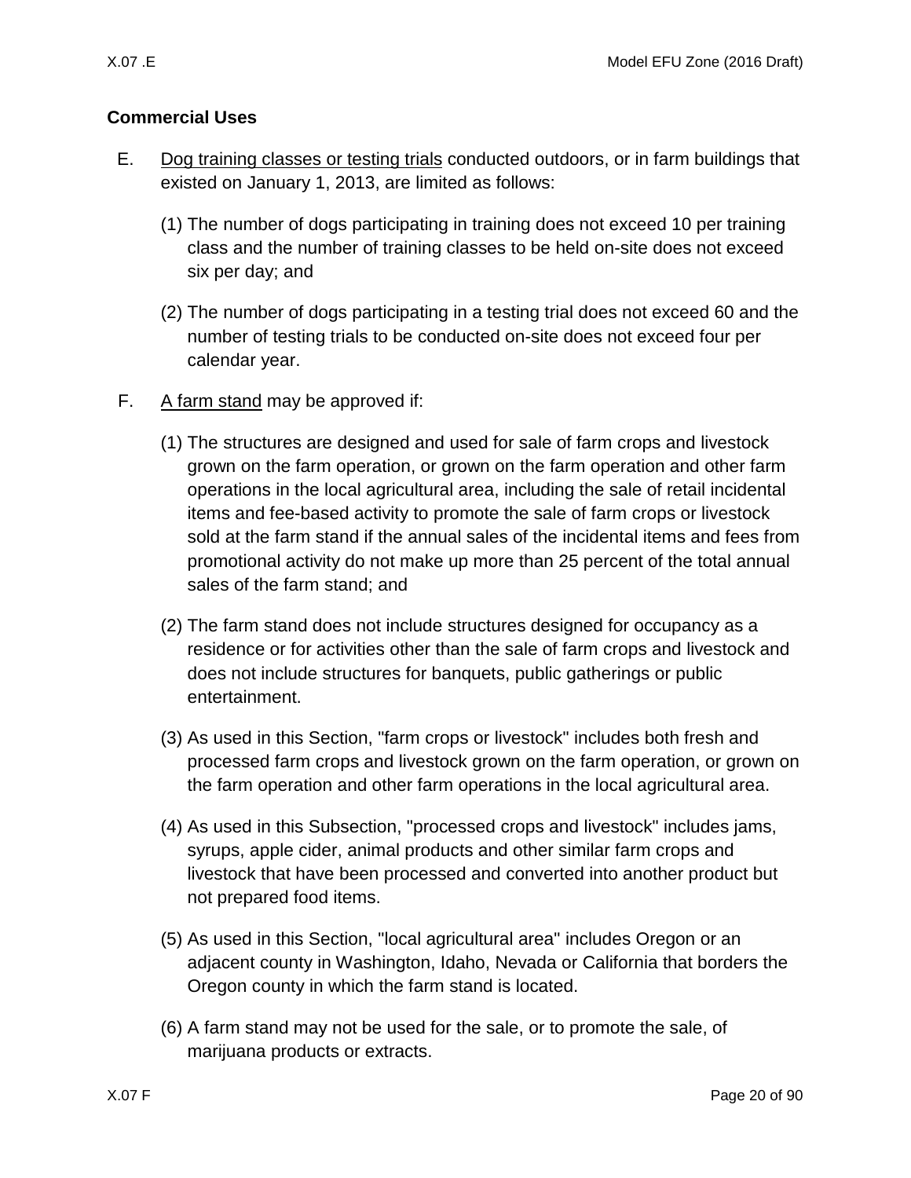## Commercial Uses

E. <u>Dog training classes or testing trials</u> conducted outdoors, or in farm buildings that existed on January 1, 2013, are limited as follows:

   (1) The number of dogs participating in training does not exceed 10 per training class and the number of training classes to be held on-site does not exceed six per day; and

   (2) The number of dogs participating in a testing trial does not exceed 60 and the number of testing trials to be conducted on-site does not exceed four per calendar year.

F. <u>A farm stand</u> may be approved if:

   (1) The structures are designed and used for sale of farm crops and livestock grown on the farm operation, or grown on the farm operation and other farm operations in the local agricultural area, including the sale of retail incidental items and fee-based activity to promote the sale of farm crops or livestock sold at the farm stand if the annual sales of the incidental items and fees from promotional activity do not make up more than 25 percent of the total annual sales of the farm stand; and

   (2) The farm stand does not include structures designed for occupancy as a residence or for activities other than the sale of farm crops and livestock and does not include structures for banquets, public gatherings or public entertainment.

   (3) As used in this Section, "farm crops or livestock" includes both fresh and processed farm crops and livestock grown on the farm operation, or grown on the farm operation and other farm operations in the local agricultural area.

   (4) As used in this Subsection, "processed crops and livestock" includes jams, syrups, apple cider, animal products and other similar farm crops and livestock that have been processed and converted into another product but not prepared food items.

   (5) As used in this Section, "local agricultural area" includes Oregon or an adjacent county in Washington, Idaho, Nevada or California that borders the Oregon county in which the farm stand is located.

   (6) A farm stand may not be used for the sale, or to promote the sale, of marijuana products or extracts.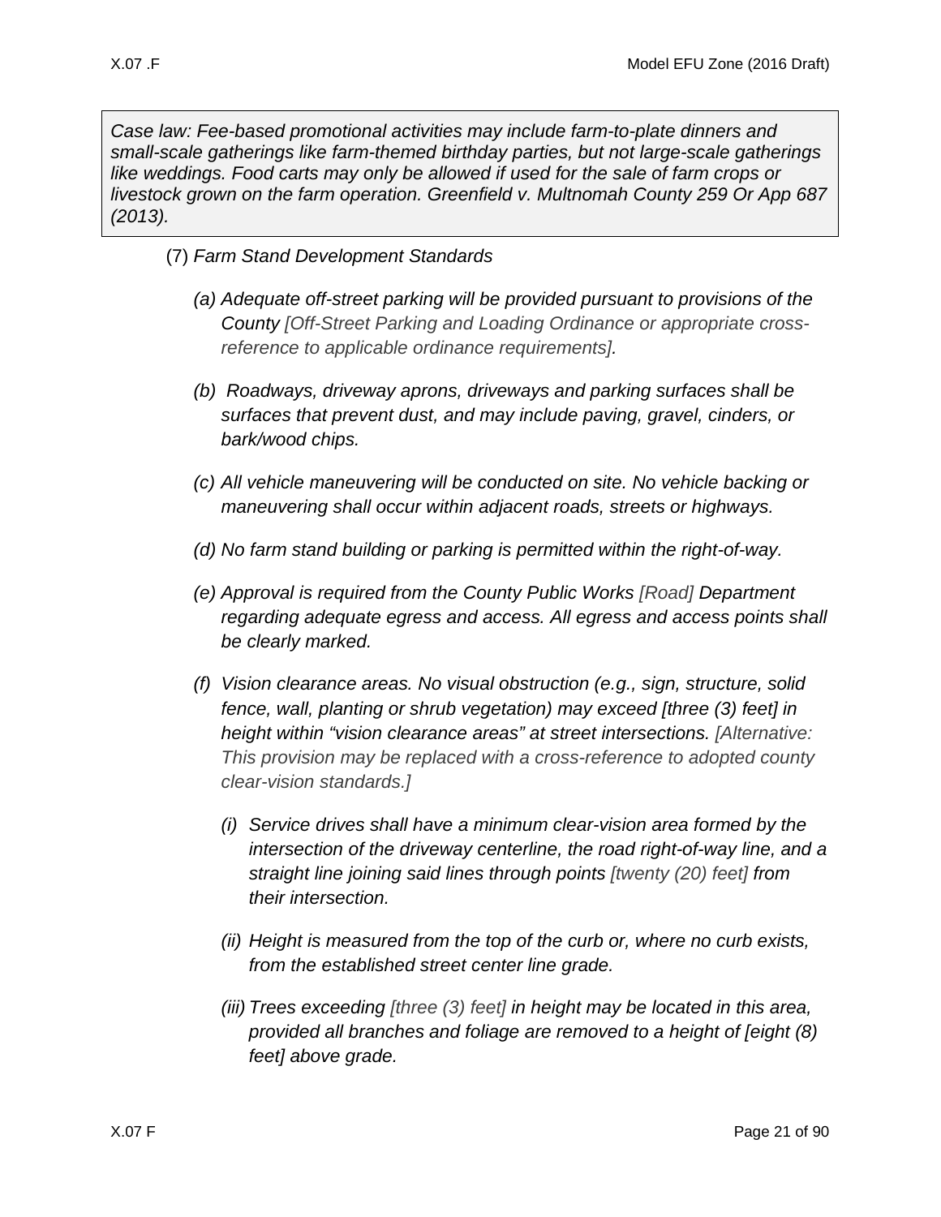> *Case law: Fee-based promotional activities may include farm-to-plate dinners and small-scale gatherings like farm-themed birthday parties, but not large-scale gatherings like weddings. Food carts may only be allowed if used for the sale of farm crops or livestock grown on the farm operation. Greenfield v. Multnomah County 259 Or App 687 (2013).*

(7) *Farm Stand Development Standards*

*(a) Adequate off-street parking will be provided pursuant to provisions of the County [Off-Street Parking and Loading Ordinance or appropriate cross-reference to applicable ordinance requirements].*

*(b) Roadways, driveway aprons, driveways and parking surfaces shall be surfaces that prevent dust, and may include paving, gravel, cinders, or bark/wood chips.*

*(c) All vehicle maneuvering will be conducted on site. No vehicle backing or maneuvering shall occur within adjacent roads, streets or highways.*

*(d) No farm stand building or parking is permitted within the right-of-way.*

*(e) Approval is required from the County Public Works [Road] Department regarding adequate egress and access. All egress and access points shall be clearly marked.*

*(f) Vision clearance areas. No visual obstruction (e.g., sign, structure, solid fence, wall, planting or shrub vegetation) may exceed [three (3) feet] in height within "vision clearance areas" at street intersections. [Alternative: This provision may be replaced with a cross-reference to adopted county clear-vision standards.]*

*(i) Service drives shall have a minimum clear-vision area formed by the intersection of the driveway centerline, the road right-of-way line, and a straight line joining said lines through points [twenty (20) feet] from their intersection.*

*(ii) Height is measured from the top of the curb or, where no curb exists, from the established street center line grade.*

*(iii) Trees exceeding [three (3) feet] in height may be located in this area, provided all branches and foliage are removed to a height of [eight (8) feet] above grade.*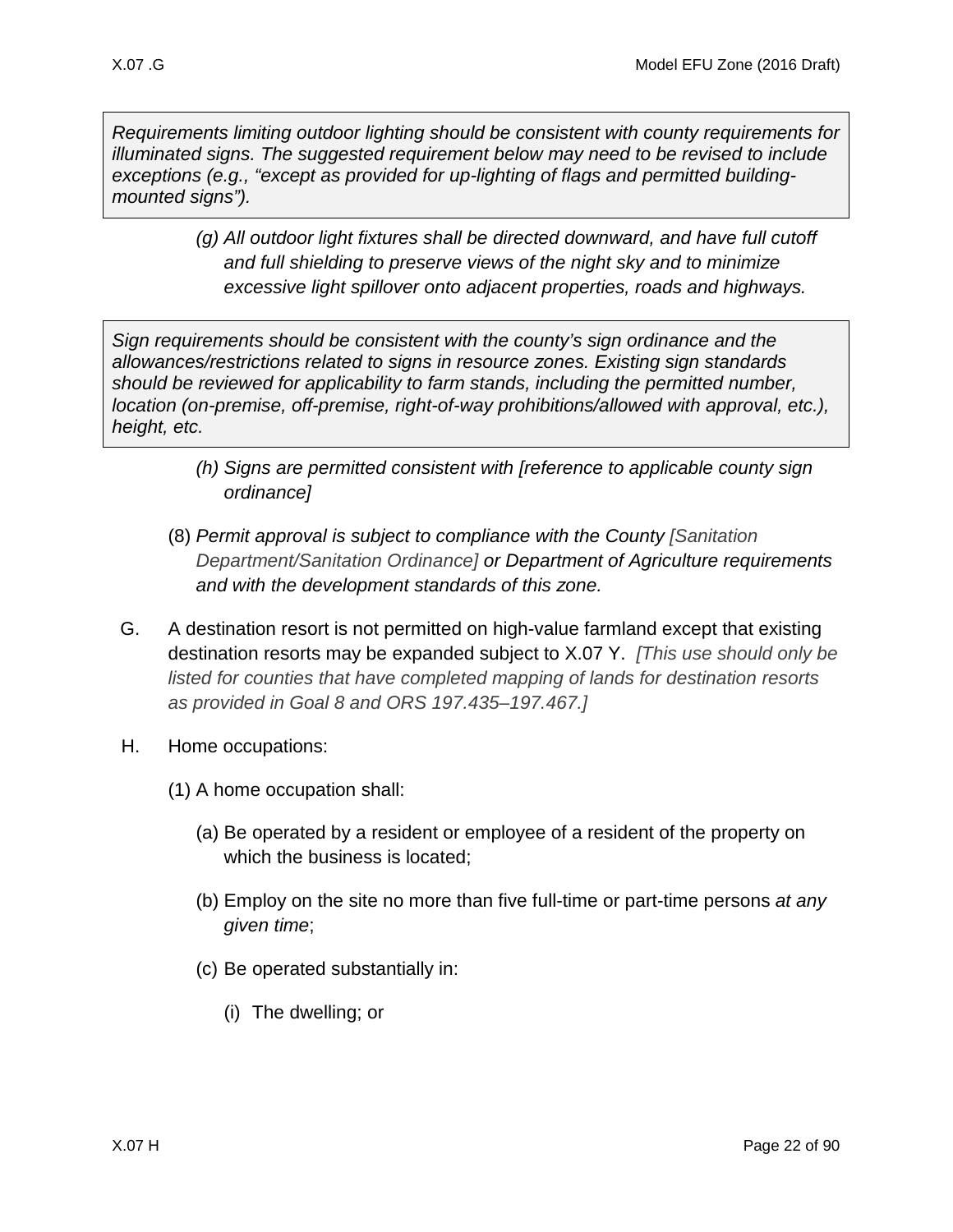*Requirements limiting outdoor lighting should be consistent with county requirements for illuminated signs. The suggested requirement below may need to be revised to include exceptions (e.g., "except as provided for up-lighting of flags and permitted building-mounted signs").*

*(g) All outdoor light fixtures shall be directed downward, and have full cutoff and full shielding to preserve views of the night sky and to minimize excessive light spillover onto adjacent properties, roads and highways.*

*Sign requirements should be consistent with the county's sign ordinance and the allowances/restrictions related to signs in resource zones. Existing sign standards should be reviewed for applicability to farm stands, including the permitted number, location (on-premise, off-premise, right-of-way prohibitions/allowed with approval, etc.), height, etc.*

*(h) Signs are permitted consistent with [reference to applicable county sign ordinance]*

(8) *Permit approval is subject to compliance with the County [Sanitation Department/Sanitation Ordinance] or Department of Agriculture requirements and with the development standards of this zone.*

G. A destination resort is not permitted on high-value farmland except that existing destination resorts may be expanded subject to X.07 Y. *[This use should only be listed for counties that have completed mapping of lands for destination resorts as provided in Goal 8 and ORS 197.435–197.467.]*

H. Home occupations:

(1) A home occupation shall:

(a) Be operated by a resident or employee of a resident of the property on which the business is located;

(b) Employ on the site no more than five full-time or part-time persons *at any given time*;

(c) Be operated substantially in:

(i) The dwelling; or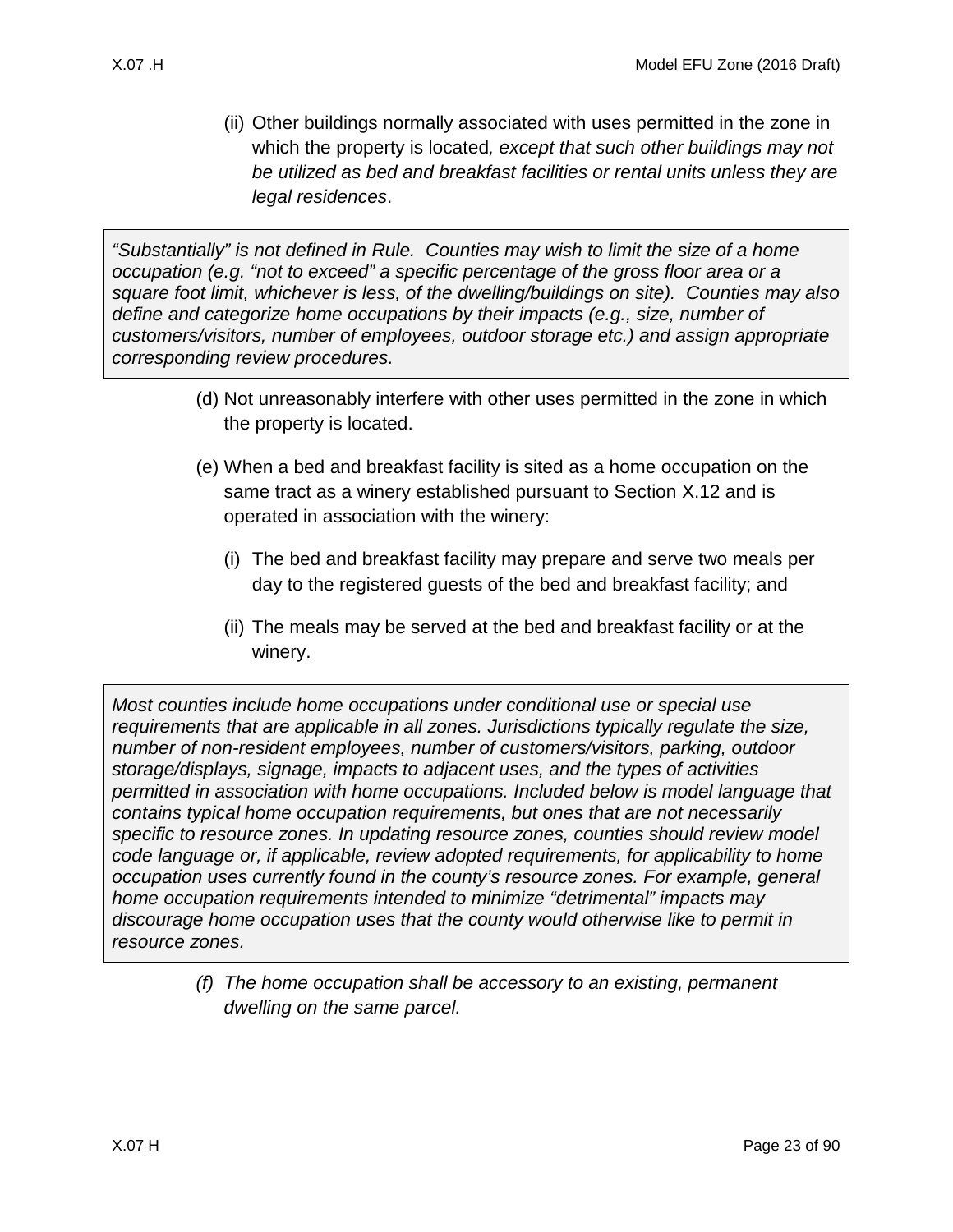(ii) Other buildings normally associated with uses permitted in the zone in which the property is located*, except that such other buildings may not be utilized as bed and breakfast facilities or rental units unless they are legal residences*.

> *"Substantially" is not defined in Rule. Counties may wish to limit the size of a home occupation (e.g. "not to exceed" a specific percentage of the gross floor area or a square foot limit, whichever is less, of the dwelling/buildings on site). Counties may also define and categorize home occupations by their impacts (e.g., size, number of customers/visitors, number of employees, outdoor storage etc.) and assign appropriate corresponding review procedures.*

(d) Not unreasonably interfere with other uses permitted in the zone in which the property is located.

(e) When a bed and breakfast facility is sited as a home occupation on the same tract as a winery established pursuant to Section X.12 and is operated in association with the winery:

(i) The bed and breakfast facility may prepare and serve two meals per day to the registered guests of the bed and breakfast facility; and

(ii) The meals may be served at the bed and breakfast facility or at the winery.

> *Most counties include home occupations under conditional use or special use requirements that are applicable in all zones. Jurisdictions typically regulate the size, number of non-resident employees, number of customers/visitors, parking, outdoor storage/displays, signage, impacts to adjacent uses, and the types of activities permitted in association with home occupations. Included below is model language that contains typical home occupation requirements, but ones that are not necessarily specific to resource zones. In updating resource zones, counties should review model code language or, if applicable, review adopted requirements, for applicability to home occupation uses currently found in the county's resource zones. For example, general home occupation requirements intended to minimize "detrimental" impacts may discourage home occupation uses that the county would otherwise like to permit in resource zones.*

*(f) The home occupation shall be accessory to an existing, permanent dwelling on the same parcel.*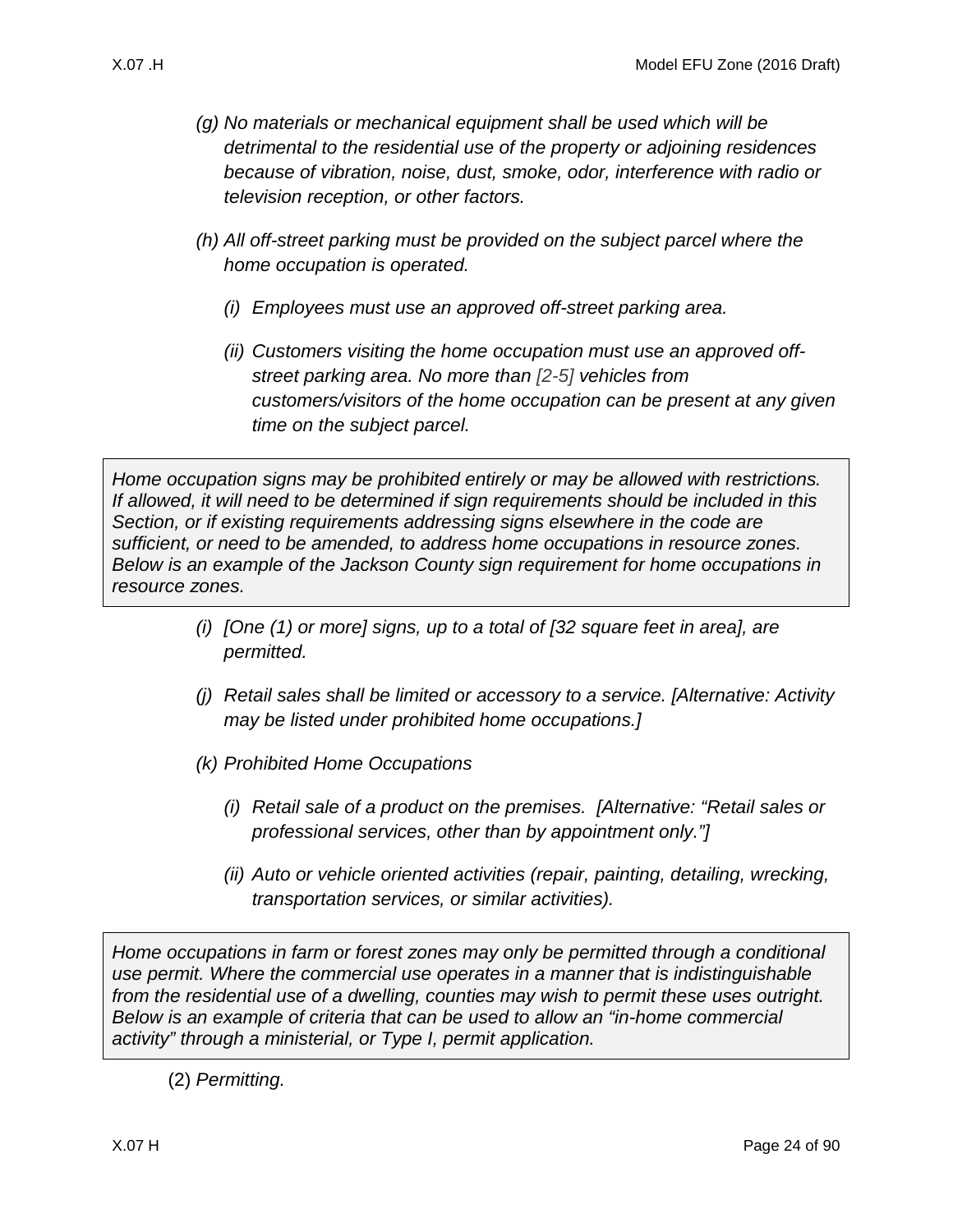*(g) No materials or mechanical equipment shall be used which will be detrimental to the residential use of the property or adjoining residences because of vibration, noise, dust, smoke, odor, interference with radio or television reception, or other factors.*

*(h) All off-street parking must be provided on the subject parcel where the home occupation is operated.*

*(i) Employees must use an approved off-street parking area.*

*(ii) Customers visiting the home occupation must use an approved off-street parking area. No more than [2-5] vehicles from customers/visitors of the home occupation can be present at any given time on the subject parcel.*

> *Home occupation signs may be prohibited entirely or may be allowed with restrictions. If allowed, it will need to be determined if sign requirements should be included in this Section, or if existing requirements addressing signs elsewhere in the code are sufficient, or need to be amended, to address home occupations in resource zones. Below is an example of the Jackson County sign requirement for home occupations in resource zones.*

*(i) [One (1) or more] signs, up to a total of [32 square feet in area], are permitted.*

*(j) Retail sales shall be limited or accessory to a service. [Alternative: Activity may be listed under prohibited home occupations.]*

*(k) Prohibited Home Occupations*

*(i) Retail sale of a product on the premises. [Alternative: "Retail sales or professional services, other than by appointment only."]*

*(ii) Auto or vehicle oriented activities (repair, painting, detailing, wrecking, transportation services, or similar activities).*

> *Home occupations in farm or forest zones may only be permitted through a conditional use permit. Where the commercial use operates in a manner that is indistinguishable from the residential use of a dwelling, counties may wish to permit these uses outright. Below is an example of criteria that can be used to allow an "in-home commercial activity" through a ministerial, or Type I, permit application.*

(2) *Permitting.*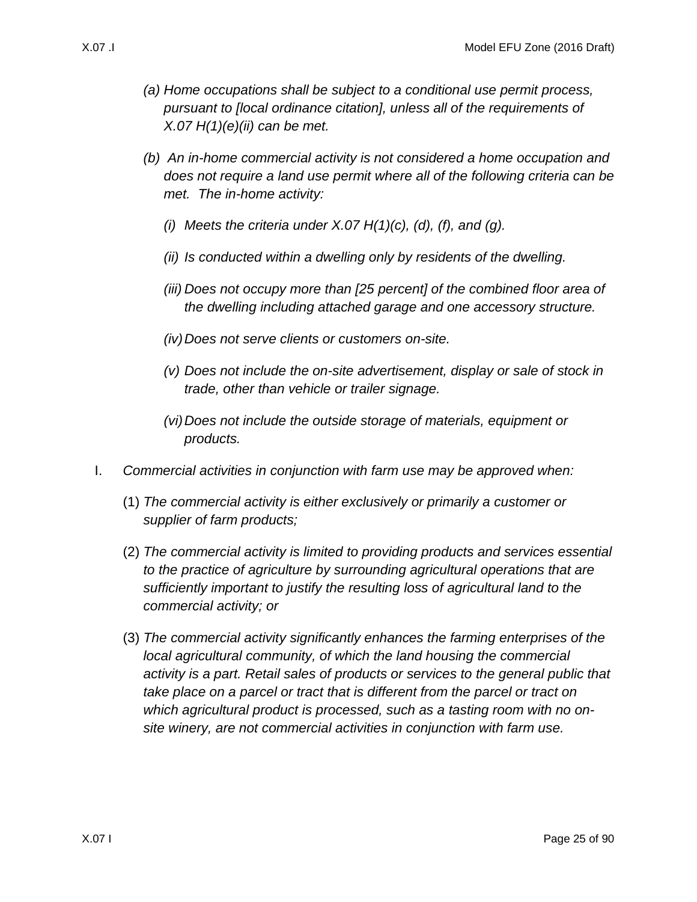*(a) Home occupations shall be subject to a conditional use permit process, pursuant to [local ordinance citation], unless all of the requirements of X.07 H(1)(e)(ii) can be met.*

*(b) An in-home commercial activity is not considered a home occupation and does not require a land use permit where all of the following criteria can be met. The in-home activity:*

*(i) Meets the criteria under X.07 H(1)(c), (d), (f), and (g).*

*(ii) Is conducted within a dwelling only by residents of the dwelling.*

*(iii) Does not occupy more than [25 percent] of the combined floor area of the dwelling including attached garage and one accessory structure.*

*(iv) Does not serve clients or customers on-site.*

*(v) Does not include the on-site advertisement, display or sale of stock in trade, other than vehicle or trailer signage.*

*(vi) Does not include the outside storage of materials, equipment or products.*

I. *Commercial activities in conjunction with farm use may be approved when:*

(1) *The commercial activity is either exclusively or primarily a customer or supplier of farm products;*

(2) *The commercial activity is limited to providing products and services essential to the practice of agriculture by surrounding agricultural operations that are sufficiently important to justify the resulting loss of agricultural land to the commercial activity; or*

(3) *The commercial activity significantly enhances the farming enterprises of the local agricultural community, of which the land housing the commercial activity is a part. Retail sales of products or services to the general public that take place on a parcel or tract that is different from the parcel or tract on which agricultural product is processed, such as a tasting room with no on-site winery, are not commercial activities in conjunction with farm use.*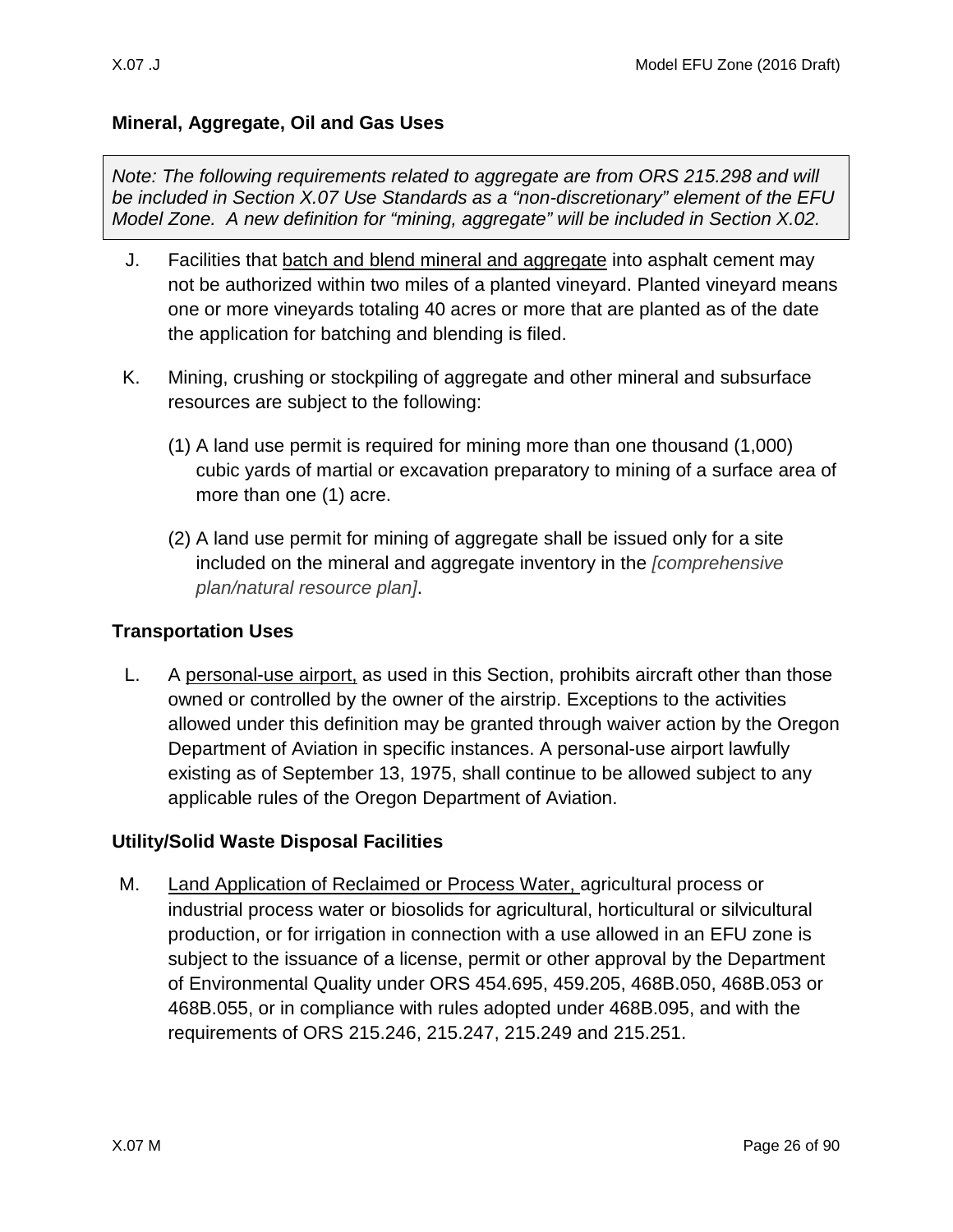### Mineral, Aggregate, Oil and Gas Uses

*Note: The following requirements related to aggregate are from ORS 215.298 and will be included in Section X.07 Use Standards as a "non-discretionary" element of the EFU Model Zone. A new definition for "mining, aggregate" will be included in Section X.02.*

J. Facilities that <u>batch and blend mineral and aggregate</u> into asphalt cement may not be authorized within two miles of a planted vineyard. Planted vineyard means one or more vineyards totaling 40 acres or more that are planted as of the date the application for batching and blending is filed.

K. Mining, crushing or stockpiling of aggregate and other mineral and subsurface resources are subject to the following:

(1) A land use permit is required for mining more than one thousand (1,000) cubic yards of martial or excavation preparatory to mining of a surface area of more than one (1) acre.

(2) A land use permit for mining of aggregate shall be issued only for a site included on the mineral and aggregate inventory in the *[comprehensive plan/natural resource plan]*.

### Transportation Uses

L. A <u>personal-use airport,</u> as used in this Section, prohibits aircraft other than those owned or controlled by the owner of the airstrip. Exceptions to the activities allowed under this definition may be granted through waiver action by the Oregon Department of Aviation in specific instances. A personal-use airport lawfully existing as of September 13, 1975, shall continue to be allowed subject to any applicable rules of the Oregon Department of Aviation.

### Utility/Solid Waste Disposal Facilities

M. <u>Land Application of Reclaimed or Process Water,</u> agricultural process or industrial process water or biosolids for agricultural, horticultural or silvicultural production, or for irrigation in connection with a use allowed in an EFU zone is subject to the issuance of a license, permit or other approval by the Department of Environmental Quality under ORS 454.695, 459.205, 468B.050, 468B.053 or 468B.055, or in compliance with rules adopted under 468B.095, and with the requirements of ORS 215.246, 215.247, 215.249 and 215.251.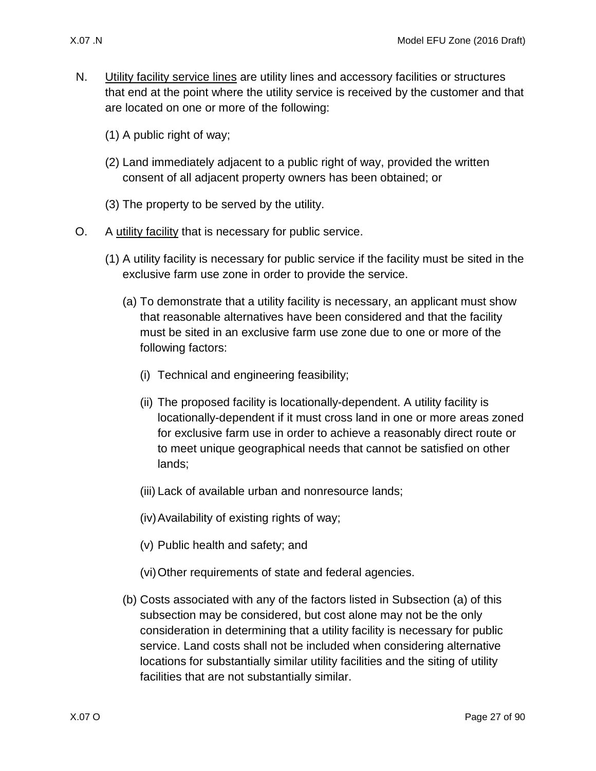N. Utility facility service lines are utility lines and accessory facilities or structures that end at the point where the utility service is received by the customer and that are located on one or more of the following:

   (1) A public right of way;

   (2) Land immediately adjacent to a public right of way, provided the written consent of all adjacent property owners has been obtained; or

   (3) The property to be served by the utility.

O. A utility facility that is necessary for public service.

   (1) A utility facility is necessary for public service if the facility must be sited in the exclusive farm use zone in order to provide the service.

      (a) To demonstrate that a utility facility is necessary, an applicant must show that reasonable alternatives have been considered and that the facility must be sited in an exclusive farm use zone due to one or more of the following factors:

         (i) Technical and engineering feasibility;

         (ii) The proposed facility is locationally-dependent. A utility facility is locationally-dependent if it must cross land in one or more areas zoned for exclusive farm use in order to achieve a reasonably direct route or to meet unique geographical needs that cannot be satisfied on other lands;

         (iii) Lack of available urban and nonresource lands;

         (iv) Availability of existing rights of way;

         (v) Public health and safety; and

         (vi) Other requirements of state and federal agencies.

      (b) Costs associated with any of the factors listed in Subsection (a) of this subsection may be considered, but cost alone may not be the only consideration in determining that a utility facility is necessary for public service. Land costs shall not be included when considering alternative locations for substantially similar utility facilities and the siting of utility facilities that are not substantially similar.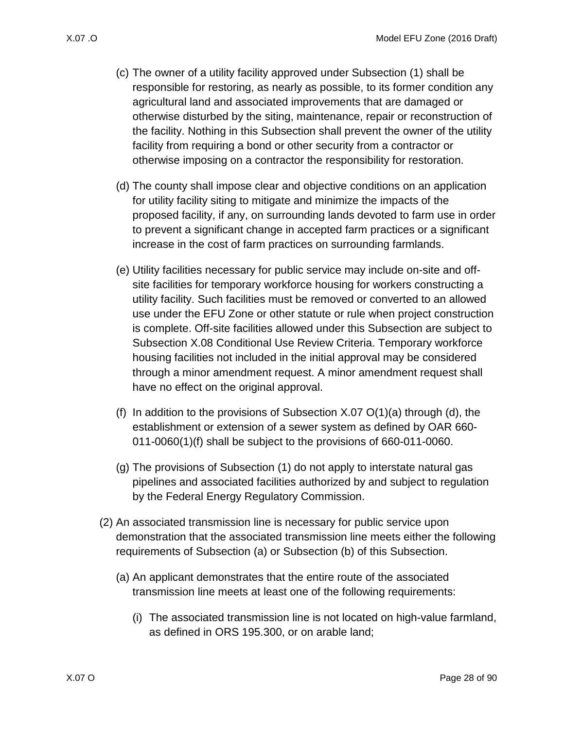(c) The owner of a utility facility approved under Subsection (1) shall be responsible for restoring, as nearly as possible, to its former condition any agricultural land and associated improvements that are damaged or otherwise disturbed by the siting, maintenance, repair or reconstruction of the facility. Nothing in this Subsection shall prevent the owner of the utility facility from requiring a bond or other security from a contractor or otherwise imposing on a contractor the responsibility for restoration.

(d) The county shall impose clear and objective conditions on an application for utility facility siting to mitigate and minimize the impacts of the proposed facility, if any, on surrounding lands devoted to farm use in order to prevent a significant change in accepted farm practices or a significant increase in the cost of farm practices on surrounding farmlands.

(e) Utility facilities necessary for public service may include on-site and off-site facilities for temporary workforce housing for workers constructing a utility facility. Such facilities must be removed or converted to an allowed use under the EFU Zone or other statute or rule when project construction is complete. Off-site facilities allowed under this Subsection are subject to Subsection X.08 Conditional Use Review Criteria. Temporary workforce housing facilities not included in the initial approval may be considered through a minor amendment request. A minor amendment request shall have no effect on the original approval.

(f) In addition to the provisions of Subsection X.07 O(1)(a) through (d), the establishment or extension of a sewer system as defined by OAR 660-011-0060(1)(f) shall be subject to the provisions of 660-011-0060.

(g) The provisions of Subsection (1) do not apply to interstate natural gas pipelines and associated facilities authorized by and subject to regulation by the Federal Energy Regulatory Commission.

(2) An associated transmission line is necessary for public service upon demonstration that the associated transmission line meets either the following requirements of Subsection (a) or Subsection (b) of this Subsection.

(a) An applicant demonstrates that the entire route of the associated transmission line meets at least one of the following requirements:

(i) The associated transmission line is not located on high-value farmland, as defined in ORS 195.300, or on arable land;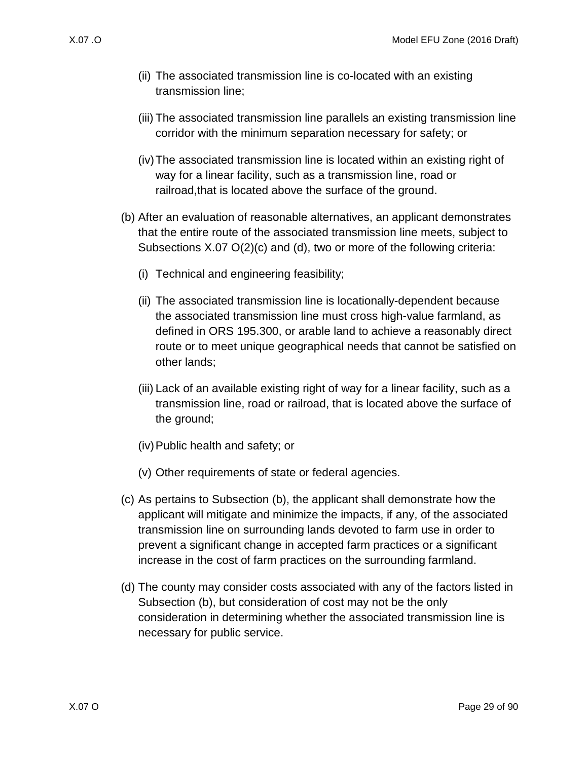(ii) The associated transmission line is co-located with an existing transmission line;

(iii) The associated transmission line parallels an existing transmission line corridor with the minimum separation necessary for safety; or

(iv) The associated transmission line is located within an existing right of way for a linear facility, such as a transmission line, road or railroad,that is located above the surface of the ground.

(b) After an evaluation of reasonable alternatives, an applicant demonstrates that the entire route of the associated transmission line meets, subject to Subsections X.07 O(2)(c) and (d), two or more of the following criteria:

(i) Technical and engineering feasibility;

(ii) The associated transmission line is locationally-dependent because the associated transmission line must cross high-value farmland, as defined in ORS 195.300, or arable land to achieve a reasonably direct route or to meet unique geographical needs that cannot be satisfied on other lands;

(iii) Lack of an available existing right of way for a linear facility, such as a transmission line, road or railroad, that is located above the surface of the ground;

(iv) Public health and safety; or

(v) Other requirements of state or federal agencies.

(c) As pertains to Subsection (b), the applicant shall demonstrate how the applicant will mitigate and minimize the impacts, if any, of the associated transmission line on surrounding lands devoted to farm use in order to prevent a significant change in accepted farm practices or a significant increase in the cost of farm practices on the surrounding farmland.

(d) The county may consider costs associated with any of the factors listed in Subsection (b), but consideration of cost may not be the only consideration in determining whether the associated transmission line is necessary for public service.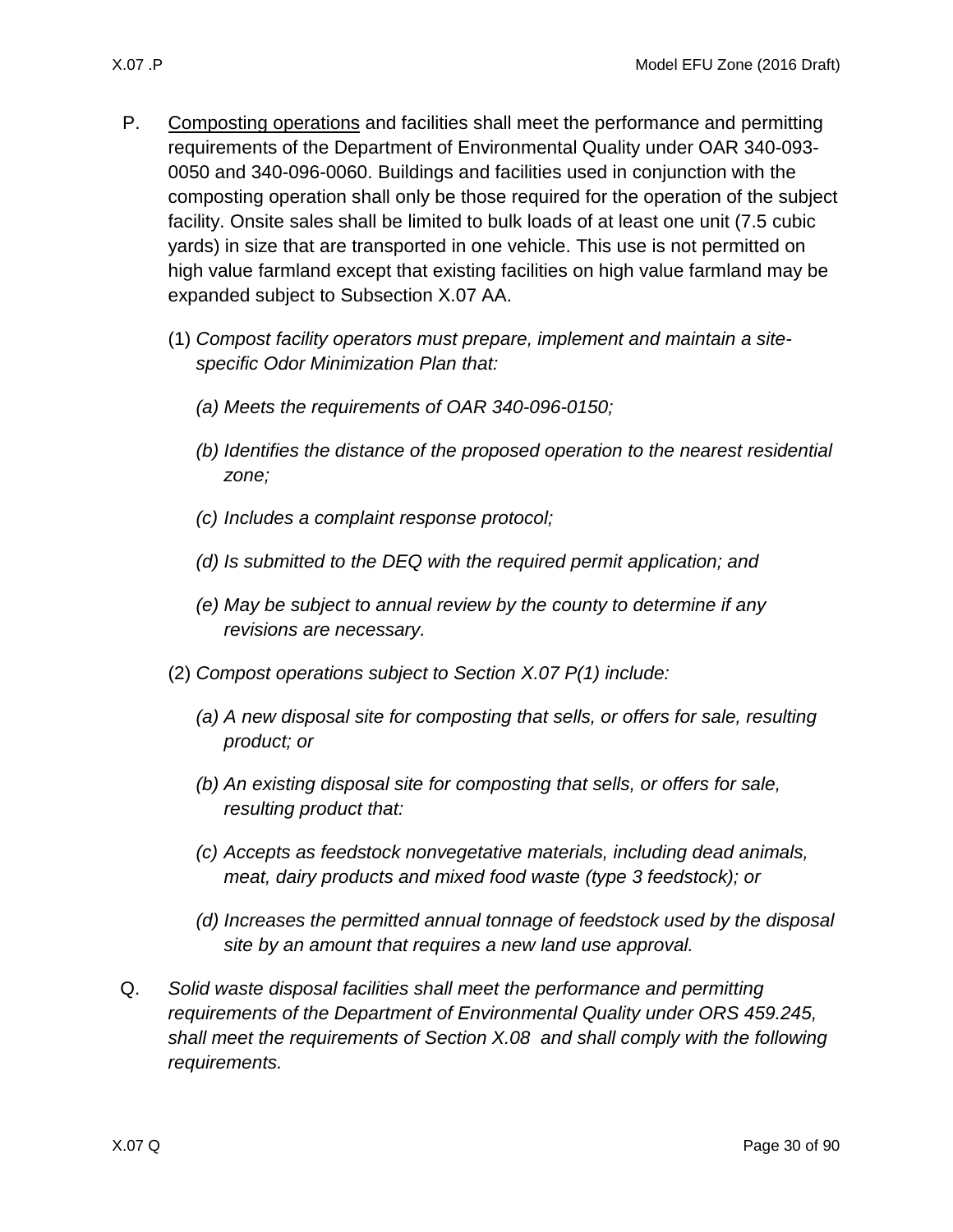P. Composting operations and facilities shall meet the performance and permitting requirements of the Department of Environmental Quality under OAR 340-093-0050 and 340-096-0060. Buildings and facilities used in conjunction with the composting operation shall only be those required for the operation of the subject facility. Onsite sales shall be limited to bulk loads of at least one unit (7.5 cubic yards) in size that are transported in one vehicle. This use is not permitted on high value farmland except that existing facilities on high value farmland may be expanded subject to Subsection X.07 AA.

   (1) *Compost facility operators must prepare, implement and maintain a site-specific Odor Minimization Plan that:*

      *(a) Meets the requirements of OAR 340-096-0150;*

      *(b) Identifies the distance of the proposed operation to the nearest residential zone;*

      *(c) Includes a complaint response protocol;*

      *(d) Is submitted to the DEQ with the required permit application; and*

      *(e) May be subject to annual review by the county to determine if any revisions are necessary.*

   (2) *Compost operations subject to Section X.07 P(1) include:*

      *(a) A new disposal site for composting that sells, or offers for sale, resulting product; or*

      *(b) An existing disposal site for composting that sells, or offers for sale, resulting product that:*

      *(c) Accepts as feedstock nonvegetative materials, including dead animals, meat, dairy products and mixed food waste (type 3 feedstock); or*

      *(d) Increases the permitted annual tonnage of feedstock used by the disposal site by an amount that requires a new land use approval.*

Q. *Solid waste disposal facilities shall meet the performance and permitting requirements of the Department of Environmental Quality under ORS 459.245, shall meet the requirements of Section X.08 and shall comply with the following requirements.*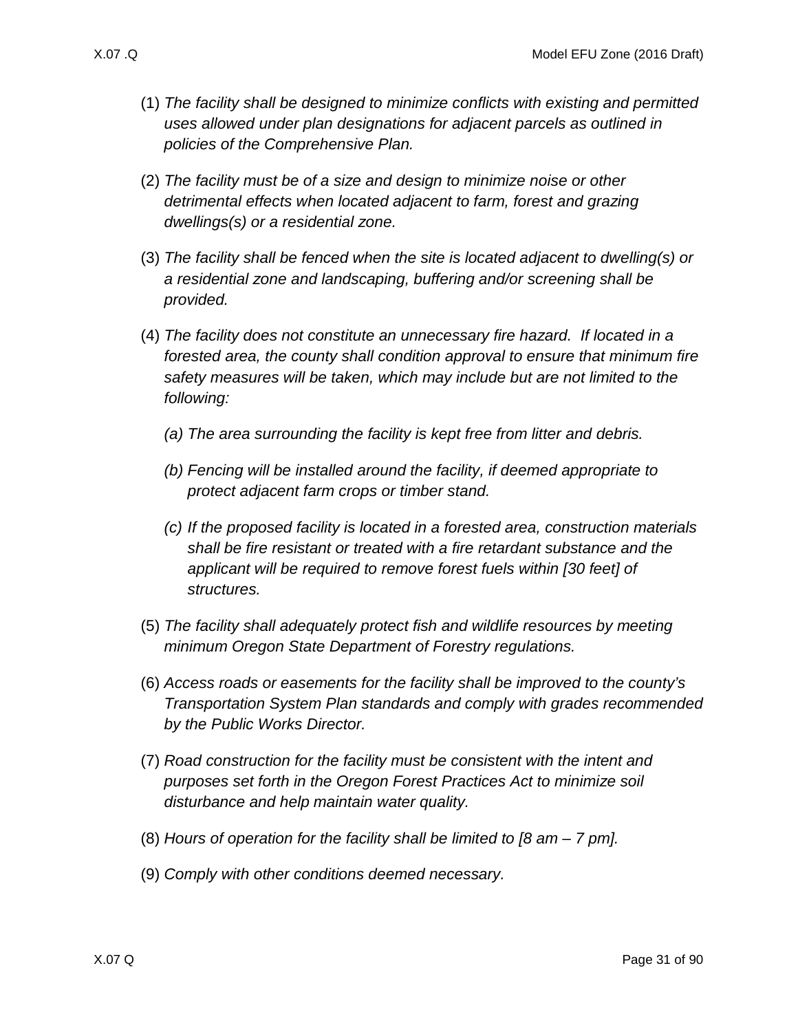(1) *The facility shall be designed to minimize conflicts with existing and permitted uses allowed under plan designations for adjacent parcels as outlined in policies of the Comprehensive Plan.*

(2) *The facility must be of a size and design to minimize noise or other detrimental effects when located adjacent to farm, forest and grazing dwellings(s) or a residential zone.*

(3) *The facility shall be fenced when the site is located adjacent to dwelling(s) or a residential zone and landscaping, buffering and/or screening shall be provided.*

(4) *The facility does not constitute an unnecessary fire hazard. If located in a forested area, the county shall condition approval to ensure that minimum fire safety measures will be taken, which may include but are not limited to the following:*

   *(a) The area surrounding the facility is kept free from litter and debris.*

   *(b) Fencing will be installed around the facility, if deemed appropriate to protect adjacent farm crops or timber stand.*

   *(c) If the proposed facility is located in a forested area, construction materials shall be fire resistant or treated with a fire retardant substance and the applicant will be required to remove forest fuels within [30 feet] of structures.*

(5) *The facility shall adequately protect fish and wildlife resources by meeting minimum Oregon State Department of Forestry regulations.*

(6) *Access roads or easements for the facility shall be improved to the county's Transportation System Plan standards and comply with grades recommended by the Public Works Director.*

(7) *Road construction for the facility must be consistent with the intent and purposes set forth in the Oregon Forest Practices Act to minimize soil disturbance and help maintain water quality.*

(8) *Hours of operation for the facility shall be limited to [8 am – 7 pm].*

(9) *Comply with other conditions deemed necessary.*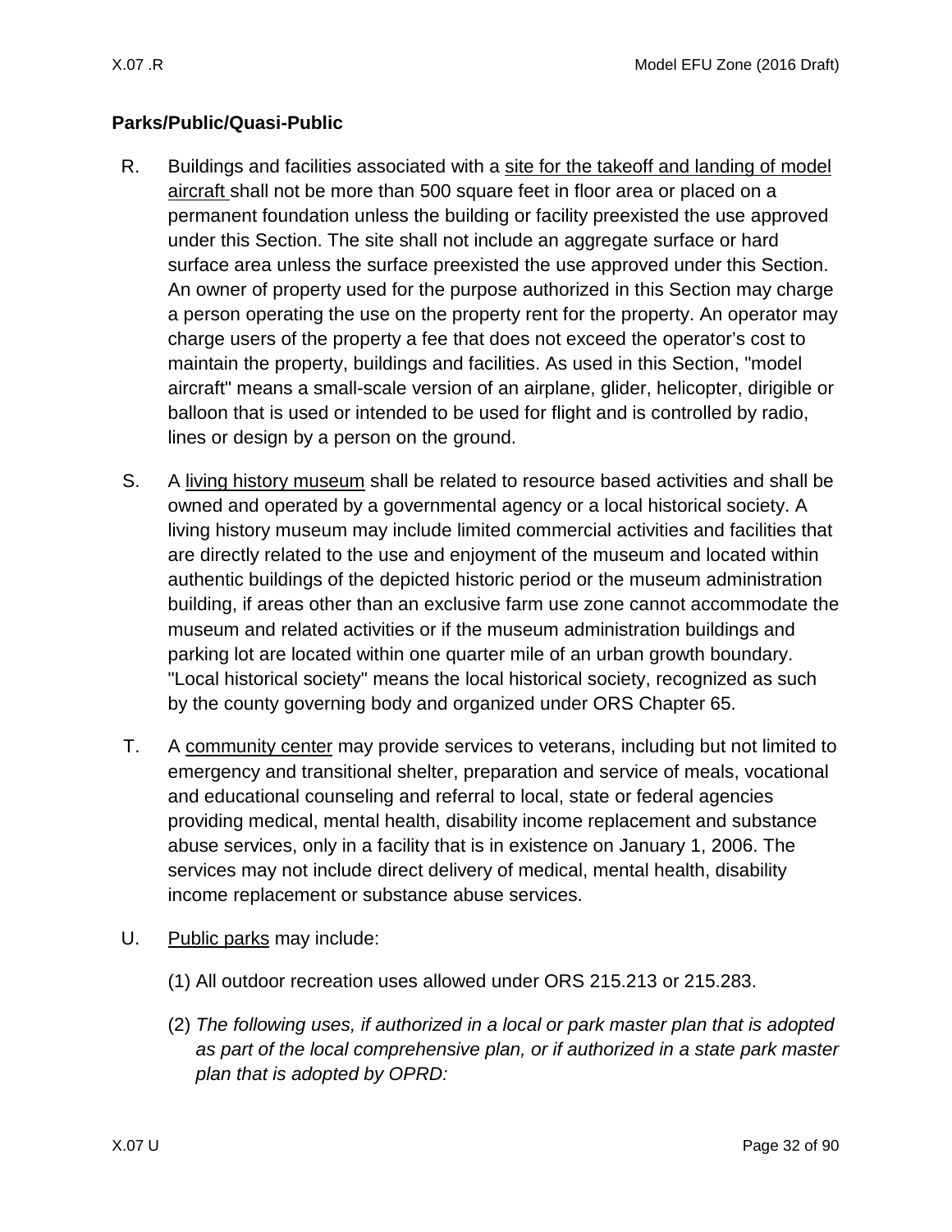**Parks/Public/Quasi-Public**

R. Buildings and facilities associated with a <u>site for the takeoff and landing of model aircraft</u> shall not be more than 500 square feet in floor area or placed on a permanent foundation unless the building or facility preexisted the use approved under this Section. The site shall not include an aggregate surface or hard surface area unless the surface preexisted the use approved under this Section. An owner of property used for the purpose authorized in this Section may charge a person operating the use on the property rent for the property. An operator may charge users of the property a fee that does not exceed the operator's cost to maintain the property, buildings and facilities. As used in this Section, "model aircraft" means a small-scale version of an airplane, glider, helicopter, dirigible or balloon that is used or intended to be used for flight and is controlled by radio, lines or design by a person on the ground.

S. A <u>living history museum</u> shall be related to resource based activities and shall be owned and operated by a governmental agency or a local historical society. A living history museum may include limited commercial activities and facilities that are directly related to the use and enjoyment of the museum and located within authentic buildings of the depicted historic period or the museum administration building, if areas other than an exclusive farm use zone cannot accommodate the museum and related activities or if the museum administration buildings and parking lot are located within one quarter mile of an urban growth boundary. "Local historical society" means the local historical society, recognized as such by the county governing body and organized under ORS Chapter 65.

T. A <u>community center</u> may provide services to veterans, including but not limited to emergency and transitional shelter, preparation and service of meals, vocational and educational counseling and referral to local, state or federal agencies providing medical, mental health, disability income replacement and substance abuse services, only in a facility that is in existence on January 1, 2006. The services may not include direct delivery of medical, mental health, disability income replacement or substance abuse services.

U. <u>Public parks</u> may include:

(1) All outdoor recreation uses allowed under ORS 215.213 or 215.283.

(2) *The following uses, if authorized in a local or park master plan that is adopted as part of the local comprehensive plan, or if authorized in a state park master plan that is adopted by OPRD:*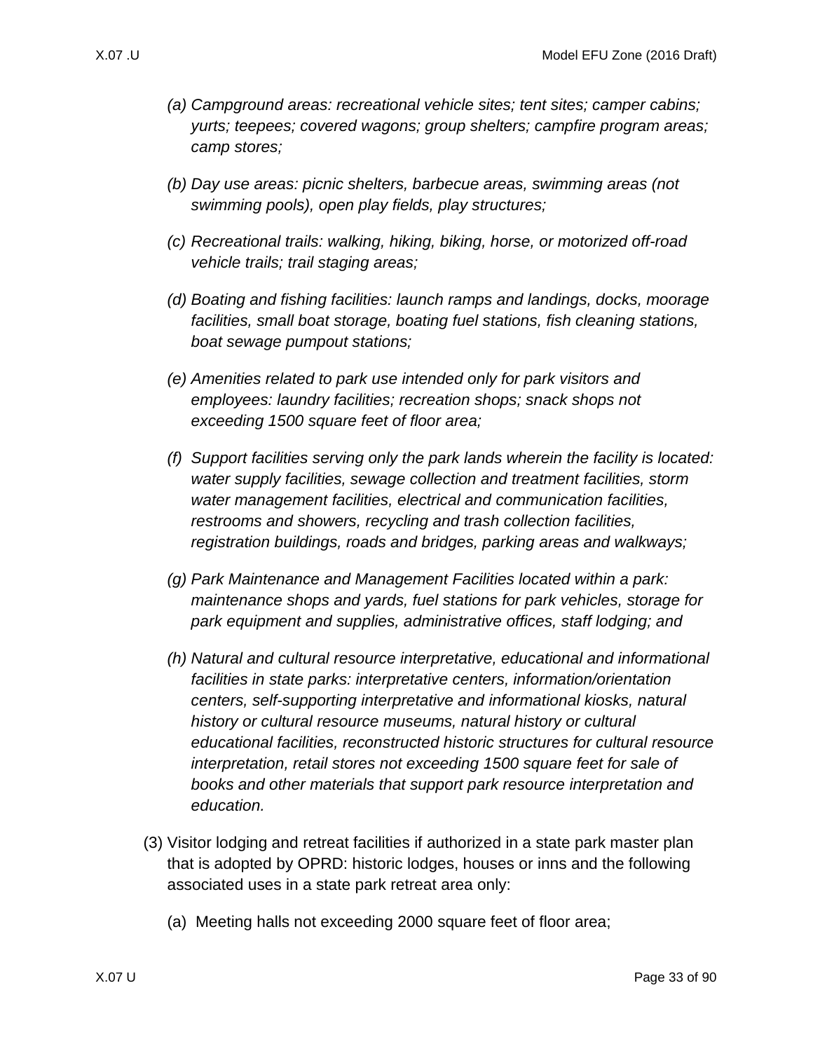*(a) Campground areas: recreational vehicle sites; tent sites; camper cabins; yurts; teepees; covered wagons; group shelters; campfire program areas; camp stores;*

*(b) Day use areas: picnic shelters, barbecue areas, swimming areas (not swimming pools), open play fields, play structures;*

*(c) Recreational trails: walking, hiking, biking, horse, or motorized off-road vehicle trails; trail staging areas;*

*(d) Boating and fishing facilities: launch ramps and landings, docks, moorage facilities, small boat storage, boating fuel stations, fish cleaning stations, boat sewage pumpout stations;*

*(e) Amenities related to park use intended only for park visitors and employees: laundry facilities; recreation shops; snack shops not exceeding 1500 square feet of floor area;*

*(f) Support facilities serving only the park lands wherein the facility is located: water supply facilities, sewage collection and treatment facilities, storm water management facilities, electrical and communication facilities, restrooms and showers, recycling and trash collection facilities, registration buildings, roads and bridges, parking areas and walkways;*

*(g) Park Maintenance and Management Facilities located within a park: maintenance shops and yards, fuel stations for park vehicles, storage for park equipment and supplies, administrative offices, staff lodging; and*

*(h) Natural and cultural resource interpretative, educational and informational facilities in state parks: interpretative centers, information/orientation centers, self-supporting interpretative and informational kiosks, natural history or cultural resource museums, natural history or cultural educational facilities, reconstructed historic structures for cultural resource interpretation, retail stores not exceeding 1500 square feet for sale of books and other materials that support park resource interpretation and education.*

(3) Visitor lodging and retreat facilities if authorized in a state park master plan that is adopted by OPRD: historic lodges, houses or inns and the following associated uses in a state park retreat area only:

(a) Meeting halls not exceeding 2000 square feet of floor area;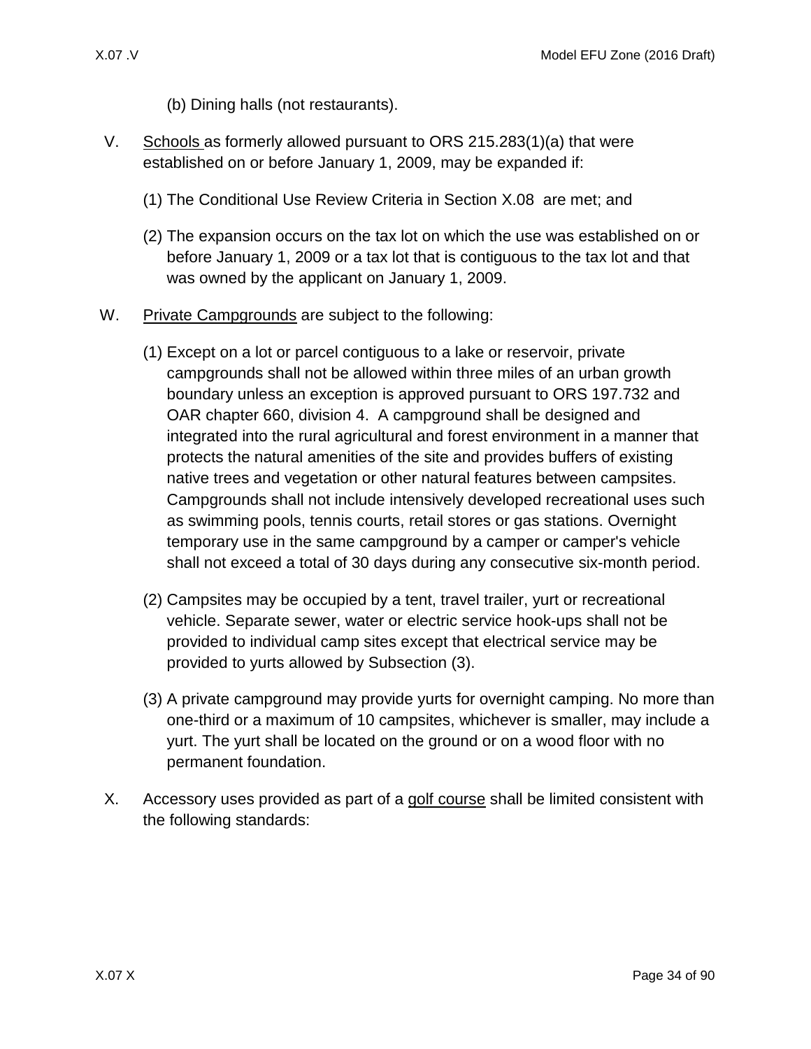(b) Dining halls (not restaurants).

V. Schools as formerly allowed pursuant to ORS 215.283(1)(a) that were established on or before January 1, 2009, may be expanded if:

(1) The Conditional Use Review Criteria in Section X.08 are met; and

(2) The expansion occurs on the tax lot on which the use was established on or before January 1, 2009 or a tax lot that is contiguous to the tax lot and that was owned by the applicant on January 1, 2009.

W. Private Campgrounds are subject to the following:

(1) Except on a lot or parcel contiguous to a lake or reservoir, private campgrounds shall not be allowed within three miles of an urban growth boundary unless an exception is approved pursuant to ORS 197.732 and OAR chapter 660, division 4. A campground shall be designed and integrated into the rural agricultural and forest environment in a manner that protects the natural amenities of the site and provides buffers of existing native trees and vegetation or other natural features between campsites. Campgrounds shall not include intensively developed recreational uses such as swimming pools, tennis courts, retail stores or gas stations. Overnight temporary use in the same campground by a camper or camper's vehicle shall not exceed a total of 30 days during any consecutive six-month period.

(2) Campsites may be occupied by a tent, travel trailer, yurt or recreational vehicle. Separate sewer, water or electric service hook-ups shall not be provided to individual camp sites except that electrical service may be provided to yurts allowed by Subsection (3).

(3) A private campground may provide yurts for overnight camping. No more than one-third or a maximum of 10 campsites, whichever is smaller, may include a yurt. The yurt shall be located on the ground or on a wood floor with no permanent foundation.

X. Accessory uses provided as part of a golf course shall be limited consistent with the following standards: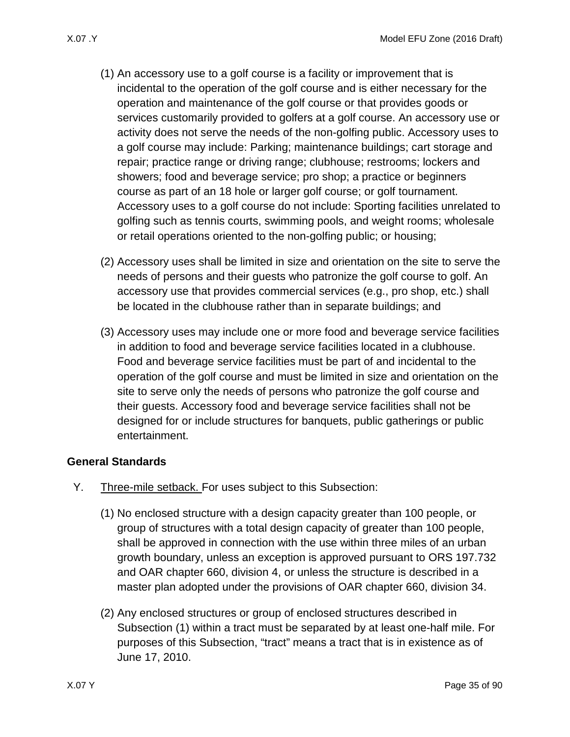(1) An accessory use to a golf course is a facility or improvement that is incidental to the operation of the golf course and is either necessary for the operation and maintenance of the golf course or that provides goods or services customarily provided to golfers at a golf course. An accessory use or activity does not serve the needs of the non-golfing public. Accessory uses to a golf course may include: Parking; maintenance buildings; cart storage and repair; practice range or driving range; clubhouse; restrooms; lockers and showers; food and beverage service; pro shop; a practice or beginners course as part of an 18 hole or larger golf course; or golf tournament. Accessory uses to a golf course do not include: Sporting facilities unrelated to golfing such as tennis courts, swimming pools, and weight rooms; wholesale or retail operations oriented to the non-golfing public; or housing;

(2) Accessory uses shall be limited in size and orientation on the site to serve the needs of persons and their guests who patronize the golf course to golf. An accessory use that provides commercial services (e.g., pro shop, etc.) shall be located in the clubhouse rather than in separate buildings; and

(3) Accessory uses may include one or more food and beverage service facilities in addition to food and beverage service facilities located in a clubhouse. Food and beverage service facilities must be part of and incidental to the operation of the golf course and must be limited in size and orientation on the site to serve only the needs of persons who patronize the golf course and their guests. Accessory food and beverage service facilities shall not be designed for or include structures for banquets, public gatherings or public entertainment.

**General Standards**

Y. Three-mile setback. For uses subject to this Subsection:

(1) No enclosed structure with a design capacity greater than 100 people, or group of structures with a total design capacity of greater than 100 people, shall be approved in connection with the use within three miles of an urban growth boundary, unless an exception is approved pursuant to ORS 197.732 and OAR chapter 660, division 4, or unless the structure is described in a master plan adopted under the provisions of OAR chapter 660, division 34.

(2) Any enclosed structures or group of enclosed structures described in Subsection (1) within a tract must be separated by at least one-half mile. For purposes of this Subsection, "tract" means a tract that is in existence as of June 17, 2010.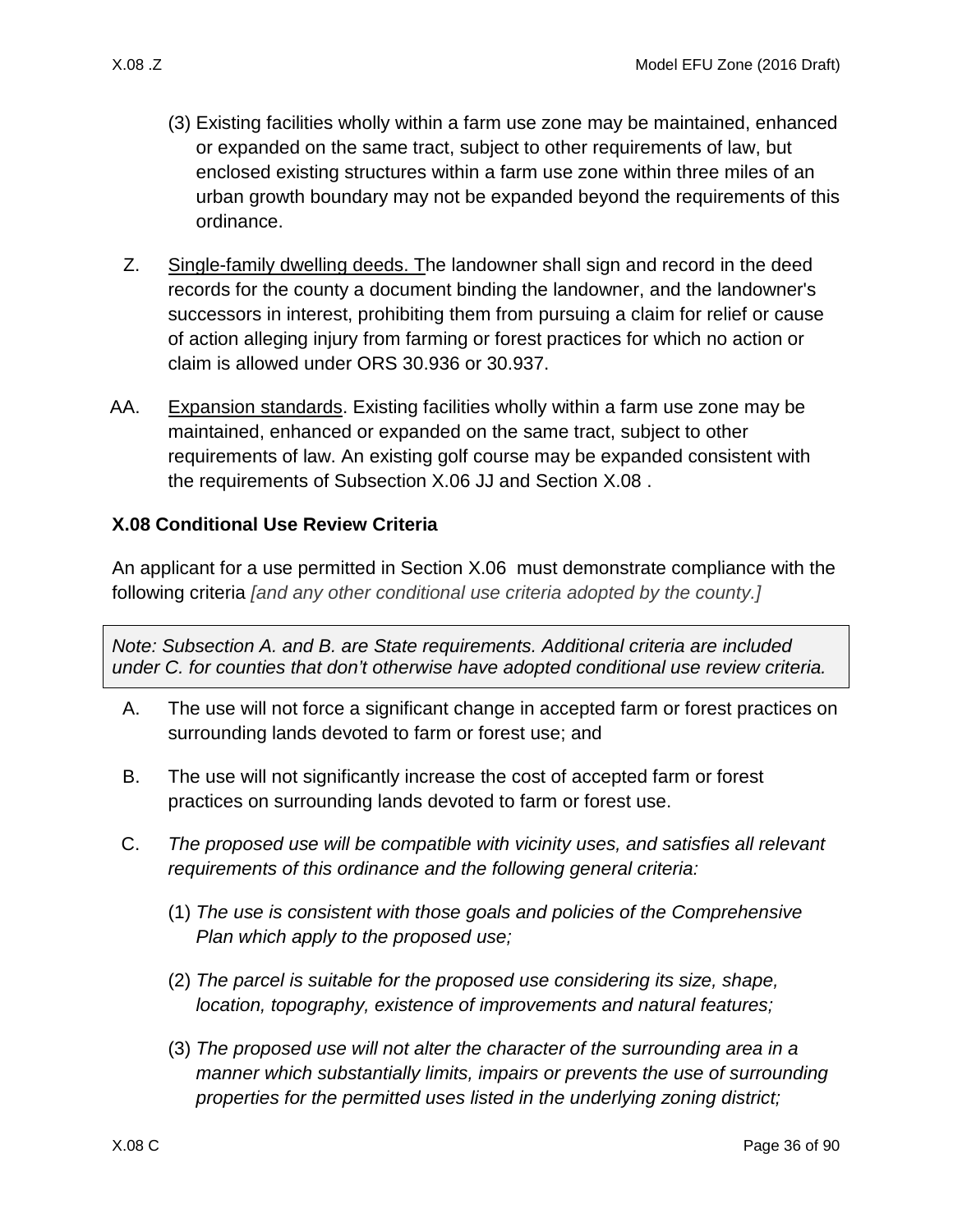(3) Existing facilities wholly within a farm use zone may be maintained, enhanced or expanded on the same tract, subject to other requirements of law, but enclosed existing structures within a farm use zone within three miles of an urban growth boundary may not be expanded beyond the requirements of this ordinance.

Z. Single-family dwelling deeds. The landowner shall sign and record in the deed records for the county a document binding the landowner, and the landowner's successors in interest, prohibiting them from pursuing a claim for relief or cause of action alleging injury from farming or forest practices for which no action or claim is allowed under ORS 30.936 or 30.937.

AA. Expansion standards. Existing facilities wholly within a farm use zone may be maintained, enhanced or expanded on the same tract, subject to other requirements of law. An existing golf course may be expanded consistent with the requirements of Subsection X.06 JJ and Section X.08 .

### X.08 Conditional Use Review Criteria

An applicant for a use permitted in Section X.06 must demonstrate compliance with the following criteria *[and any other conditional use criteria adopted by the county.]*

> *Note: Subsection A. and B. are State requirements. Additional criteria are included under C. for counties that don't otherwise have adopted conditional use review criteria.*

A. The use will not force a significant change in accepted farm or forest practices on surrounding lands devoted to farm or forest use; and

B. The use will not significantly increase the cost of accepted farm or forest practices on surrounding lands devoted to farm or forest use.

C. *The proposed use will be compatible with vicinity uses, and satisfies all relevant requirements of this ordinance and the following general criteria:*

(1) *The use is consistent with those goals and policies of the Comprehensive Plan which apply to the proposed use;*

(2) *The parcel is suitable for the proposed use considering its size, shape, location, topography, existence of improvements and natural features;*

(3) *The proposed use will not alter the character of the surrounding area in a manner which substantially limits, impairs or prevents the use of surrounding properties for the permitted uses listed in the underlying zoning district;*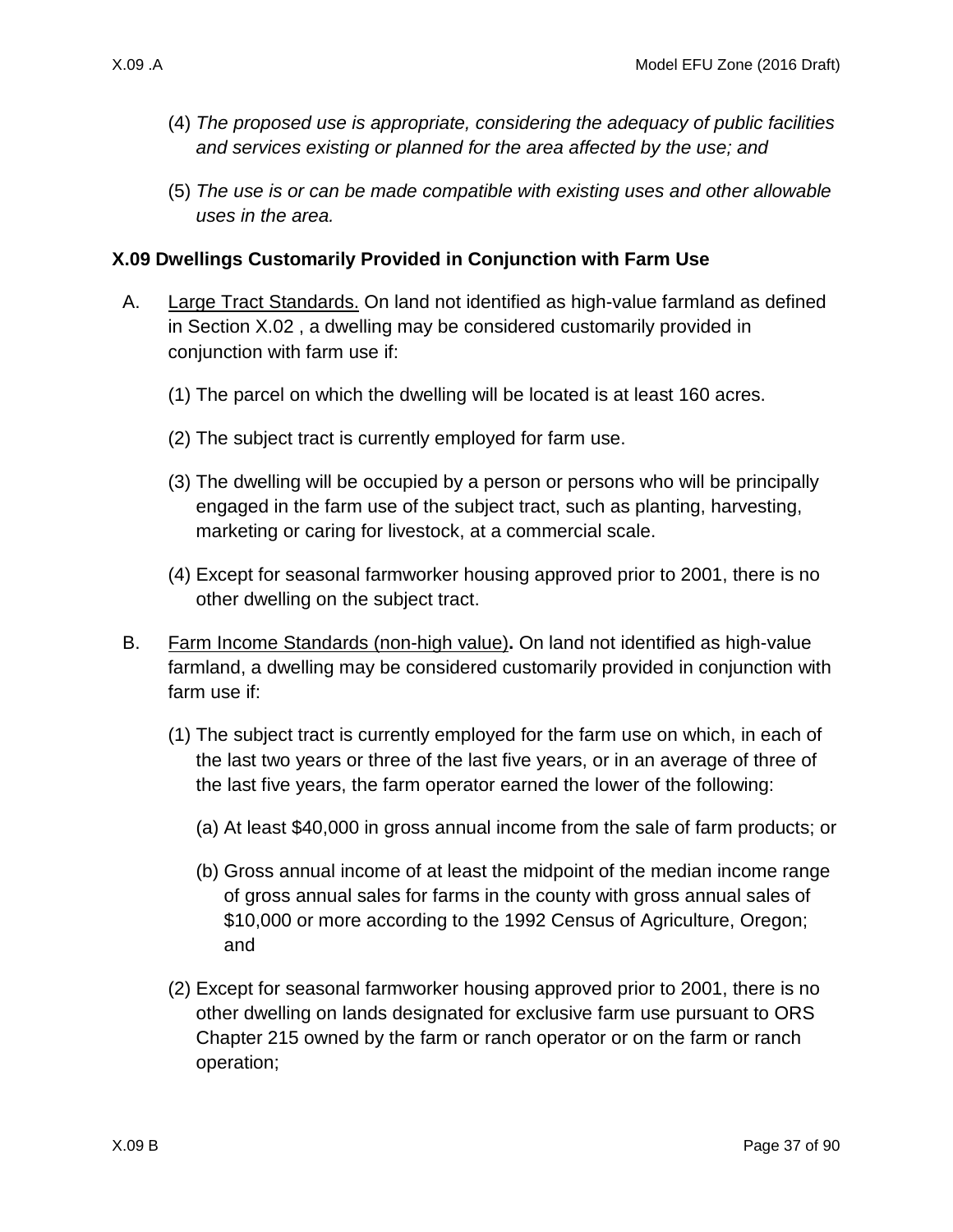(4) *The proposed use is appropriate, considering the adequacy of public facilities and services existing or planned for the area affected by the use; and*

(5) *The use is or can be made compatible with existing uses and other allowable uses in the area.*

### X.09 Dwellings Customarily Provided in Conjunction with Farm Use

A. Large Tract Standards. On land not identified as high-value farmland as defined in Section X.02 , a dwelling may be considered customarily provided in conjunction with farm use if:

(1) The parcel on which the dwelling will be located is at least 160 acres.

(2) The subject tract is currently employed for farm use.

(3) The dwelling will be occupied by a person or persons who will be principally engaged in the farm use of the subject tract, such as planting, harvesting, marketing or caring for livestock, at a commercial scale.

(4) Except for seasonal farmworker housing approved prior to 2001, there is no other dwelling on the subject tract.

B. Farm Income Standards (non-high value)**.** On land not identified as high-value farmland, a dwelling may be considered customarily provided in conjunction with farm use if:

(1) The subject tract is currently employed for the farm use on which, in each of the last two years or three of the last five years, or in an average of three of the last five years, the farm operator earned the lower of the following:

(a) At least $40,000 in gross annual income from the sale of farm products; or

(b) Gross annual income of at least the midpoint of the median income range of gross annual sales for farms in the county with gross annual sales of $10,000 or more according to the 1992 Census of Agriculture, Oregon; and

(2) Except for seasonal farmworker housing approved prior to 2001, there is no other dwelling on lands designated for exclusive farm use pursuant to ORS Chapter 215 owned by the farm or ranch operator or on the farm or ranch operation;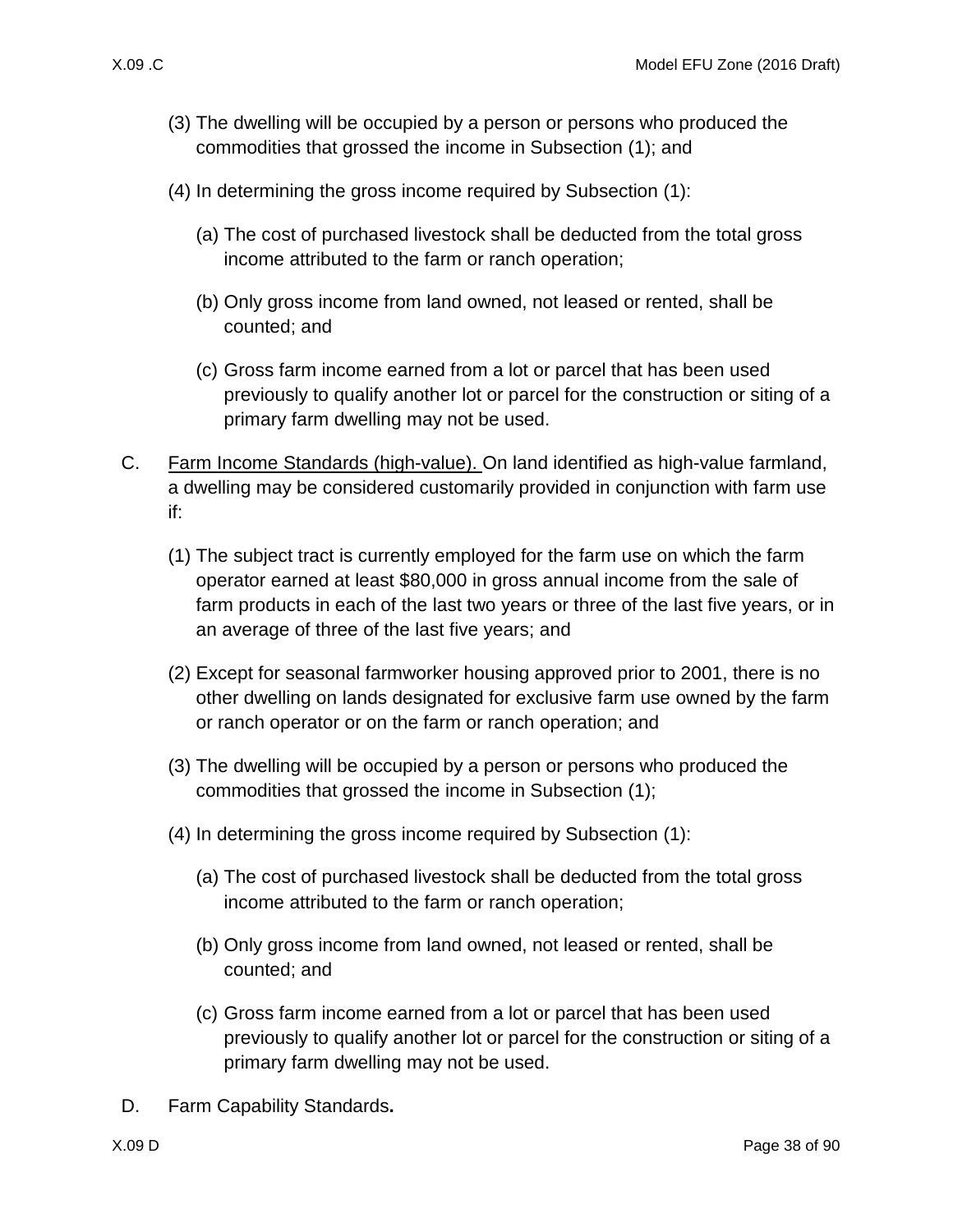(3) The dwelling will be occupied by a person or persons who produced the commodities that grossed the income in Subsection (1); and

(4) In determining the gross income required by Subsection (1):

   (a) The cost of purchased livestock shall be deducted from the total gross income attributed to the farm or ranch operation;

   (b) Only gross income from land owned, not leased or rented, shall be counted; and

   (c) Gross farm income earned from a lot or parcel that has been used previously to qualify another lot or parcel for the construction or siting of a primary farm dwelling may not be used.

C. Farm Income Standards (high-value). On land identified as high-value farmland, a dwelling may be considered customarily provided in conjunction with farm use if:

(1) The subject tract is currently employed for the farm use on which the farm operator earned at least $80,000 in gross annual income from the sale of farm products in each of the last two years or three of the last five years, or in an average of three of the last five years; and

(2) Except for seasonal farmworker housing approved prior to 2001, there is no other dwelling on lands designated for exclusive farm use owned by the farm or ranch operator or on the farm or ranch operation; and

(3) The dwelling will be occupied by a person or persons who produced the commodities that grossed the income in Subsection (1);

(4) In determining the gross income required by Subsection (1):

   (a) The cost of purchased livestock shall be deducted from the total gross income attributed to the farm or ranch operation;

   (b) Only gross income from land owned, not leased or rented, shall be counted; and

   (c) Gross farm income earned from a lot or parcel that has been used previously to qualify another lot or parcel for the construction or siting of a primary farm dwelling may not be used.

D. Farm Capability Standards**.**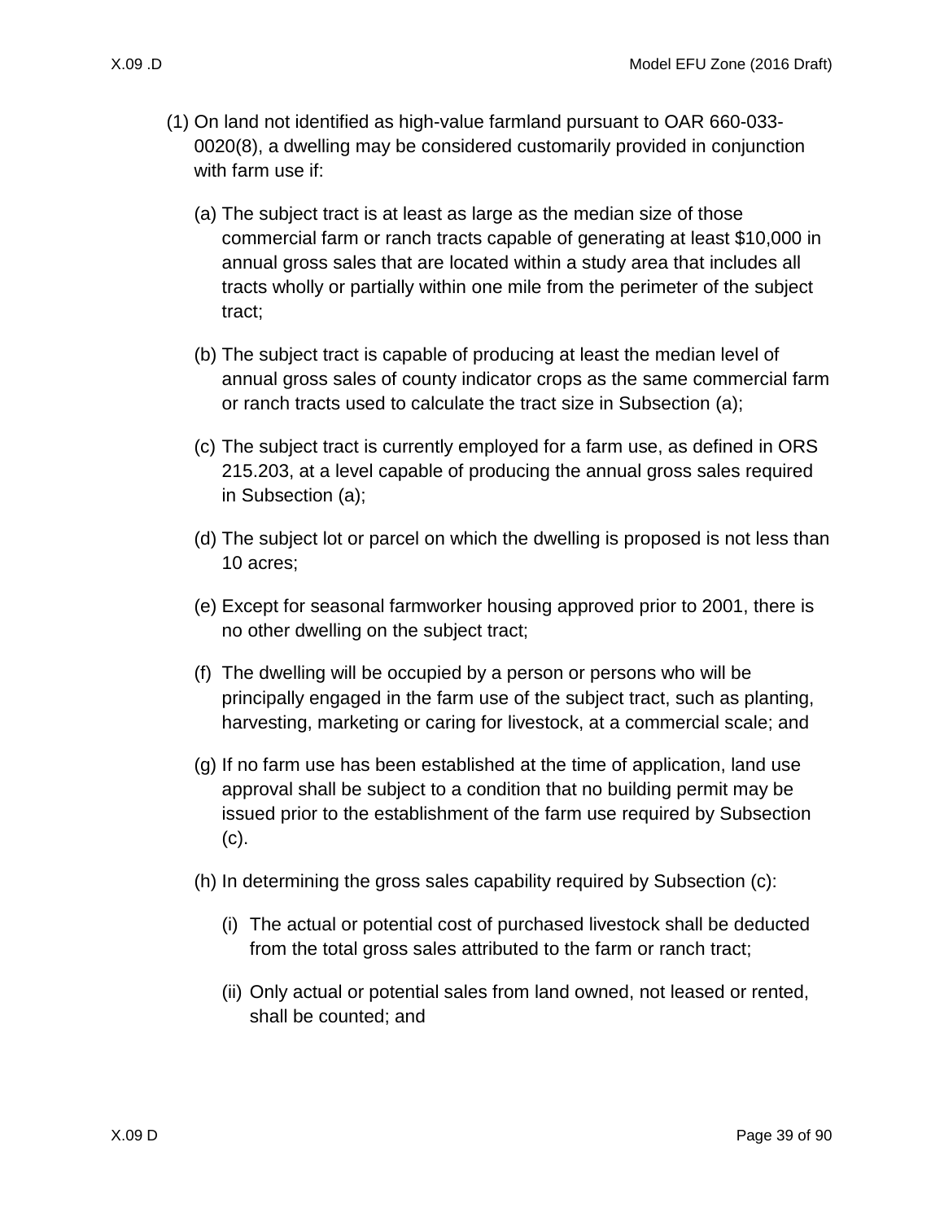(1) On land not identified as high-value farmland pursuant to OAR 660-033-0020(8), a dwelling may be considered customarily provided in conjunction with farm use if:

   (a) The subject tract is at least as large as the median size of those commercial farm or ranch tracts capable of generating at least $10,000 in annual gross sales that are located within a study area that includes all tracts wholly or partially within one mile from the perimeter of the subject tract;

   (b) The subject tract is capable of producing at least the median level of annual gross sales of county indicator crops as the same commercial farm or ranch tracts used to calculate the tract size in Subsection (a);

   (c) The subject tract is currently employed for a farm use, as defined in ORS 215.203, at a level capable of producing the annual gross sales required in Subsection (a);

   (d) The subject lot or parcel on which the dwelling is proposed is not less than 10 acres;

   (e) Except for seasonal farmworker housing approved prior to 2001, there is no other dwelling on the subject tract;

   (f) The dwelling will be occupied by a person or persons who will be principally engaged in the farm use of the subject tract, such as planting, harvesting, marketing or caring for livestock, at a commercial scale; and

   (g) If no farm use has been established at the time of application, land use approval shall be subject to a condition that no building permit may be issued prior to the establishment of the farm use required by Subsection (c).

   (h) In determining the gross sales capability required by Subsection (c):

      (i) The actual or potential cost of purchased livestock shall be deducted from the total gross sales attributed to the farm or ranch tract;

      (ii) Only actual or potential sales from land owned, not leased or rented, shall be counted; and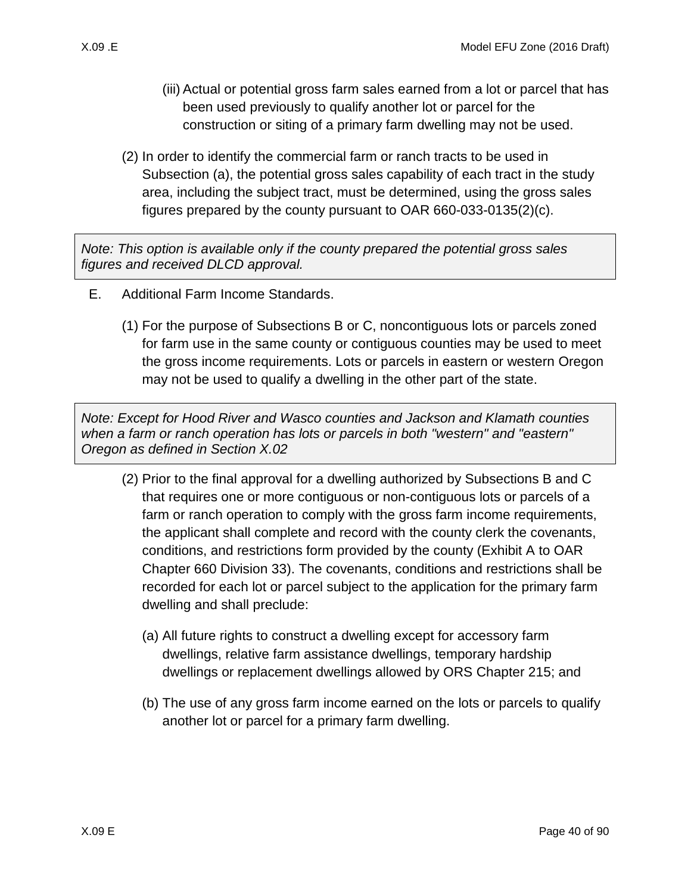(iii) Actual or potential gross farm sales earned from a lot or parcel that has been used previously to qualify another lot or parcel for the construction or siting of a primary farm dwelling may not be used.

(2) In order to identify the commercial farm or ranch tracts to be used in Subsection (a), the potential gross sales capability of each tract in the study area, including the subject tract, must be determined, using the gross sales figures prepared by the county pursuant to OAR 660-033-0135(2)(c).

*Note: This option is available only if the county prepared the potential gross sales figures and received DLCD approval.*

E. Additional Farm Income Standards.

(1) For the purpose of Subsections B or C, noncontiguous lots or parcels zoned for farm use in the same county or contiguous counties may be used to meet the gross income requirements. Lots or parcels in eastern or western Oregon may not be used to qualify a dwelling in the other part of the state.

*Note: Except for Hood River and Wasco counties and Jackson and Klamath counties when a farm or ranch operation has lots or parcels in both "western" and "eastern" Oregon as defined in Section X.02*

(2) Prior to the final approval for a dwelling authorized by Subsections B and C that requires one or more contiguous or non-contiguous lots or parcels of a farm or ranch operation to comply with the gross farm income requirements, the applicant shall complete and record with the county clerk the covenants, conditions, and restrictions form provided by the county (Exhibit A to OAR Chapter 660 Division 33). The covenants, conditions and restrictions shall be recorded for each lot or parcel subject to the application for the primary farm dwelling and shall preclude:

(a) All future rights to construct a dwelling except for accessory farm dwellings, relative farm assistance dwellings, temporary hardship dwellings or replacement dwellings allowed by ORS Chapter 215; and

(b) The use of any gross farm income earned on the lots or parcels to qualify another lot or parcel for a primary farm dwelling.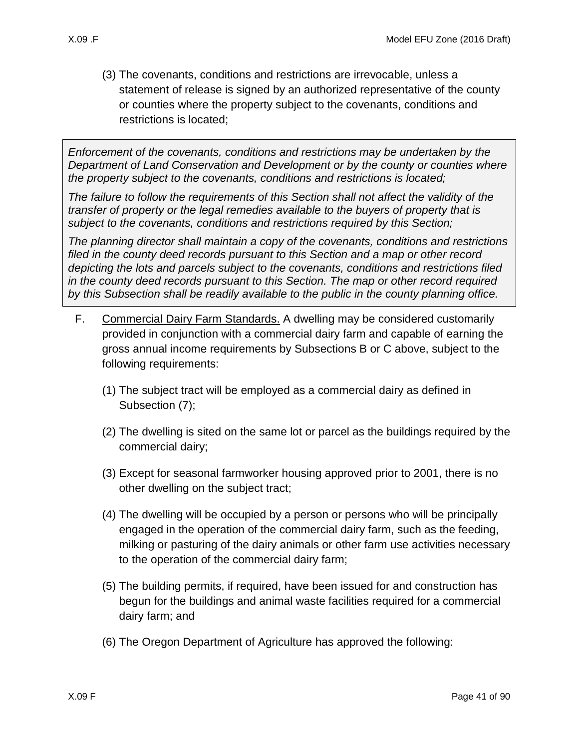(3) The covenants, conditions and restrictions are irrevocable, unless a statement of release is signed by an authorized representative of the county or counties where the property subject to the covenants, conditions and restrictions is located;

> *Enforcement of the covenants, conditions and restrictions may be undertaken by the Department of Land Conservation and Development or by the county or counties where the property subject to the covenants, conditions and restrictions is located;*
>
> *The failure to follow the requirements of this Section shall not affect the validity of the transfer of property or the legal remedies available to the buyers of property that is subject to the covenants, conditions and restrictions required by this Section;*
>
> *The planning director shall maintain a copy of the covenants, conditions and restrictions filed in the county deed records pursuant to this Section and a map or other record depicting the lots and parcels subject to the covenants, conditions and restrictions filed in the county deed records pursuant to this Section. The map or other record required by this Subsection shall be readily available to the public in the county planning office.*

F. Commercial Dairy Farm Standards. A dwelling may be considered customarily provided in conjunction with a commercial dairy farm and capable of earning the gross annual income requirements by Subsections B or C above, subject to the following requirements:

(1) The subject tract will be employed as a commercial dairy as defined in Subsection (7);

(2) The dwelling is sited on the same lot or parcel as the buildings required by the commercial dairy;

(3) Except for seasonal farmworker housing approved prior to 2001, there is no other dwelling on the subject tract;

(4) The dwelling will be occupied by a person or persons who will be principally engaged in the operation of the commercial dairy farm, such as the feeding, milking or pasturing of the dairy animals or other farm use activities necessary to the operation of the commercial dairy farm;

(5) The building permits, if required, have been issued for and construction has begun for the buildings and animal waste facilities required for a commercial dairy farm; and

(6) The Oregon Department of Agriculture has approved the following: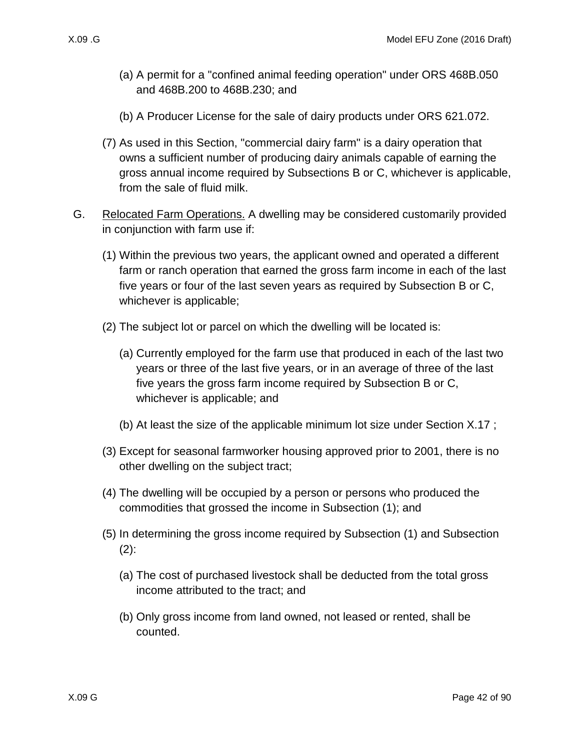(a) A permit for a "confined animal feeding operation" under ORS 468B.050 and 468B.200 to 468B.230; and

(b) A Producer License for the sale of dairy products under ORS 621.072.

(7) As used in this Section, "commercial dairy farm" is a dairy operation that owns a sufficient number of producing dairy animals capable of earning the gross annual income required by Subsections B or C, whichever is applicable, from the sale of fluid milk.

G. Relocated Farm Operations. A dwelling may be considered customarily provided in conjunction with farm use if:

(1) Within the previous two years, the applicant owned and operated a different farm or ranch operation that earned the gross farm income in each of the last five years or four of the last seven years as required by Subsection B or C, whichever is applicable;

(2) The subject lot or parcel on which the dwelling will be located is:

(a) Currently employed for the farm use that produced in each of the last two years or three of the last five years, or in an average of three of the last five years the gross farm income required by Subsection B or C, whichever is applicable; and

(b) At least the size of the applicable minimum lot size under Section X.17 ;

(3) Except for seasonal farmworker housing approved prior to 2001, there is no other dwelling on the subject tract;

(4) The dwelling will be occupied by a person or persons who produced the commodities that grossed the income in Subsection (1); and

(5) In determining the gross income required by Subsection (1) and Subsection (2):

(a) The cost of purchased livestock shall be deducted from the total gross income attributed to the tract; and

(b) Only gross income from land owned, not leased or rented, shall be counted.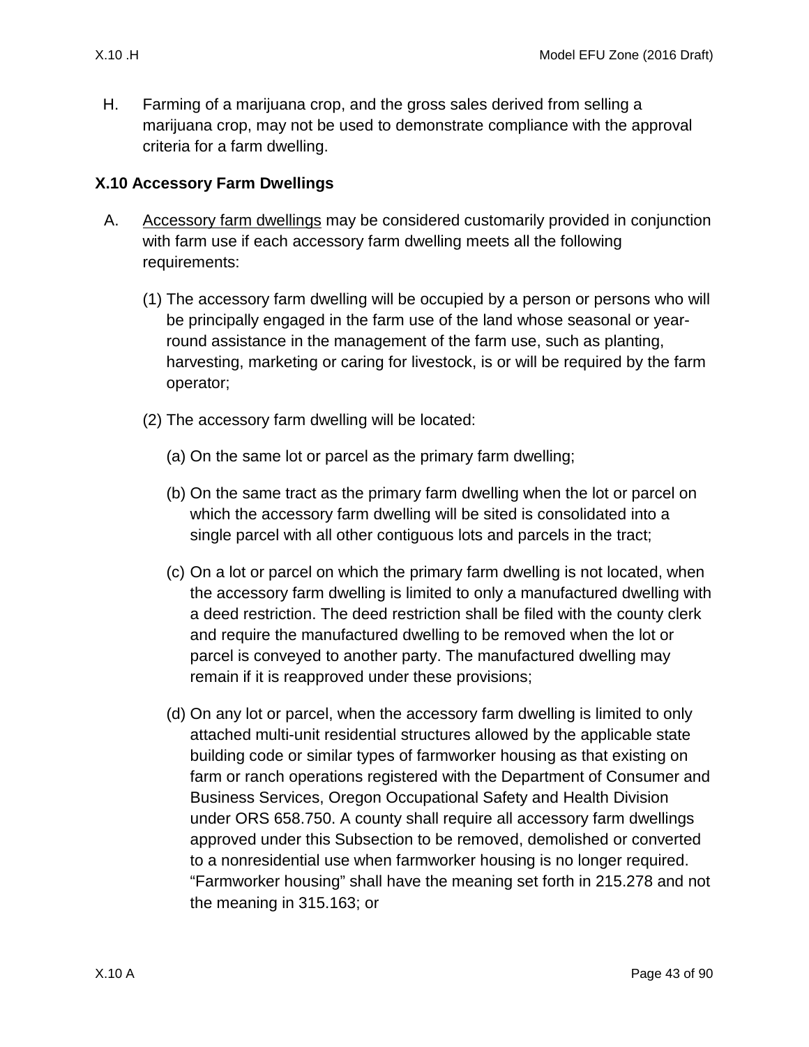H. Farming of a marijuana crop, and the gross sales derived from selling a marijuana crop, may not be used to demonstrate compliance with the approval criteria for a farm dwelling.

### X.10 Accessory Farm Dwellings

A. Accessory farm dwellings may be considered customarily provided in conjunction with farm use if each accessory farm dwelling meets all the following requirements:

   (1) The accessory farm dwelling will be occupied by a person or persons who will be principally engaged in the farm use of the land whose seasonal or year-round assistance in the management of the farm use, such as planting, harvesting, marketing or caring for livestock, is or will be required by the farm operator;

   (2) The accessory farm dwelling will be located:

      (a) On the same lot or parcel as the primary farm dwelling;

      (b) On the same tract as the primary farm dwelling when the lot or parcel on which the accessory farm dwelling will be sited is consolidated into a single parcel with all other contiguous lots and parcels in the tract;

      (c) On a lot or parcel on which the primary farm dwelling is not located, when the accessory farm dwelling is limited to only a manufactured dwelling with a deed restriction. The deed restriction shall be filed with the county clerk and require the manufactured dwelling to be removed when the lot or parcel is conveyed to another party. The manufactured dwelling may remain if it is reapproved under these provisions;

      (d) On any lot or parcel, when the accessory farm dwelling is limited to only attached multi-unit residential structures allowed by the applicable state building code or similar types of farmworker housing as that existing on farm or ranch operations registered with the Department of Consumer and Business Services, Oregon Occupational Safety and Health Division under ORS 658.750. A county shall require all accessory farm dwellings approved under this Subsection to be removed, demolished or converted to a nonresidential use when farmworker housing is no longer required. "Farmworker housing" shall have the meaning set forth in 215.278 and not the meaning in 315.163; or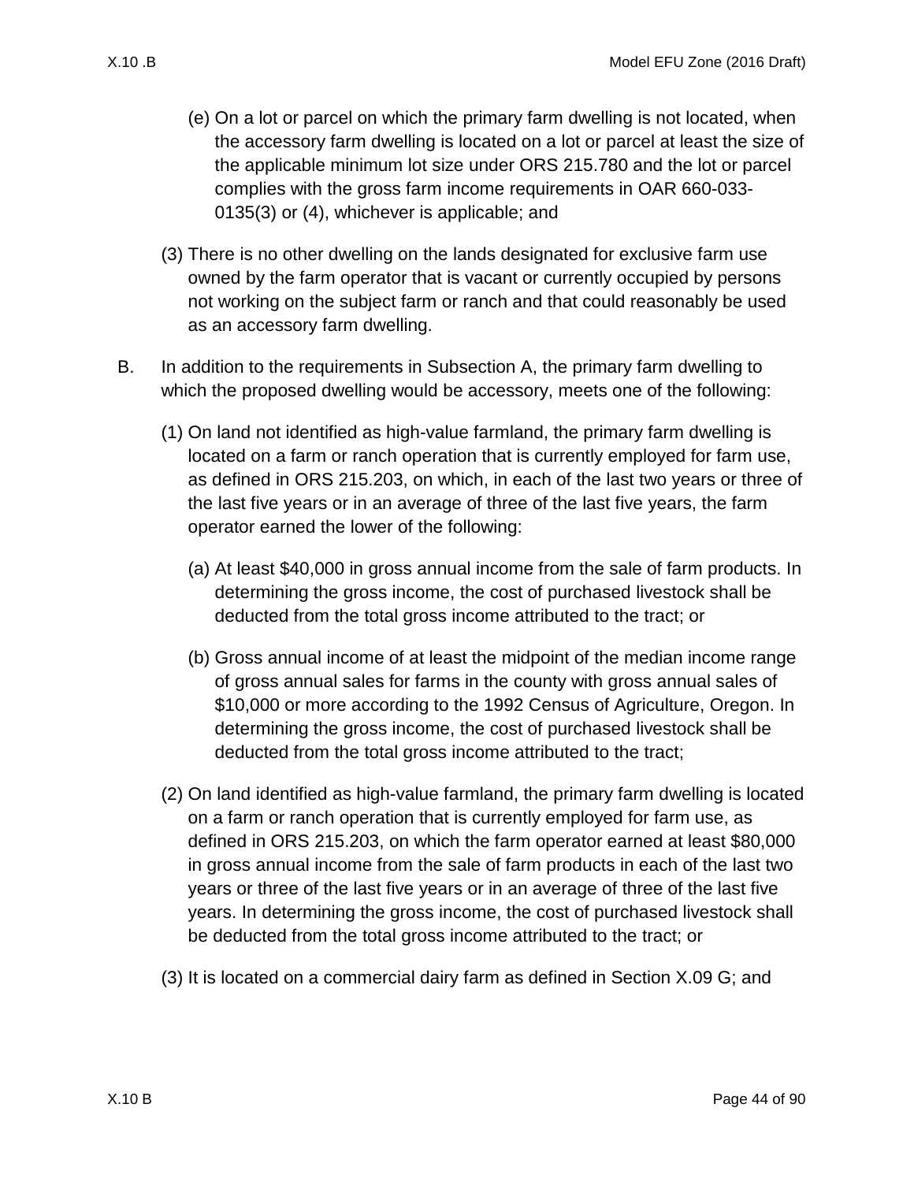(e) On a lot or parcel on which the primary farm dwelling is not located, when the accessory farm dwelling is located on a lot or parcel at least the size of the applicable minimum lot size under ORS 215.780 and the lot or parcel complies with the gross farm income requirements in OAR 660-033-0135(3) or (4), whichever is applicable; and

(3) There is no other dwelling on the lands designated for exclusive farm use owned by the farm operator that is vacant or currently occupied by persons not working on the subject farm or ranch and that could reasonably be used as an accessory farm dwelling.

B. In addition to the requirements in Subsection A, the primary farm dwelling to which the proposed dwelling would be accessory, meets one of the following:

(1) On land not identified as high-value farmland, the primary farm dwelling is located on a farm or ranch operation that is currently employed for farm use, as defined in ORS 215.203, on which, in each of the last two years or three of the last five years or in an average of three of the last five years, the farm operator earned the lower of the following:

(a) At least $40,000 in gross annual income from the sale of farm products. In determining the gross income, the cost of purchased livestock shall be deducted from the total gross income attributed to the tract; or

(b) Gross annual income of at least the midpoint of the median income range of gross annual sales for farms in the county with gross annual sales of $10,000 or more according to the 1992 Census of Agriculture, Oregon. In determining the gross income, the cost of purchased livestock shall be deducted from the total gross income attributed to the tract;

(2) On land identified as high-value farmland, the primary farm dwelling is located on a farm or ranch operation that is currently employed for farm use, as defined in ORS 215.203, on which the farm operator earned at least $80,000 in gross annual income from the sale of farm products in each of the last two years or three of the last five years or in an average of three of the last five years. In determining the gross income, the cost of purchased livestock shall be deducted from the total gross income attributed to the tract; or

(3) It is located on a commercial dairy farm as defined in Section X.09 G; and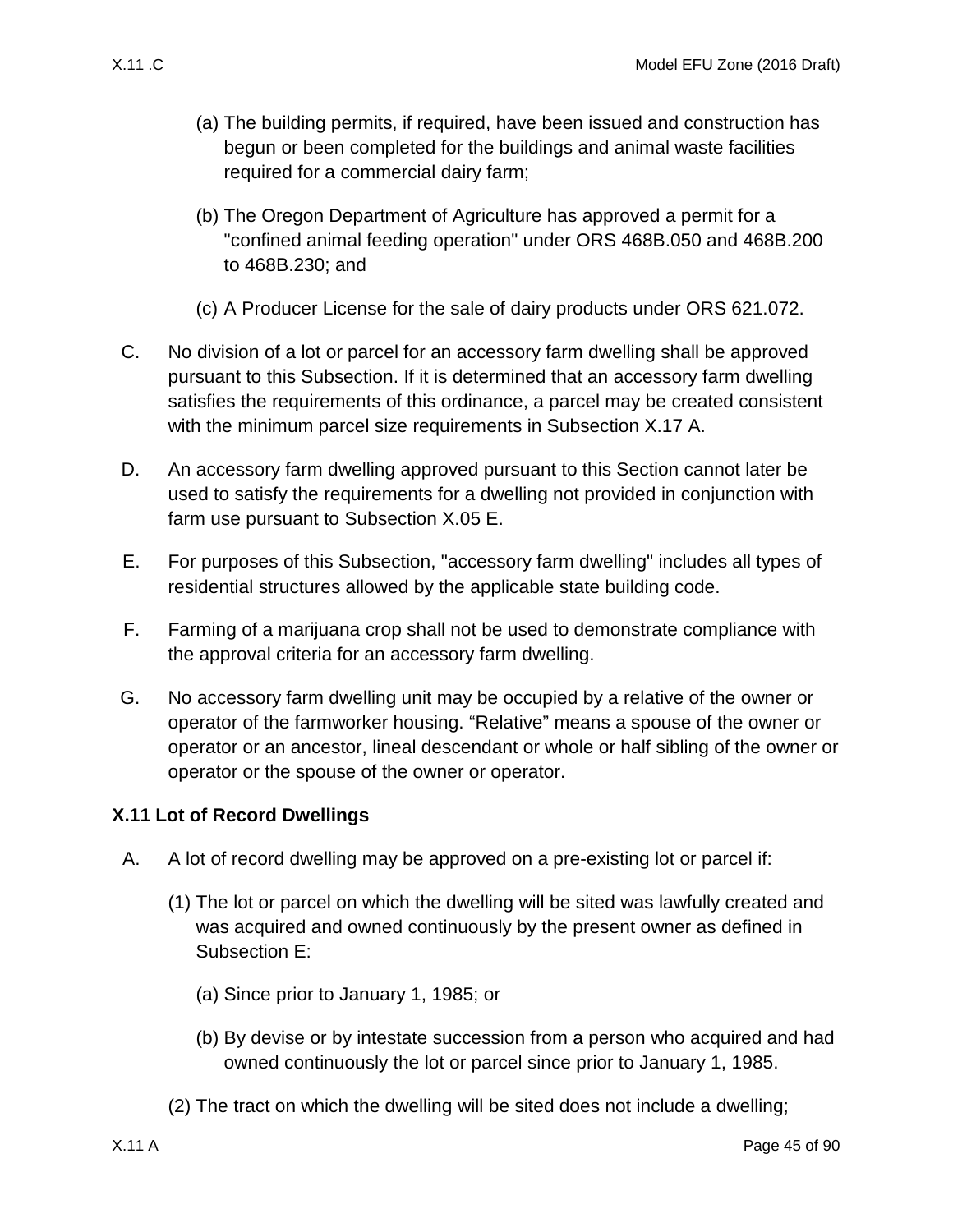(a) The building permits, if required, have been issued and construction has begun or been completed for the buildings and animal waste facilities required for a commercial dairy farm;

(b) The Oregon Department of Agriculture has approved a permit for a "confined animal feeding operation" under ORS 468B.050 and 468B.200 to 468B.230; and

(c) A Producer License for the sale of dairy products under ORS 621.072.

C. No division of a lot or parcel for an accessory farm dwelling shall be approved pursuant to this Subsection. If it is determined that an accessory farm dwelling satisfies the requirements of this ordinance, a parcel may be created consistent with the minimum parcel size requirements in Subsection X.17 A.

D. An accessory farm dwelling approved pursuant to this Section cannot later be used to satisfy the requirements for a dwelling not provided in conjunction with farm use pursuant to Subsection X.05 E.

E. For purposes of this Subsection, "accessory farm dwelling" includes all types of residential structures allowed by the applicable state building code.

F. Farming of a marijuana crop shall not be used to demonstrate compliance with the approval criteria for an accessory farm dwelling.

G. No accessory farm dwelling unit may be occupied by a relative of the owner or operator of the farmworker housing. “Relative” means a spouse of the owner or operator or an ancestor, lineal descendant or whole or half sibling of the owner or operator or the spouse of the owner or operator.

## X.11 Lot of Record Dwellings

A. A lot of record dwelling may be approved on a pre-existing lot or parcel if:

(1) The lot or parcel on which the dwelling will be sited was lawfully created and was acquired and owned continuously by the present owner as defined in Subsection E:

(a) Since prior to January 1, 1985; or

(b) By devise or by intestate succession from a person who acquired and had owned continuously the lot or parcel since prior to January 1, 1985.

(2) The tract on which the dwelling will be sited does not include a dwelling;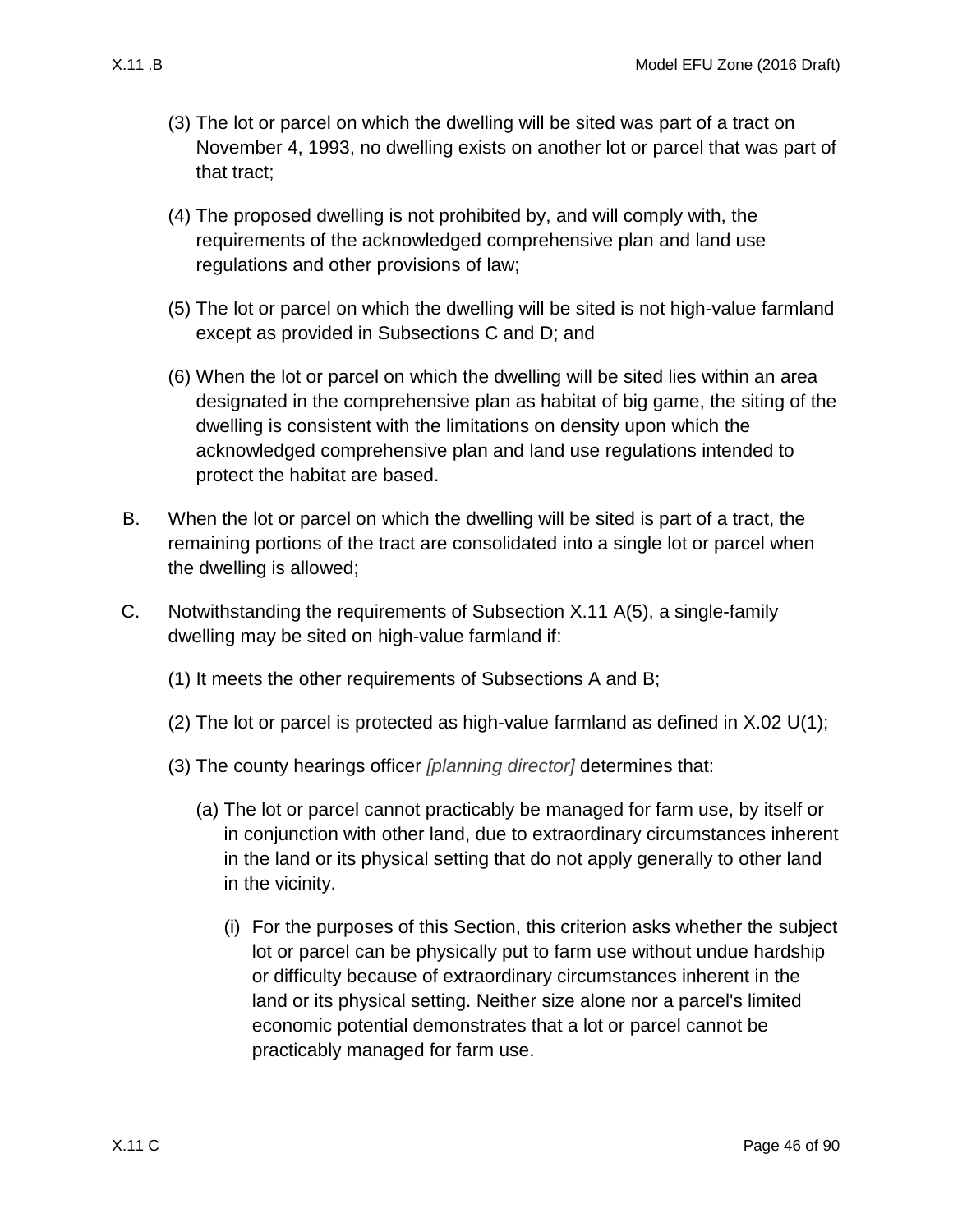(3) The lot or parcel on which the dwelling will be sited was part of a tract on November 4, 1993, no dwelling exists on another lot or parcel that was part of that tract;

(4) The proposed dwelling is not prohibited by, and will comply with, the requirements of the acknowledged comprehensive plan and land use regulations and other provisions of law;

(5) The lot or parcel on which the dwelling will be sited is not high-value farmland except as provided in Subsections C and D; and

(6) When the lot or parcel on which the dwelling will be sited lies within an area designated in the comprehensive plan as habitat of big game, the siting of the dwelling is consistent with the limitations on density upon which the acknowledged comprehensive plan and land use regulations intended to protect the habitat are based.

B. When the lot or parcel on which the dwelling will be sited is part of a tract, the remaining portions of the tract are consolidated into a single lot or parcel when the dwelling is allowed;

C. Notwithstanding the requirements of Subsection X.11 A(5), a single-family dwelling may be sited on high-value farmland if:

(1) It meets the other requirements of Subsections A and B;

(2) The lot or parcel is protected as high-value farmland as defined in X.02 U(1);

(3) The county hearings officer *[planning director]* determines that:

(a) The lot or parcel cannot practicably be managed for farm use, by itself or in conjunction with other land, due to extraordinary circumstances inherent in the land or its physical setting that do not apply generally to other land in the vicinity.

(i) For the purposes of this Section, this criterion asks whether the subject lot or parcel can be physically put to farm use without undue hardship or difficulty because of extraordinary circumstances inherent in the land or its physical setting. Neither size alone nor a parcel's limited economic potential demonstrates that a lot or parcel cannot be practicably managed for farm use.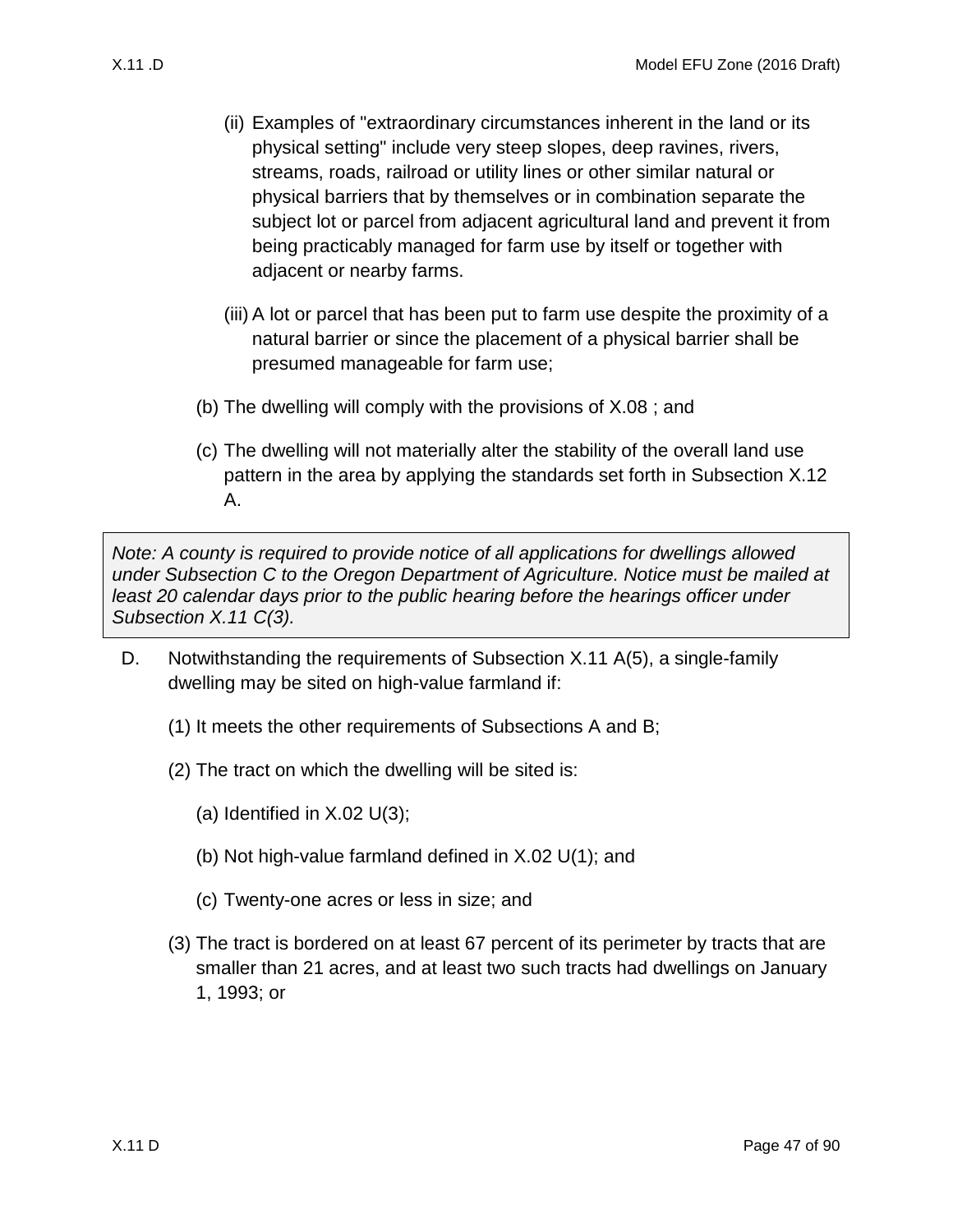(ii) Examples of "extraordinary circumstances inherent in the land or its physical setting" include very steep slopes, deep ravines, rivers, streams, roads, railroad or utility lines or other similar natural or physical barriers that by themselves or in combination separate the subject lot or parcel from adjacent agricultural land and prevent it from being practicably managed for farm use by itself or together with adjacent or nearby farms.

(iii) A lot or parcel that has been put to farm use despite the proximity of a natural barrier or since the placement of a physical barrier shall be presumed manageable for farm use;

(b) The dwelling will comply with the provisions of X.08 ; and

(c) The dwelling will not materially alter the stability of the overall land use pattern in the area by applying the standards set forth in Subsection X.12 A.

> *Note: A county is required to provide notice of all applications for dwellings allowed under Subsection C to the Oregon Department of Agriculture. Notice must be mailed at least 20 calendar days prior to the public hearing before the hearings officer under Subsection X.11 C(3).*

D. Notwithstanding the requirements of Subsection X.11 A(5), a single-family dwelling may be sited on high-value farmland if:

(1) It meets the other requirements of Subsections A and B;

(2) The tract on which the dwelling will be sited is:

(a) Identified in X.02 U(3);

(b) Not high-value farmland defined in X.02 U(1); and

(c) Twenty-one acres or less in size; and

(3) The tract is bordered on at least 67 percent of its perimeter by tracts that are smaller than 21 acres, and at least two such tracts had dwellings on January 1, 1993; or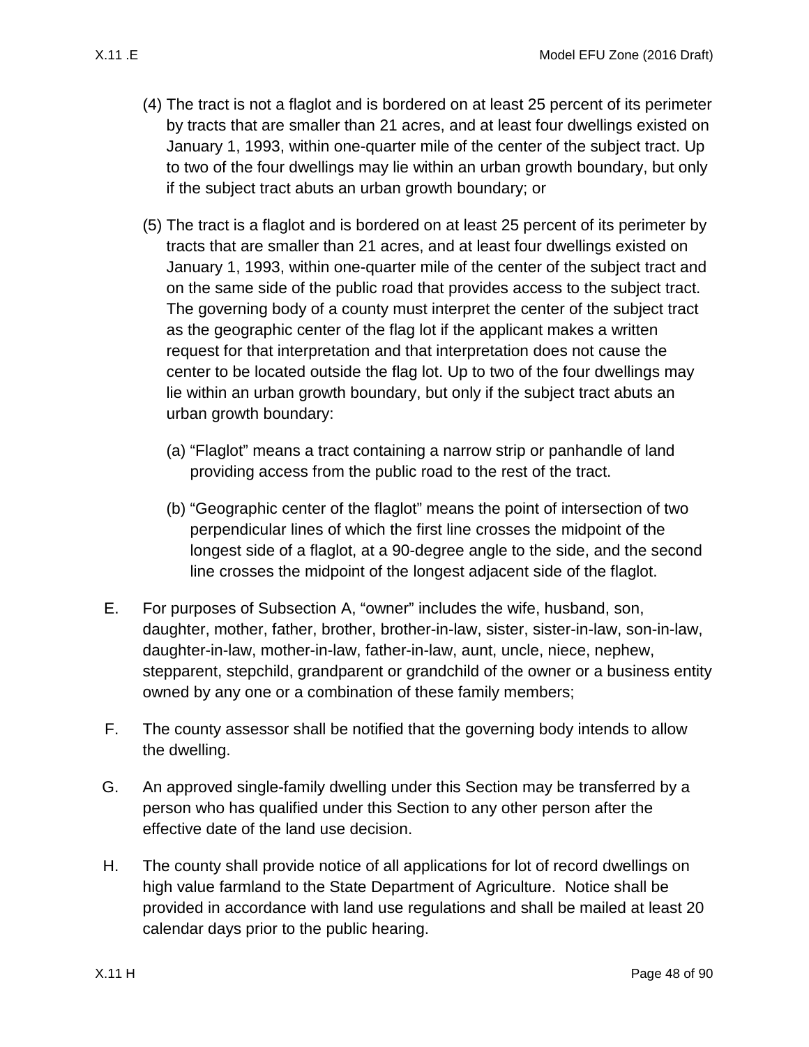(4) The tract is not a flaglot and is bordered on at least 25 percent of its perimeter by tracts that are smaller than 21 acres, and at least four dwellings existed on January 1, 1993, within one-quarter mile of the center of the subject tract. Up to two of the four dwellings may lie within an urban growth boundary, but only if the subject tract abuts an urban growth boundary; or

(5) The tract is a flaglot and is bordered on at least 25 percent of its perimeter by tracts that are smaller than 21 acres, and at least four dwellings existed on January 1, 1993, within one-quarter mile of the center of the subject tract and on the same side of the public road that provides access to the subject tract. The governing body of a county must interpret the center of the subject tract as the geographic center of the flag lot if the applicant makes a written request for that interpretation and that interpretation does not cause the center to be located outside the flag lot. Up to two of the four dwellings may lie within an urban growth boundary, but only if the subject tract abuts an urban growth boundary:

(a) "Flaglot" means a tract containing a narrow strip or panhandle of land providing access from the public road to the rest of the tract.

(b) "Geographic center of the flaglot" means the point of intersection of two perpendicular lines of which the first line crosses the midpoint of the longest side of a flaglot, at a 90-degree angle to the side, and the second line crosses the midpoint of the longest adjacent side of the flaglot.

E. For purposes of Subsection A, "owner" includes the wife, husband, son, daughter, mother, father, brother, brother-in-law, sister, sister-in-law, son-in-law, daughter-in-law, mother-in-law, father-in-law, aunt, uncle, niece, nephew, stepparent, stepchild, grandparent or grandchild of the owner or a business entity owned by any one or a combination of these family members;

F. The county assessor shall be notified that the governing body intends to allow the dwelling.

G. An approved single-family dwelling under this Section may be transferred by a person who has qualified under this Section to any other person after the effective date of the land use decision.

H. The county shall provide notice of all applications for lot of record dwellings on high value farmland to the State Department of Agriculture. Notice shall be provided in accordance with land use regulations and shall be mailed at least 20 calendar days prior to the public hearing.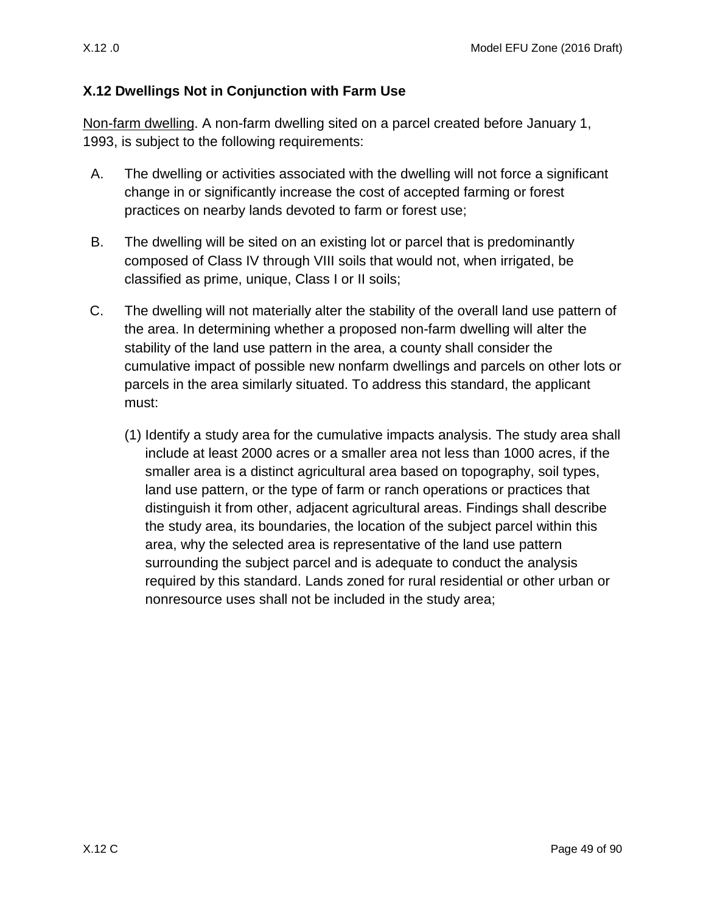## X.12 Dwellings Not in Conjunction with Farm Use

Non-farm dwelling. A non-farm dwelling sited on a parcel created before January 1, 1993, is subject to the following requirements:

A. The dwelling or activities associated with the dwelling will not force a significant change in or significantly increase the cost of accepted farming or forest practices on nearby lands devoted to farm or forest use;

B. The dwelling will be sited on an existing lot or parcel that is predominantly composed of Class IV through VIII soils that would not, when irrigated, be classified as prime, unique, Class I or II soils;

C. The dwelling will not materially alter the stability of the overall land use pattern of the area. In determining whether a proposed non-farm dwelling will alter the stability of the land use pattern in the area, a county shall consider the cumulative impact of possible new nonfarm dwellings and parcels on other lots or parcels in the area similarly situated. To address this standard, the applicant must:

   (1) Identify a study area for the cumulative impacts analysis. The study area shall include at least 2000 acres or a smaller area not less than 1000 acres, if the smaller area is a distinct agricultural area based on topography, soil types, land use pattern, or the type of farm or ranch operations or practices that distinguish it from other, adjacent agricultural areas. Findings shall describe the study area, its boundaries, the location of the subject parcel within this area, why the selected area is representative of the land use pattern surrounding the subject parcel and is adequate to conduct the analysis required by this standard. Lands zoned for rural residential or other urban or nonresource uses shall not be included in the study area;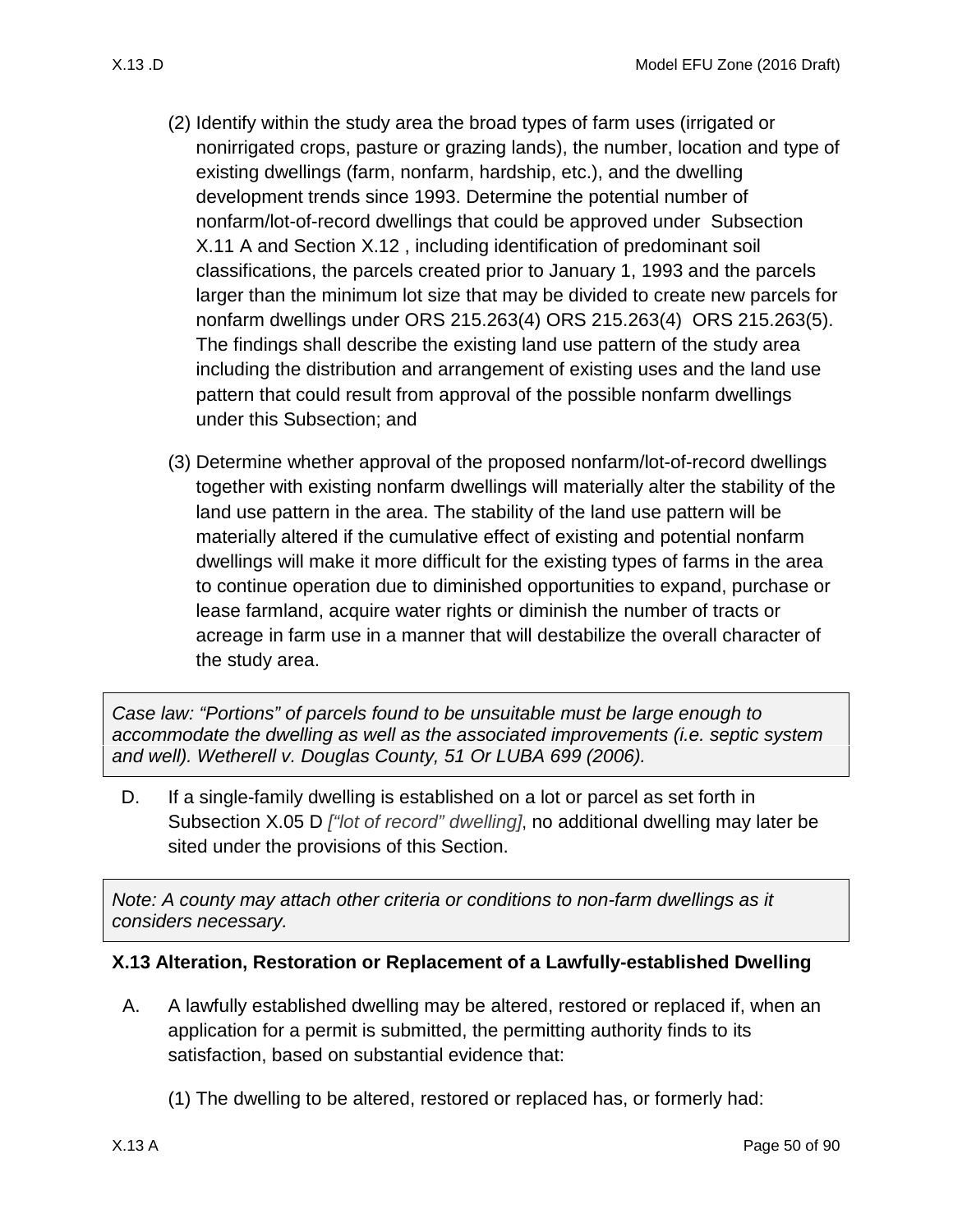(2) Identify within the study area the broad types of farm uses (irrigated or nonirrigated crops, pasture or grazing lands), the number, location and type of existing dwellings (farm, nonfarm, hardship, etc.), and the dwelling development trends since 1993. Determine the potential number of nonfarm/lot-of-record dwellings that could be approved under Subsection X.11 A and Section X.12 , including identification of predominant soil classifications, the parcels created prior to January 1, 1993 and the parcels larger than the minimum lot size that may be divided to create new parcels for nonfarm dwellings under ORS 215.263(4) ORS 215.263(4) ORS 215.263(5). The findings shall describe the existing land use pattern of the study area including the distribution and arrangement of existing uses and the land use pattern that could result from approval of the possible nonfarm dwellings under this Subsection; and

(3) Determine whether approval of the proposed nonfarm/lot-of-record dwellings together with existing nonfarm dwellings will materially alter the stability of the land use pattern in the area. The stability of the land use pattern will be materially altered if the cumulative effect of existing and potential nonfarm dwellings will make it more difficult for the existing types of farms in the area to continue operation due to diminished opportunities to expand, purchase or lease farmland, acquire water rights or diminish the number of tracts or acreage in farm use in a manner that will destabilize the overall character of the study area.

> *Case law: "Portions" of parcels found to be unsuitable must be large enough to accommodate the dwelling as well as the associated improvements (i.e. septic system and well). Wetherell v. Douglas County, 51 Or LUBA 699 (2006).*

D. If a single-family dwelling is established on a lot or parcel as set forth in Subsection X.05 D *["lot of record" dwelling]*, no additional dwelling may later be sited under the provisions of this Section.

> *Note: A county may attach other criteria or conditions to non-farm dwellings as it considers necessary.*

### X.13 Alteration, Restoration or Replacement of a Lawfully-established Dwelling

A. A lawfully established dwelling may be altered, restored or replaced if, when an application for a permit is submitted, the permitting authority finds to its satisfaction, based on substantial evidence that:

(1) The dwelling to be altered, restored or replaced has, or formerly had: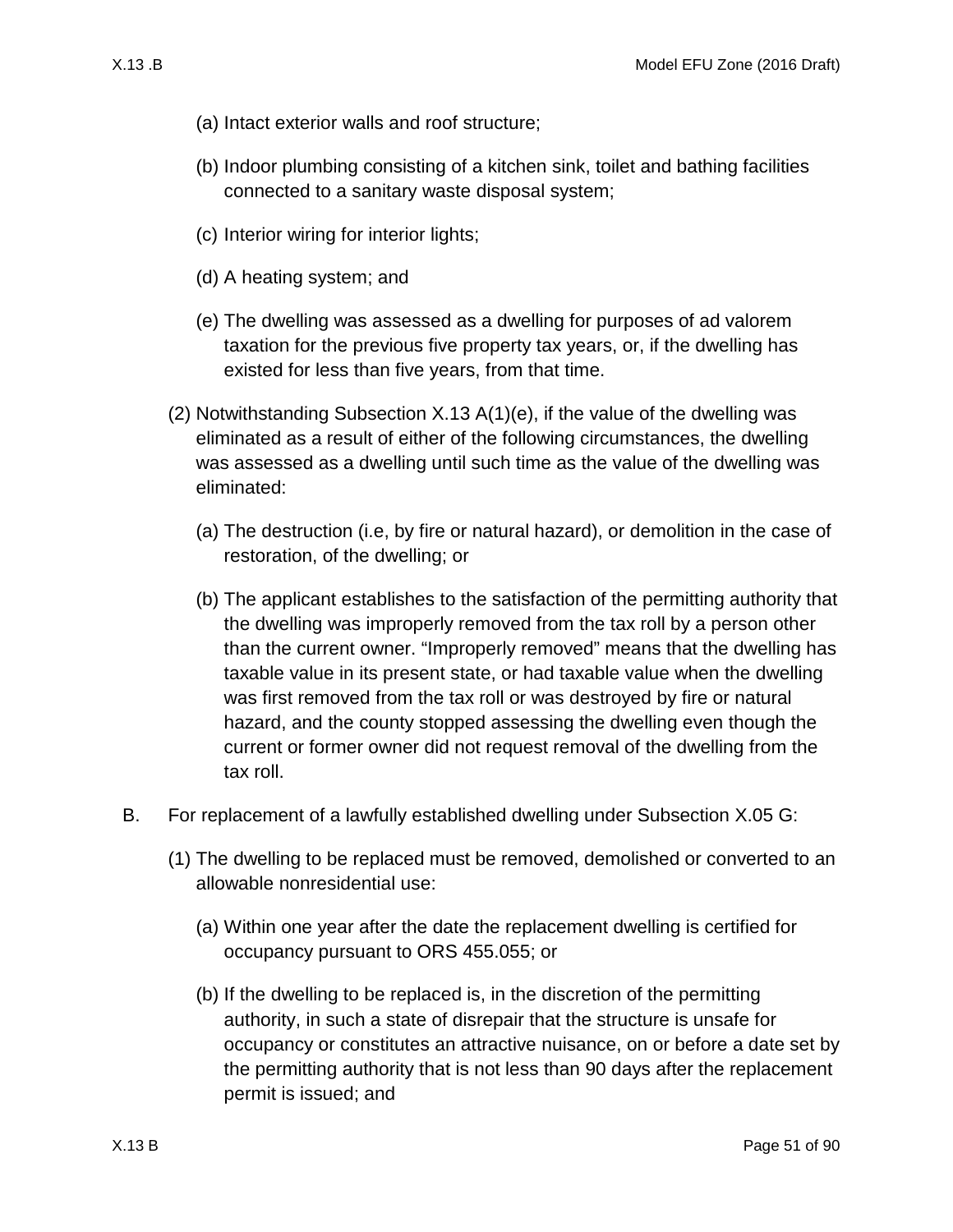(a) Intact exterior walls and roof structure;

(b) Indoor plumbing consisting of a kitchen sink, toilet and bathing facilities connected to a sanitary waste disposal system;

(c) Interior wiring for interior lights;

(d) A heating system; and

(e) The dwelling was assessed as a dwelling for purposes of ad valorem taxation for the previous five property tax years, or, if the dwelling has existed for less than five years, from that time.

(2) Notwithstanding Subsection X.13 A(1)(e), if the value of the dwelling was eliminated as a result of either of the following circumstances, the dwelling was assessed as a dwelling until such time as the value of the dwelling was eliminated:

(a) The destruction (i.e, by fire or natural hazard), or demolition in the case of restoration, of the dwelling; or

(b) The applicant establishes to the satisfaction of the permitting authority that the dwelling was improperly removed from the tax roll by a person other than the current owner. "Improperly removed" means that the dwelling has taxable value in its present state, or had taxable value when the dwelling was first removed from the tax roll or was destroyed by fire or natural hazard, and the county stopped assessing the dwelling even though the current or former owner did not request removal of the dwelling from the tax roll.

B. For replacement of a lawfully established dwelling under Subsection X.05 G:

(1) The dwelling to be replaced must be removed, demolished or converted to an allowable nonresidential use:

(a) Within one year after the date the replacement dwelling is certified for occupancy pursuant to ORS 455.055; or

(b) If the dwelling to be replaced is, in the discretion of the permitting authority, in such a state of disrepair that the structure is unsafe for occupancy or constitutes an attractive nuisance, on or before a date set by the permitting authority that is not less than 90 days after the replacement permit is issued; and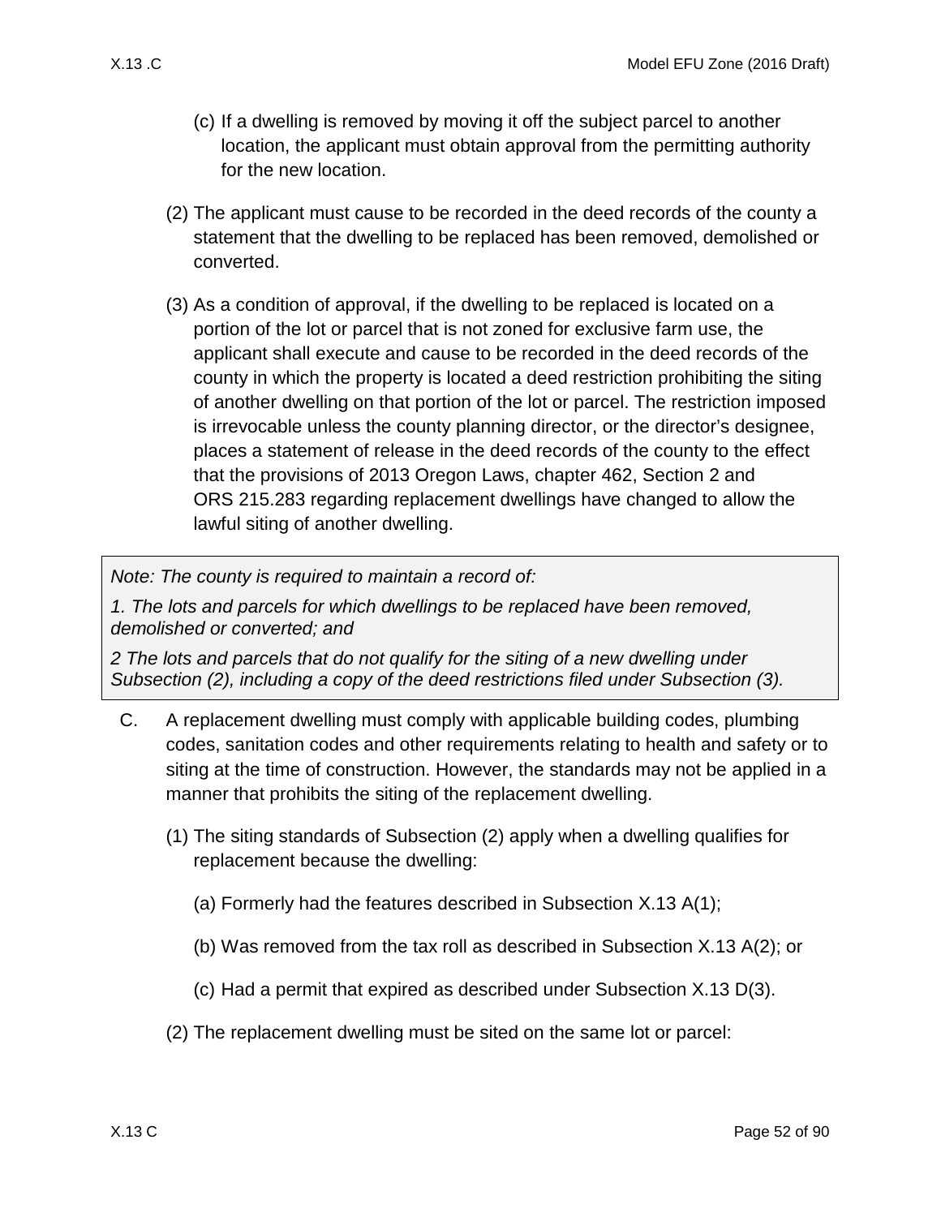(c) If a dwelling is removed by moving it off the subject parcel to another location, the applicant must obtain approval from the permitting authority for the new location.

(2) The applicant must cause to be recorded in the deed records of the county a statement that the dwelling to be replaced has been removed, demolished or converted.

(3) As a condition of approval, if the dwelling to be replaced is located on a portion of the lot or parcel that is not zoned for exclusive farm use, the applicant shall execute and cause to be recorded in the deed records of the county in which the property is located a deed restriction prohibiting the siting of another dwelling on that portion of the lot or parcel. The restriction imposed is irrevocable unless the county planning director, or the director's designee, places a statement of release in the deed records of the county to the effect that the provisions of 2013 Oregon Laws, chapter 462, Section 2 and ORS 215.283 regarding replacement dwellings have changed to allow the lawful siting of another dwelling.

> *Note: The county is required to maintain a record of:*
>
> *1. The lots and parcels for which dwellings to be replaced have been removed, demolished or converted; and*
>
> *2 The lots and parcels that do not qualify for the siting of a new dwelling under Subsection (2), including a copy of the deed restrictions filed under Subsection (3).*

C. A replacement dwelling must comply with applicable building codes, plumbing codes, sanitation codes and other requirements relating to health and safety or to siting at the time of construction. However, the standards may not be applied in a manner that prohibits the siting of the replacement dwelling.

(1) The siting standards of Subsection (2) apply when a dwelling qualifies for replacement because the dwelling:

(a) Formerly had the features described in Subsection X.13 A(1);

(b) Was removed from the tax roll as described in Subsection X.13 A(2); or

(c) Had a permit that expired as described under Subsection X.13 D(3).

(2) The replacement dwelling must be sited on the same lot or parcel: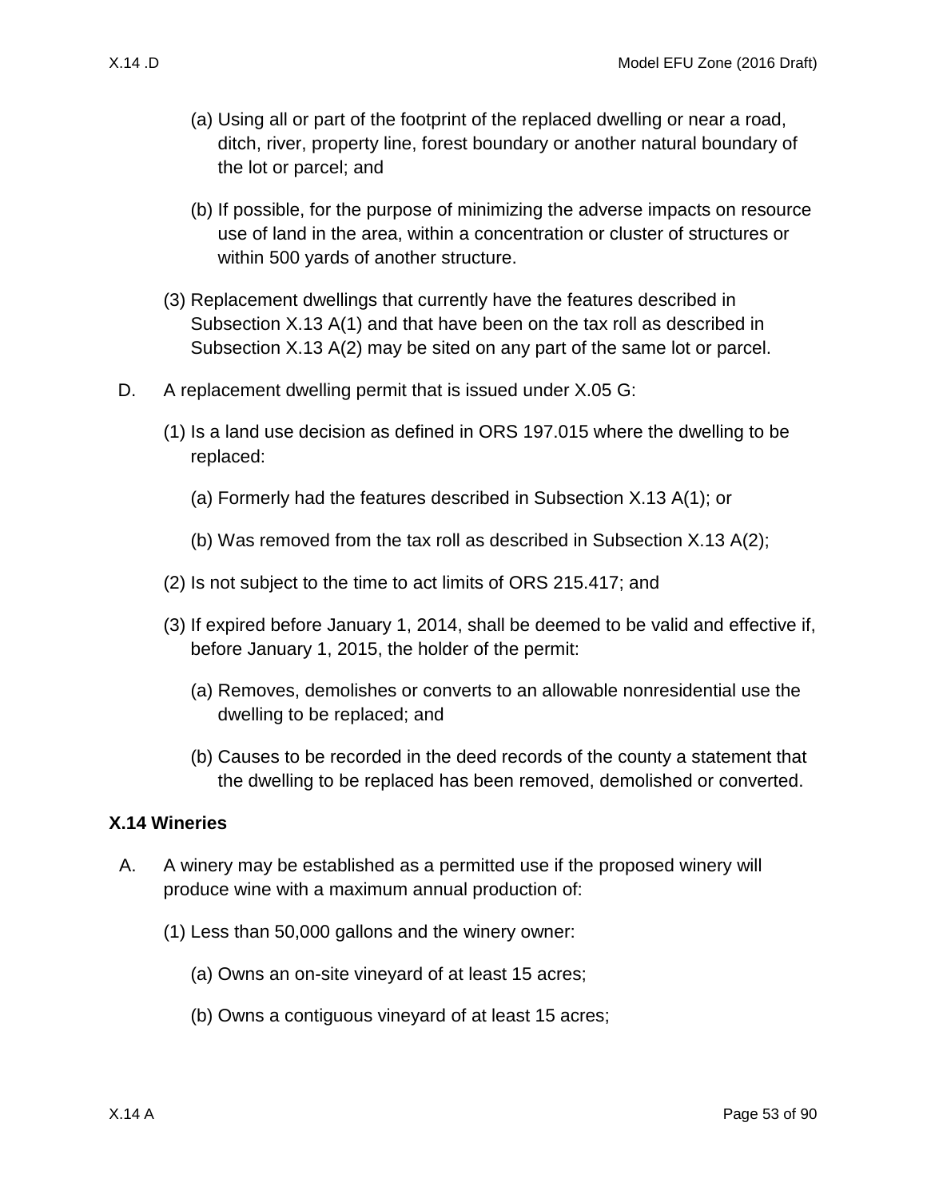(a) Using all or part of the footprint of the replaced dwelling or near a road, ditch, river, property line, forest boundary or another natural boundary of the lot or parcel; and

(b) If possible, for the purpose of minimizing the adverse impacts on resource use of land in the area, within a concentration or cluster of structures or within 500 yards of another structure.

(3) Replacement dwellings that currently have the features described in Subsection X.13 A(1) and that have been on the tax roll as described in Subsection X.13 A(2) may be sited on any part of the same lot or parcel.

D. A replacement dwelling permit that is issued under X.05 G:

(1) Is a land use decision as defined in ORS 197.015 where the dwelling to be replaced:

(a) Formerly had the features described in Subsection X.13 A(1); or

(b) Was removed from the tax roll as described in Subsection X.13 A(2);

(2) Is not subject to the time to act limits of ORS 215.417; and

(3) If expired before January 1, 2014, shall be deemed to be valid and effective if, before January 1, 2015, the holder of the permit:

(a) Removes, demolishes or converts to an allowable nonresidential use the dwelling to be replaced; and

(b) Causes to be recorded in the deed records of the county a statement that the dwelling to be replaced has been removed, demolished or converted.

## X.14 Wineries

A. A winery may be established as a permitted use if the proposed winery will produce wine with a maximum annual production of:

(1) Less than 50,000 gallons and the winery owner:

(a) Owns an on-site vineyard of at least 15 acres;

(b) Owns a contiguous vineyard of at least 15 acres;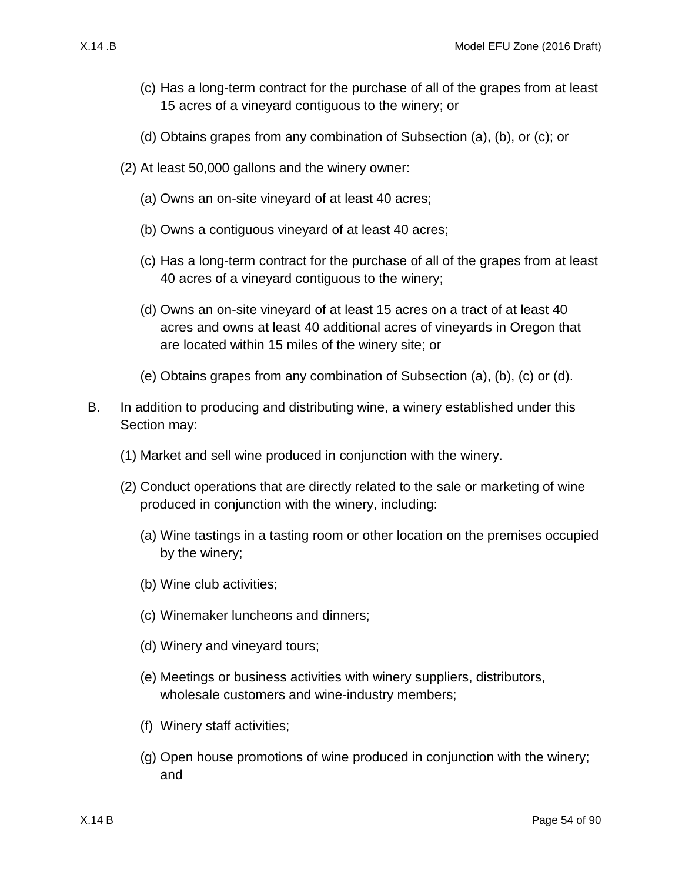(c) Has a long-term contract for the purchase of all of the grapes from at least 15 acres of a vineyard contiguous to the winery; or

(d) Obtains grapes from any combination of Subsection (a), (b), or (c); or

(2) At least 50,000 gallons and the winery owner:

(a) Owns an on-site vineyard of at least 40 acres;

(b) Owns a contiguous vineyard of at least 40 acres;

(c) Has a long-term contract for the purchase of all of the grapes from at least 40 acres of a vineyard contiguous to the winery;

(d) Owns an on-site vineyard of at least 15 acres on a tract of at least 40 acres and owns at least 40 additional acres of vineyards in Oregon that are located within 15 miles of the winery site; or

(e) Obtains grapes from any combination of Subsection (a), (b), (c) or (d).

B. In addition to producing and distributing wine, a winery established under this Section may:

(1) Market and sell wine produced in conjunction with the winery.

(2) Conduct operations that are directly related to the sale or marketing of wine produced in conjunction with the winery, including:

(a) Wine tastings in a tasting room or other location on the premises occupied by the winery;

(b) Wine club activities;

(c) Winemaker luncheons and dinners;

(d) Winery and vineyard tours;

(e) Meetings or business activities with winery suppliers, distributors, wholesale customers and wine-industry members;

(f) Winery staff activities;

(g) Open house promotions of wine produced in conjunction with the winery; and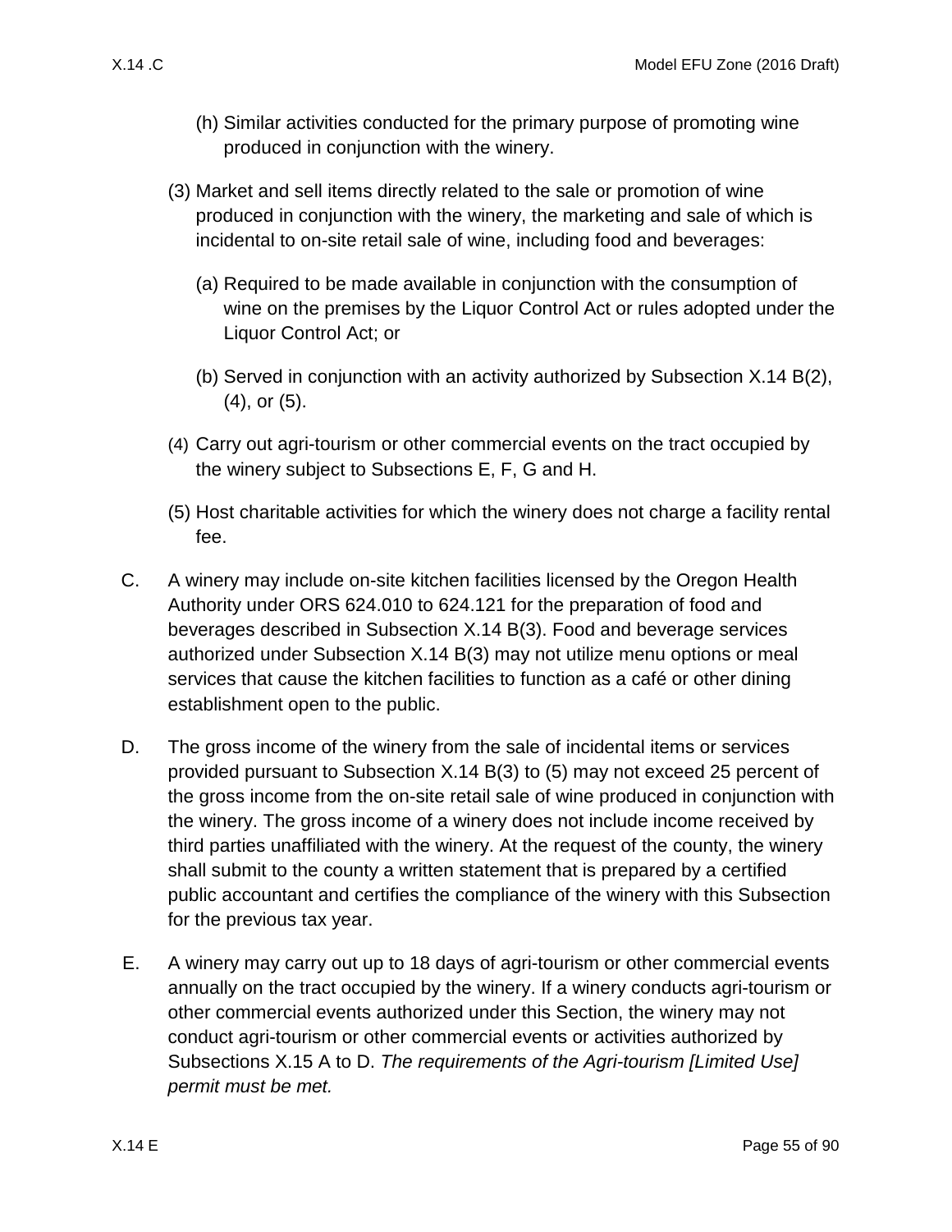(h) Similar activities conducted for the primary purpose of promoting wine produced in conjunction with the winery.

(3) Market and sell items directly related to the sale or promotion of wine produced in conjunction with the winery, the marketing and sale of which is incidental to on-site retail sale of wine, including food and beverages:

(a) Required to be made available in conjunction with the consumption of wine on the premises by the Liquor Control Act or rules adopted under the Liquor Control Act; or

(b) Served in conjunction with an activity authorized by Subsection X.14 B(2), (4), or (5).

(4) Carry out agri-tourism or other commercial events on the tract occupied by the winery subject to Subsections E, F, G and H.

(5) Host charitable activities for which the winery does not charge a facility rental fee.

C. A winery may include on-site kitchen facilities licensed by the Oregon Health Authority under ORS 624.010 to 624.121 for the preparation of food and beverages described in Subsection X.14 B(3). Food and beverage services authorized under Subsection X.14 B(3) may not utilize menu options or meal services that cause the kitchen facilities to function as a café or other dining establishment open to the public.

D. The gross income of the winery from the sale of incidental items or services provided pursuant to Subsection X.14 B(3) to (5) may not exceed 25 percent of the gross income from the on-site retail sale of wine produced in conjunction with the winery. The gross income of a winery does not include income received by third parties unaffiliated with the winery. At the request of the county, the winery shall submit to the county a written statement that is prepared by a certified public accountant and certifies the compliance of the winery with this Subsection for the previous tax year.

E. A winery may carry out up to 18 days of agri-tourism or other commercial events annually on the tract occupied by the winery. If a winery conducts agri-tourism or other commercial events authorized under this Section, the winery may not conduct agri-tourism or other commercial events or activities authorized by Subsections X.15 A to D. *The requirements of the Agri-tourism [Limited Use] permit must be met.*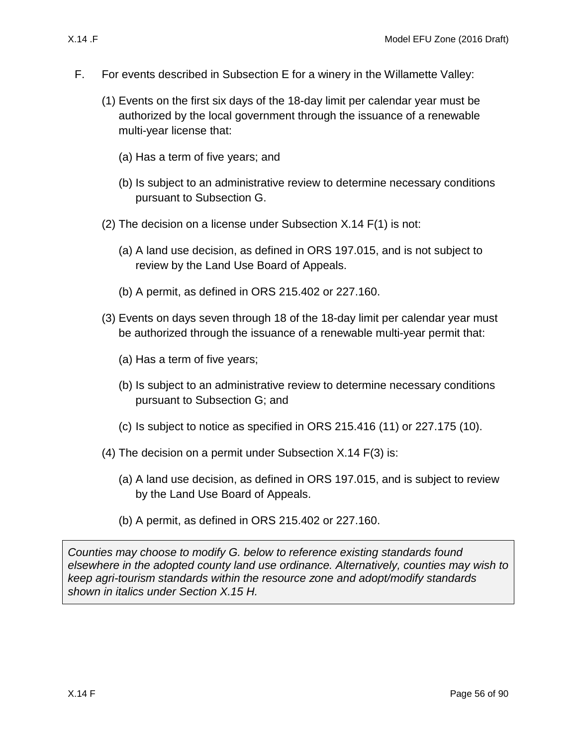F. For events described in Subsection E for a winery in the Willamette Valley:

(1) Events on the first six days of the 18-day limit per calendar year must be authorized by the local government through the issuance of a renewable multi-year license that:

(a) Has a term of five years; and

(b) Is subject to an administrative review to determine necessary conditions pursuant to Subsection G.

(2) The decision on a license under Subsection X.14 F(1) is not:

(a) A land use decision, as defined in ORS 197.015, and is not subject to review by the Land Use Board of Appeals.

(b) A permit, as defined in ORS 215.402 or 227.160.

(3) Events on days seven through 18 of the 18-day limit per calendar year must be authorized through the issuance of a renewable multi-year permit that:

(a) Has a term of five years;

(b) Is subject to an administrative review to determine necessary conditions pursuant to Subsection G; and

(c) Is subject to notice as specified in ORS 215.416 (11) or 227.175 (10).

(4) The decision on a permit under Subsection X.14 F(3) is:

(a) A land use decision, as defined in ORS 197.015, and is subject to review by the Land Use Board of Appeals.

(b) A permit, as defined in ORS 215.402 or 227.160.

*Counties may choose to modify G. below to reference existing standards found elsewhere in the adopted county land use ordinance. Alternatively, counties may wish to keep agri-tourism standards within the resource zone and adopt/modify standards shown in italics under Section X.15 H.*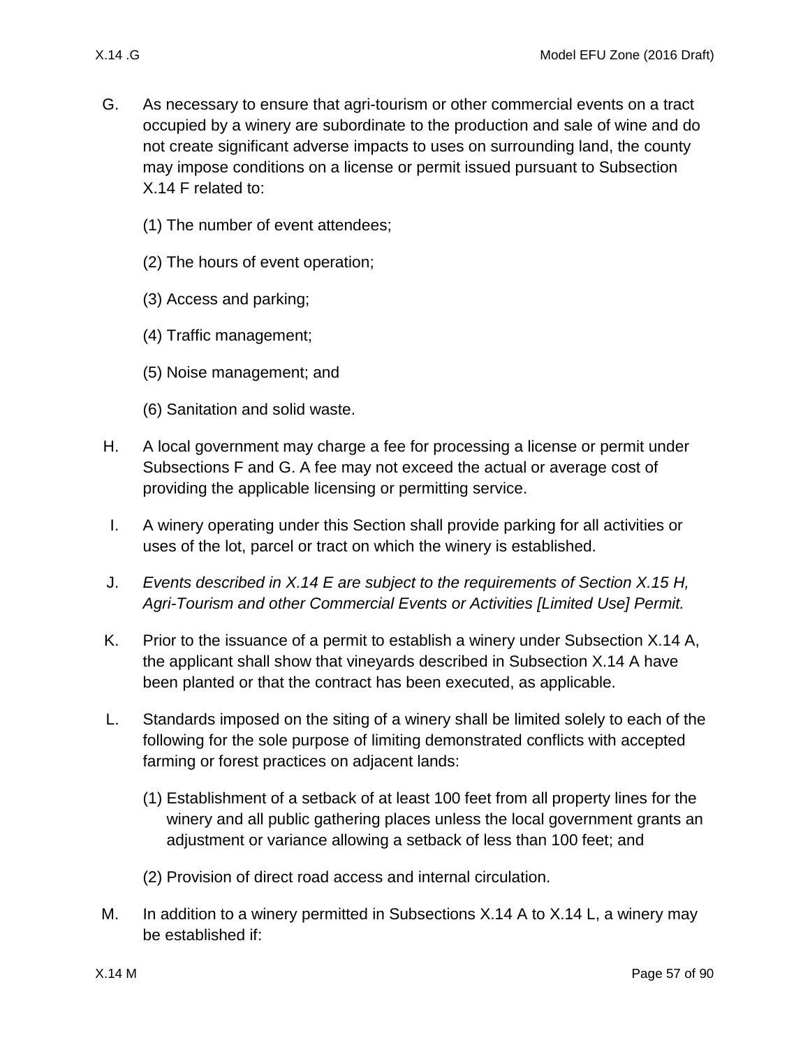G. As necessary to ensure that agri-tourism or other commercial events on a tract occupied by a winery are subordinate to the production and sale of wine and do not create significant adverse impacts to uses on surrounding land, the county may impose conditions on a license or permit issued pursuant to Subsection X.14 F related to:

   (1) The number of event attendees;

   (2) The hours of event operation;

   (3) Access and parking;

   (4) Traffic management;

   (5) Noise management; and

   (6) Sanitation and solid waste.

H. A local government may charge a fee for processing a license or permit under Subsections F and G. A fee may not exceed the actual or average cost of providing the applicable licensing or permitting service.

I. A winery operating under this Section shall provide parking for all activities or uses of the lot, parcel or tract on which the winery is established.

J. *Events described in X.14 E are subject to the requirements of Section X.15 H, Agri-Tourism and other Commercial Events or Activities [Limited Use] Permit.*

K. Prior to the issuance of a permit to establish a winery under Subsection X.14 A, the applicant shall show that vineyards described in Subsection X.14 A have been planted or that the contract has been executed, as applicable.

L. Standards imposed on the siting of a winery shall be limited solely to each of the following for the sole purpose of limiting demonstrated conflicts with accepted farming or forest practices on adjacent lands:

   (1) Establishment of a setback of at least 100 feet from all property lines for the winery and all public gathering places unless the local government grants an adjustment or variance allowing a setback of less than 100 feet; and

   (2) Provision of direct road access and internal circulation.

M. In addition to a winery permitted in Subsections X.14 A to X.14 L, a winery may be established if: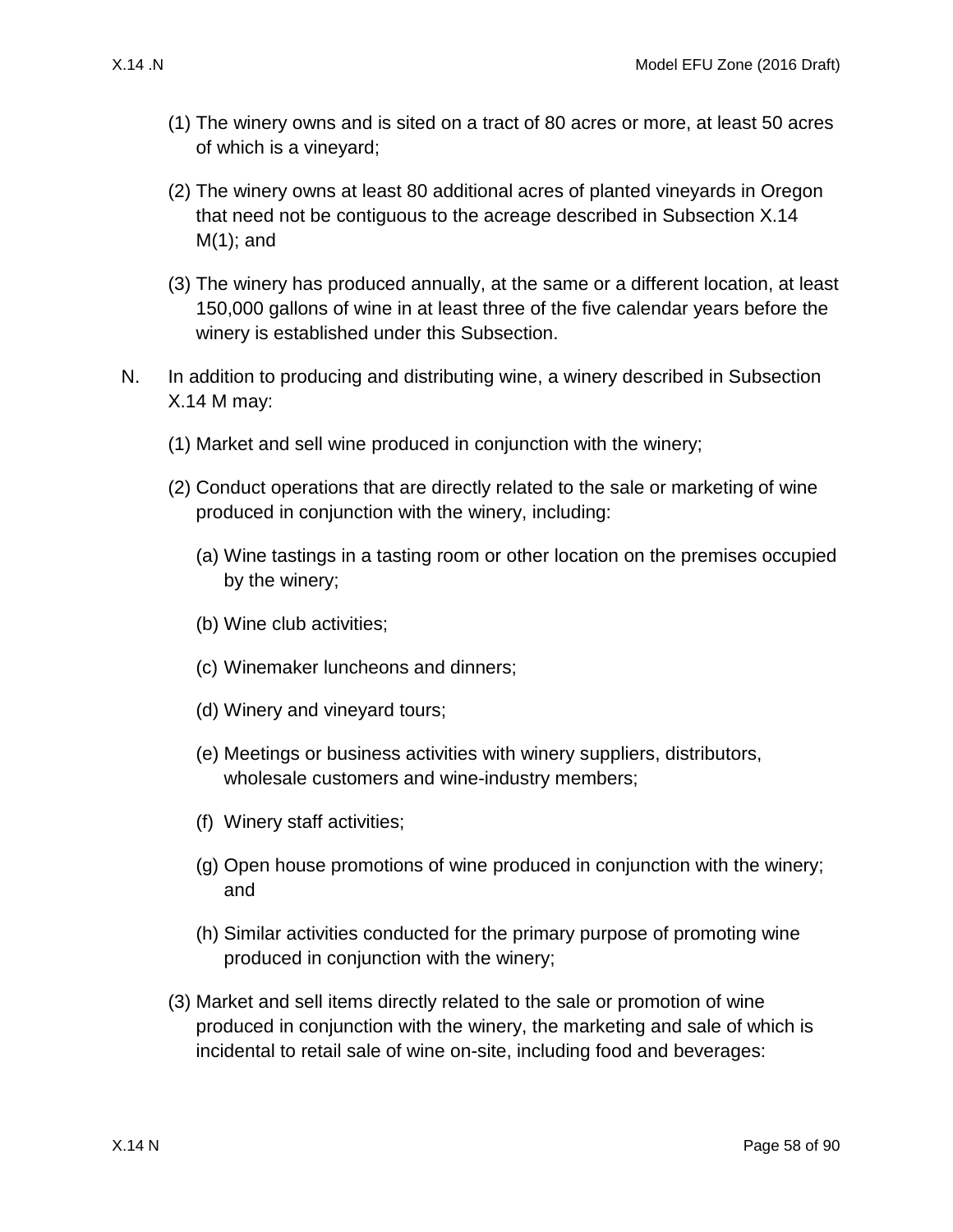(1) The winery owns and is sited on a tract of 80 acres or more, at least 50 acres of which is a vineyard;

(2) The winery owns at least 80 additional acres of planted vineyards in Oregon that need not be contiguous to the acreage described in Subsection X.14 M(1); and

(3) The winery has produced annually, at the same or a different location, at least 150,000 gallons of wine in at least three of the five calendar years before the winery is established under this Subsection.

N. In addition to producing and distributing wine, a winery described in Subsection X.14 M may:

(1) Market and sell wine produced in conjunction with the winery;

(2) Conduct operations that are directly related to the sale or marketing of wine produced in conjunction with the winery, including:

(a) Wine tastings in a tasting room or other location on the premises occupied by the winery;

(b) Wine club activities;

(c) Winemaker luncheons and dinners;

(d) Winery and vineyard tours;

(e) Meetings or business activities with winery suppliers, distributors, wholesale customers and wine-industry members;

(f) Winery staff activities;

(g) Open house promotions of wine produced in conjunction with the winery; and

(h) Similar activities conducted for the primary purpose of promoting wine produced in conjunction with the winery;

(3) Market and sell items directly related to the sale or promotion of wine produced in conjunction with the winery, the marketing and sale of which is incidental to retail sale of wine on-site, including food and beverages: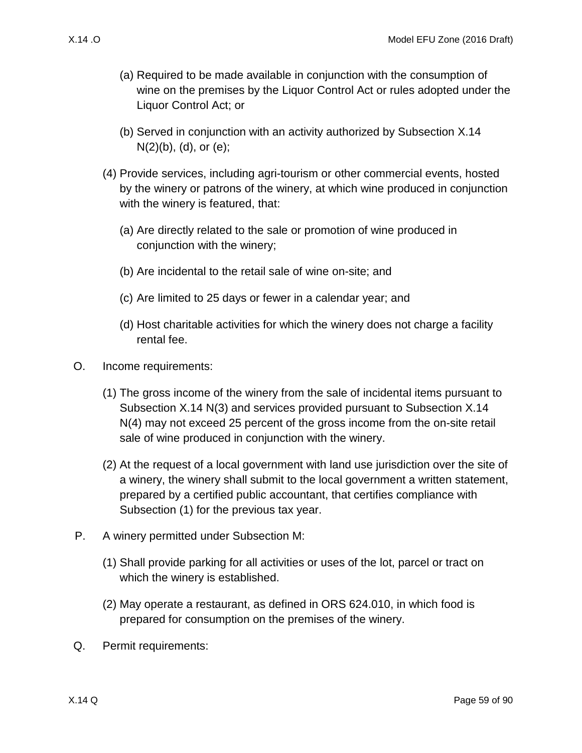(a) Required to be made available in conjunction with the consumption of wine on the premises by the Liquor Control Act or rules adopted under the Liquor Control Act; or

(b) Served in conjunction with an activity authorized by Subsection X.14 N(2)(b), (d), or (e);

(4) Provide services, including agri-tourism or other commercial events, hosted by the winery or patrons of the winery, at which wine produced in conjunction with the winery is featured, that:

(a) Are directly related to the sale or promotion of wine produced in conjunction with the winery;

(b) Are incidental to the retail sale of wine on-site; and

(c) Are limited to 25 days or fewer in a calendar year; and

(d) Host charitable activities for which the winery does not charge a facility rental fee.

O. Income requirements:

(1) The gross income of the winery from the sale of incidental items pursuant to Subsection X.14 N(3) and services provided pursuant to Subsection X.14 N(4) may not exceed 25 percent of the gross income from the on-site retail sale of wine produced in conjunction with the winery.

(2) At the request of a local government with land use jurisdiction over the site of a winery, the winery shall submit to the local government a written statement, prepared by a certified public accountant, that certifies compliance with Subsection (1) for the previous tax year.

P. A winery permitted under Subsection M:

(1) Shall provide parking for all activities or uses of the lot, parcel or tract on which the winery is established.

(2) May operate a restaurant, as defined in ORS 624.010, in which food is prepared for consumption on the premises of the winery.

Q. Permit requirements: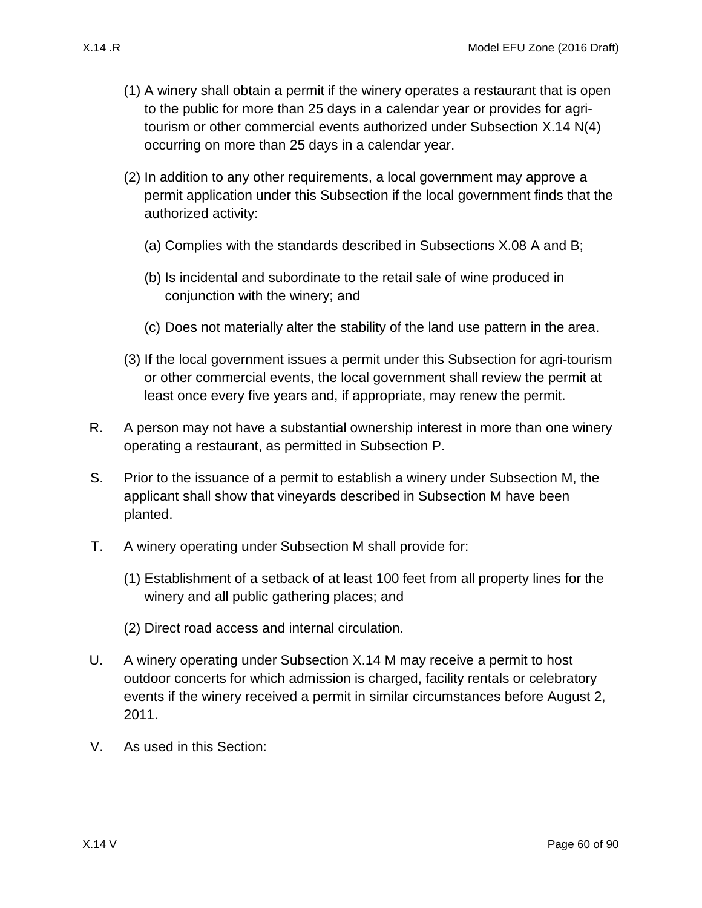(1) A winery shall obtain a permit if the winery operates a restaurant that is open to the public for more than 25 days in a calendar year or provides for agri-tourism or other commercial events authorized under Subsection X.14 N(4) occurring on more than 25 days in a calendar year.

(2) In addition to any other requirements, a local government may approve a permit application under this Subsection if the local government finds that the authorized activity:

(a) Complies with the standards described in Subsections X.08 A and B;

(b) Is incidental and subordinate to the retail sale of wine produced in conjunction with the winery; and

(c) Does not materially alter the stability of the land use pattern in the area.

(3) If the local government issues a permit under this Subsection for agri-tourism or other commercial events, the local government shall review the permit at least once every five years and, if appropriate, may renew the permit.

R. A person may not have a substantial ownership interest in more than one winery operating a restaurant, as permitted in Subsection P.

S. Prior to the issuance of a permit to establish a winery under Subsection M, the applicant shall show that vineyards described in Subsection M have been planted.

T. A winery operating under Subsection M shall provide for:

(1) Establishment of a setback of at least 100 feet from all property lines for the winery and all public gathering places; and

(2) Direct road access and internal circulation.

U. A winery operating under Subsection X.14 M may receive a permit to host outdoor concerts for which admission is charged, facility rentals or celebratory events if the winery received a permit in similar circumstances before August 2, 2011.

V. As used in this Section: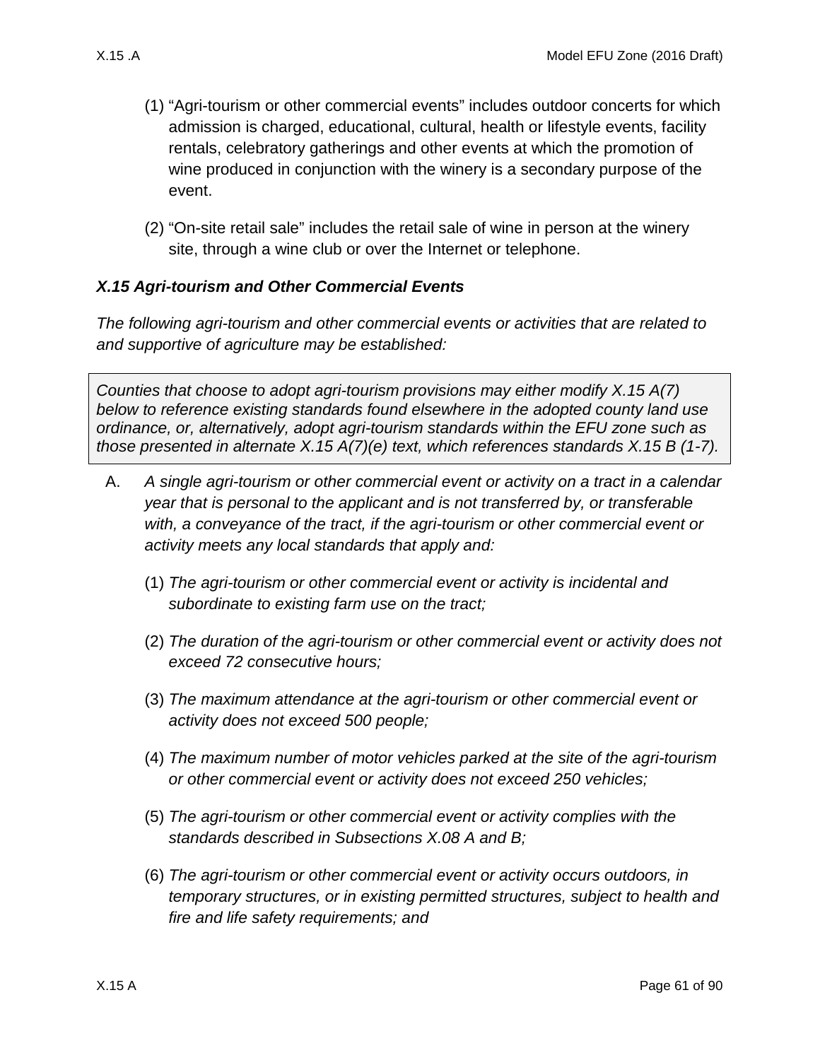(1) "Agri-tourism or other commercial events" includes outdoor concerts for which admission is charged, educational, cultural, health or lifestyle events, facility rentals, celebratory gatherings and other events at which the promotion of wine produced in conjunction with the winery is a secondary purpose of the event.

(2) "On-site retail sale" includes the retail sale of wine in person at the winery site, through a wine club or over the Internet or telephone.

### *X.15 Agri-tourism and Other Commercial Events*

*The following agri-tourism and other commercial events or activities that are related to and supportive of agriculture may be established:*

> *Counties that choose to adopt agri-tourism provisions may either modify X.15 A(7) below to reference existing standards found elsewhere in the adopted county land use ordinance, or, alternatively, adopt agri-tourism standards within the EFU zone such as those presented in alternate X.15 A(7)(e) text, which references standards X.15 B (1-7).*

A. *A single agri-tourism or other commercial event or activity on a tract in a calendar year that is personal to the applicant and is not transferred by, or transferable with, a conveyance of the tract, if the agri-tourism or other commercial event or activity meets any local standards that apply and:*

   (1) *The agri-tourism or other commercial event or activity is incidental and subordinate to existing farm use on the tract;*

   (2) *The duration of the agri-tourism or other commercial event or activity does not exceed 72 consecutive hours;*

   (3) *The maximum attendance at the agri-tourism or other commercial event or activity does not exceed 500 people;*

   (4) *The maximum number of motor vehicles parked at the site of the agri-tourism or other commercial event or activity does not exceed 250 vehicles;*

   (5) *The agri-tourism or other commercial event or activity complies with the standards described in Subsections X.08 A and B;*

   (6) *The agri-tourism or other commercial event or activity occurs outdoors, in temporary structures, or in existing permitted structures, subject to health and fire and life safety requirements; and*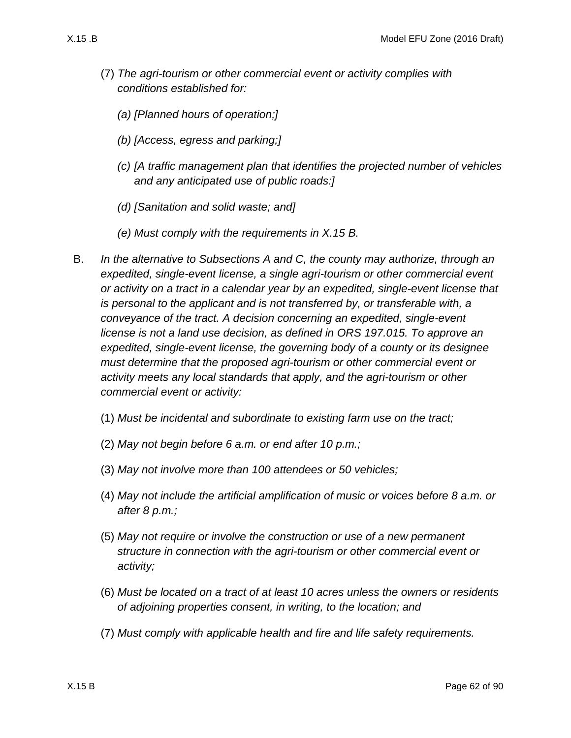(7) *The agri-tourism or other commercial event or activity complies with conditions established for:*

*(a) [Planned hours of operation;]*

*(b) [Access, egress and parking;]*

*(c) [A traffic management plan that identifies the projected number of vehicles and any anticipated use of public roads:]*

*(d) [Sanitation and solid waste; and]*

*(e) Must comply with the requirements in X.15 B.*

B. *In the alternative to Subsections A and C, the county may authorize, through an expedited, single-event license, a single agri-tourism or other commercial event or activity on a tract in a calendar year by an expedited, single-event license that is personal to the applicant and is not transferred by, or transferable with, a conveyance of the tract. A decision concerning an expedited, single-event license is not a land use decision, as defined in ORS 197.015. To approve an expedited, single-event license, the governing body of a county or its designee must determine that the proposed agri-tourism or other commercial event or activity meets any local standards that apply, and the agri-tourism or other commercial event or activity:*

(1) *Must be incidental and subordinate to existing farm use on the tract;*

(2) *May not begin before 6 a.m. or end after 10 p.m.;*

(3) *May not involve more than 100 attendees or 50 vehicles;*

(4) *May not include the artificial amplification of music or voices before 8 a.m. or after 8 p.m.;*

(5) *May not require or involve the construction or use of a new permanent structure in connection with the agri-tourism or other commercial event or activity;*

(6) *Must be located on a tract of at least 10 acres unless the owners or residents of adjoining properties consent, in writing, to the location; and*

(7) *Must comply with applicable health and fire and life safety requirements.*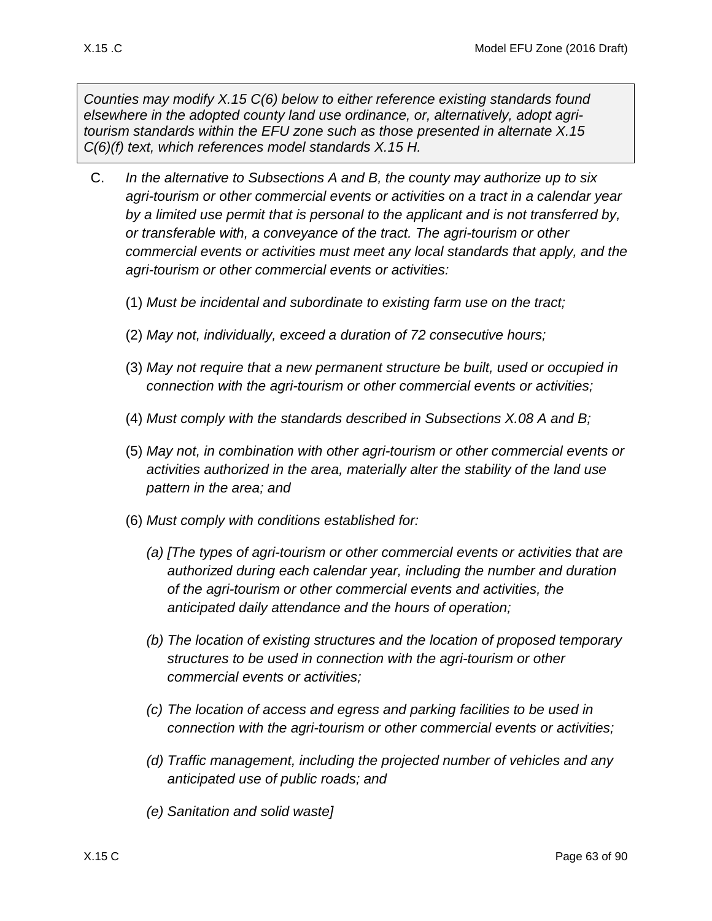*Counties may modify X.15 C(6) below to either reference existing standards found elsewhere in the adopted county land use ordinance, or, alternatively, adopt agri-tourism standards within the EFU zone such as those presented in alternate X.15 C(6)(f) text, which references model standards X.15 H.*

C. *In the alternative to Subsections A and B, the county may authorize up to six agri-tourism or other commercial events or activities on a tract in a calendar year by a limited use permit that is personal to the applicant and is not transferred by, or transferable with, a conveyance of the tract. The agri-tourism or other commercial events or activities must meet any local standards that apply, and the agri-tourism or other commercial events or activities:*

(1) *Must be incidental and subordinate to existing farm use on the tract;*

(2) *May not, individually, exceed a duration of 72 consecutive hours;*

(3) *May not require that a new permanent structure be built, used or occupied in connection with the agri-tourism or other commercial events or activities;*

(4) *Must comply with the standards described in Subsections X.08 A and B;*

(5) *May not, in combination with other agri-tourism or other commercial events or activities authorized in the area, materially alter the stability of the land use pattern in the area; and*

(6) *Must comply with conditions established for:*

*(a) [The types of agri-tourism or other commercial events or activities that are authorized during each calendar year, including the number and duration of the agri-tourism or other commercial events and activities, the anticipated daily attendance and the hours of operation;*

*(b) The location of existing structures and the location of proposed temporary structures to be used in connection with the agri-tourism or other commercial events or activities;*

*(c) The location of access and egress and parking facilities to be used in connection with the agri-tourism or other commercial events or activities;*

*(d) Traffic management, including the projected number of vehicles and any anticipated use of public roads; and*

*(e) Sanitation and solid waste]*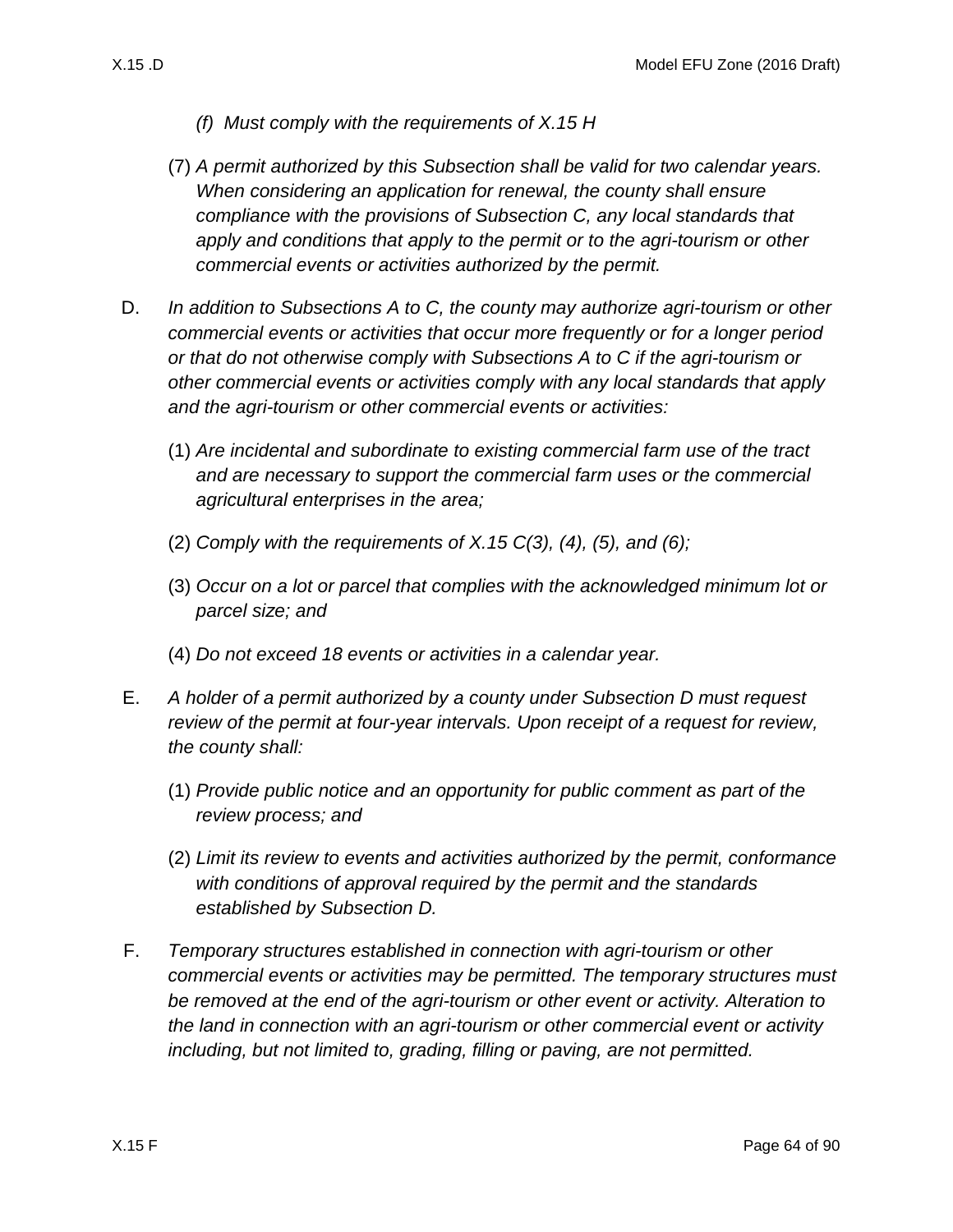*(f) Must comply with the requirements of X.15 H*

(7) *A permit authorized by this Subsection shall be valid for two calendar years. When considering an application for renewal, the county shall ensure compliance with the provisions of Subsection C, any local standards that apply and conditions that apply to the permit or to the agri-tourism or other commercial events or activities authorized by the permit.*

D. *In addition to Subsections A to C, the county may authorize agri-tourism or other commercial events or activities that occur more frequently or for a longer period or that do not otherwise comply with Subsections A to C if the agri-tourism or other commercial events or activities comply with any local standards that apply and the agri-tourism or other commercial events or activities:*

(1) *Are incidental and subordinate to existing commercial farm use of the tract and are necessary to support the commercial farm uses or the commercial agricultural enterprises in the area;*

(2) *Comply with the requirements of X.15 C(3), (4), (5), and (6);*

(3) *Occur on a lot or parcel that complies with the acknowledged minimum lot or parcel size; and*

(4) *Do not exceed 18 events or activities in a calendar year.*

E. *A holder of a permit authorized by a county under Subsection D must request review of the permit at four-year intervals. Upon receipt of a request for review, the county shall:*

(1) *Provide public notice and an opportunity for public comment as part of the review process; and*

(2) *Limit its review to events and activities authorized by the permit, conformance with conditions of approval required by the permit and the standards established by Subsection D.*

F. *Temporary structures established in connection with agri-tourism or other commercial events or activities may be permitted. The temporary structures must be removed at the end of the agri-tourism or other event or activity. Alteration to the land in connection with an agri-tourism or other commercial event or activity including, but not limited to, grading, filling or paving, are not permitted.*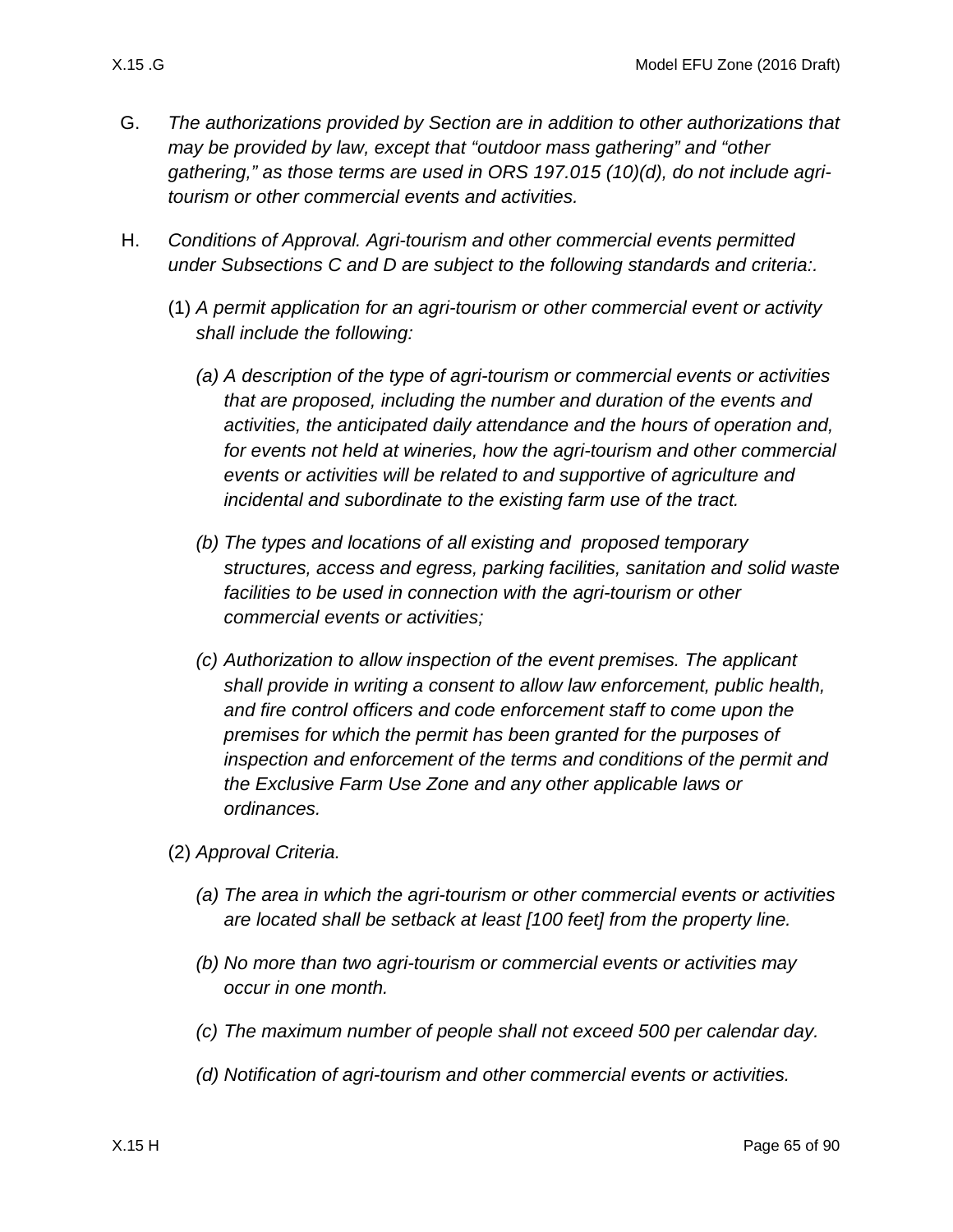G. *The authorizations provided by Section are in addition to other authorizations that may be provided by law, except that "outdoor mass gathering" and "other gathering," as those terms are used in ORS 197.015 (10)(d), do not include agri-tourism or other commercial events and activities.*

H. *Conditions of Approval. Agri-tourism and other commercial events permitted under Subsections C and D are subject to the following standards and criteria:.*

(1) *A permit application for an agri-tourism or other commercial event or activity shall include the following:*

*(a) A description of the type of agri-tourism or commercial events or activities that are proposed, including the number and duration of the events and activities, the anticipated daily attendance and the hours of operation and, for events not held at wineries, how the agri-tourism and other commercial events or activities will be related to and supportive of agriculture and incidental and subordinate to the existing farm use of the tract.*

*(b) The types and locations of all existing and proposed temporary structures, access and egress, parking facilities, sanitation and solid waste facilities to be used in connection with the agri-tourism or other commercial events or activities;*

*(c) Authorization to allow inspection of the event premises. The applicant shall provide in writing a consent to allow law enforcement, public health, and fire control officers and code enforcement staff to come upon the premises for which the permit has been granted for the purposes of inspection and enforcement of the terms and conditions of the permit and the Exclusive Farm Use Zone and any other applicable laws or ordinances.*

(2) *Approval Criteria.*

*(a) The area in which the agri-tourism or other commercial events or activities are located shall be setback at least [100 feet] from the property line.*

*(b) No more than two agri-tourism or commercial events or activities may occur in one month.*

*(c) The maximum number of people shall not exceed 500 per calendar day.*

*(d) Notification of agri-tourism and other commercial events or activities.*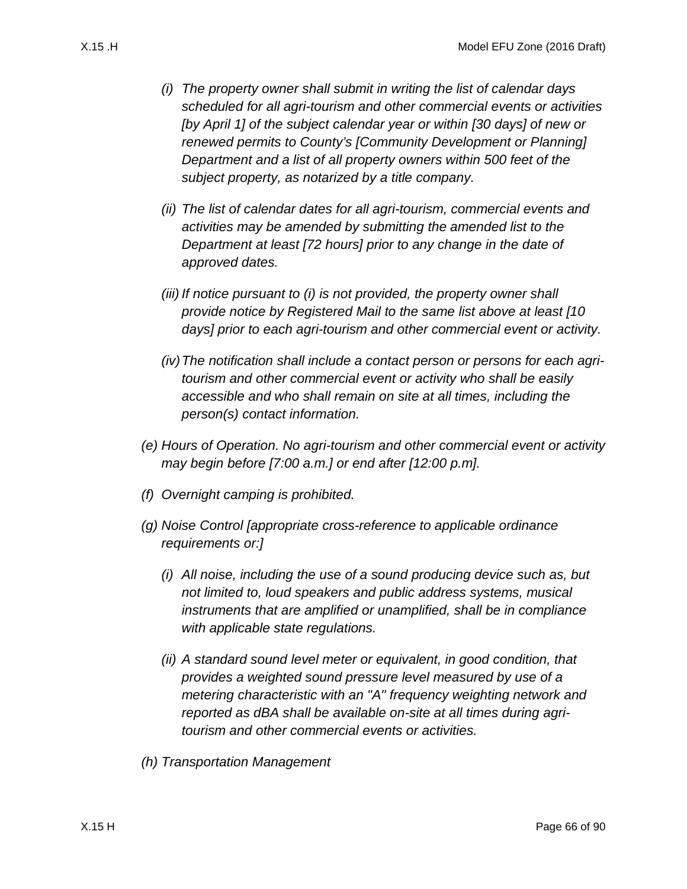*(i) The property owner shall submit in writing the list of calendar days scheduled for all agri-tourism and other commercial events or activities [by April 1] of the subject calendar year or within [30 days] of new or renewed permits to County's [Community Development or Planning] Department and a list of all property owners within 500 feet of the subject property, as notarized by a title company.*

*(ii) The list of calendar dates for all agri-tourism, commercial events and activities may be amended by submitting the amended list to the Department at least [72 hours] prior to any change in the date of approved dates.*

*(iii) If notice pursuant to (i) is not provided, the property owner shall provide notice by Registered Mail to the same list above at least [10 days] prior to each agri-tourism and other commercial event or activity.*

*(iv) The notification shall include a contact person or persons for each agri-tourism and other commercial event or activity who shall be easily accessible and who shall remain on site at all times, including the person(s) contact information.*

*(e) Hours of Operation. No agri-tourism and other commercial event or activity may begin before [7:00 a.m.] or end after [12:00 p.m].*

*(f) Overnight camping is prohibited.*

*(g) Noise Control [appropriate cross-reference to applicable ordinance requirements or:]*

*(i) All noise, including the use of a sound producing device such as, but not limited to, loud speakers and public address systems, musical instruments that are amplified or unamplified, shall be in compliance with applicable state regulations.*

*(ii) A standard sound level meter or equivalent, in good condition, that provides a weighted sound pressure level measured by use of a metering characteristic with an "A" frequency weighting network and reported as dBA shall be available on-site at all times during agri-tourism and other commercial events or activities.*

*(h) Transportation Management*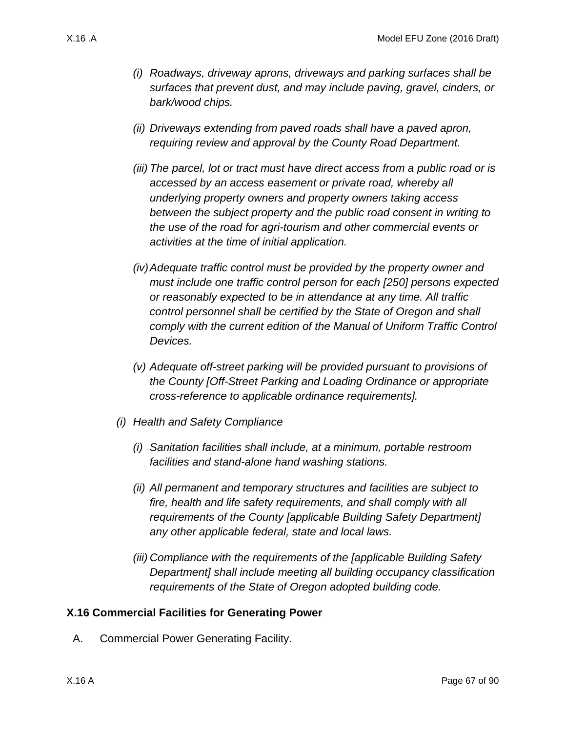*(i) Roadways, driveway aprons, driveways and parking surfaces shall be surfaces that prevent dust, and may include paving, gravel, cinders, or bark/wood chips.*

*(ii) Driveways extending from paved roads shall have a paved apron, requiring review and approval by the County Road Department.*

*(iii) The parcel, lot or tract must have direct access from a public road or is accessed by an access easement or private road, whereby all underlying property owners and property owners taking access between the subject property and the public road consent in writing to the use of the road for agri-tourism and other commercial events or activities at the time of initial application.*

*(iv) Adequate traffic control must be provided by the property owner and must include one traffic control person for each [250] persons expected or reasonably expected to be in attendance at any time. All traffic control personnel shall be certified by the State of Oregon and shall comply with the current edition of the Manual of Uniform Traffic Control Devices.*

*(v) Adequate off-street parking will be provided pursuant to provisions of the County [Off-Street Parking and Loading Ordinance or appropriate cross-reference to applicable ordinance requirements].*

*(i) Health and Safety Compliance*

*(i) Sanitation facilities shall include, at a minimum, portable restroom facilities and stand-alone hand washing stations.*

*(ii) All permanent and temporary structures and facilities are subject to fire, health and life safety requirements, and shall comply with all requirements of the County [applicable Building Safety Department] any other applicable federal, state and local laws.*

*(iii) Compliance with the requirements of the [applicable Building Safety Department] shall include meeting all building occupancy classification requirements of the State of Oregon adopted building code.*

## X.16 Commercial Facilities for Generating Power

A. Commercial Power Generating Facility.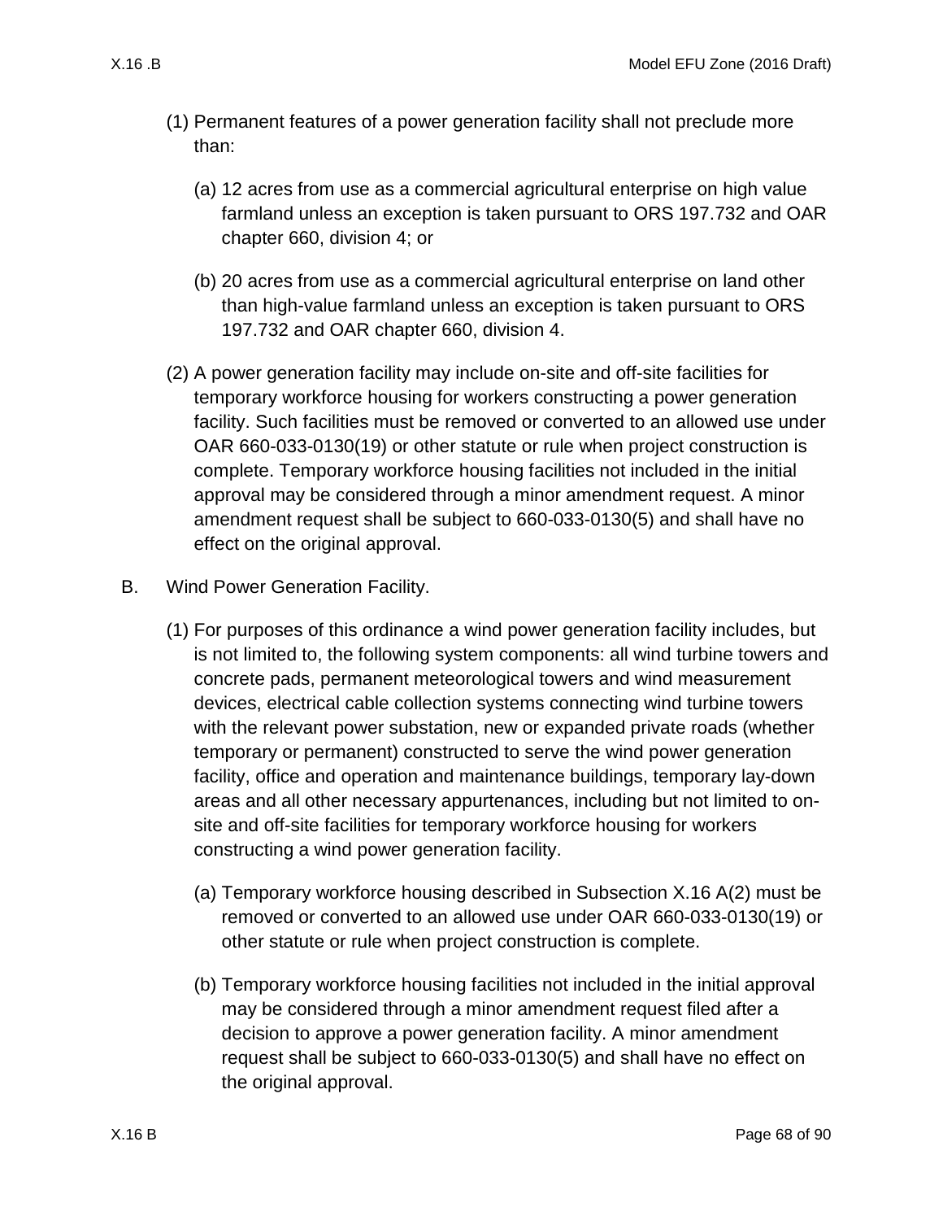(1) Permanent features of a power generation facility shall not preclude more than:

   (a) 12 acres from use as a commercial agricultural enterprise on high value farmland unless an exception is taken pursuant to ORS 197.732 and OAR chapter 660, division 4; or

   (b) 20 acres from use as a commercial agricultural enterprise on land other than high-value farmland unless an exception is taken pursuant to ORS 197.732 and OAR chapter 660, division 4.

(2) A power generation facility may include on-site and off-site facilities for temporary workforce housing for workers constructing a power generation facility. Such facilities must be removed or converted to an allowed use under OAR 660-033-0130(19) or other statute or rule when project construction is complete. Temporary workforce housing facilities not included in the initial approval may be considered through a minor amendment request. A minor amendment request shall be subject to 660-033-0130(5) and shall have no effect on the original approval.

B. Wind Power Generation Facility.

(1) For purposes of this ordinance a wind power generation facility includes, but is not limited to, the following system components: all wind turbine towers and concrete pads, permanent meteorological towers and wind measurement devices, electrical cable collection systems connecting wind turbine towers with the relevant power substation, new or expanded private roads (whether temporary or permanent) constructed to serve the wind power generation facility, office and operation and maintenance buildings, temporary lay-down areas and all other necessary appurtenances, including but not limited to on-site and off-site facilities for temporary workforce housing for workers constructing a wind power generation facility.

   (a) Temporary workforce housing described in Subsection X.16 A(2) must be removed or converted to an allowed use under OAR 660-033-0130(19) or other statute or rule when project construction is complete.

   (b) Temporary workforce housing facilities not included in the initial approval may be considered through a minor amendment request filed after a decision to approve a power generation facility. A minor amendment request shall be subject to 660-033-0130(5) and shall have no effect on the original approval.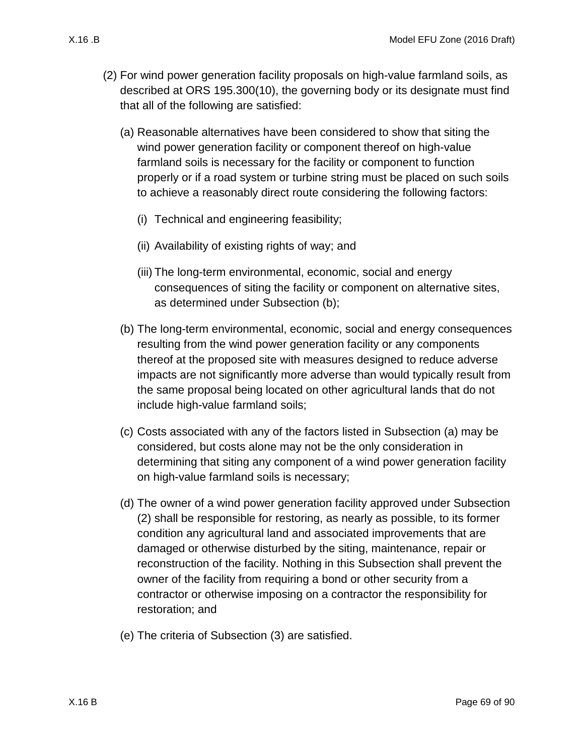(2) For wind power generation facility proposals on high-value farmland soils, as described at ORS 195.300(10), the governing body or its designate must find that all of the following are satisfied:

(a) Reasonable alternatives have been considered to show that siting the wind power generation facility or component thereof on high-value farmland soils is necessary for the facility or component to function properly or if a road system or turbine string must be placed on such soils to achieve a reasonably direct route considering the following factors:

(i) Technical and engineering feasibility;

(ii) Availability of existing rights of way; and

(iii) The long-term environmental, economic, social and energy consequences of siting the facility or component on alternative sites, as determined under Subsection (b);

(b) The long-term environmental, economic, social and energy consequences resulting from the wind power generation facility or any components thereof at the proposed site with measures designed to reduce adverse impacts are not significantly more adverse than would typically result from the same proposal being located on other agricultural lands that do not include high-value farmland soils;

(c) Costs associated with any of the factors listed in Subsection (a) may be considered, but costs alone may not be the only consideration in determining that siting any component of a wind power generation facility on high-value farmland soils is necessary;

(d) The owner of a wind power generation facility approved under Subsection (2) shall be responsible for restoring, as nearly as possible, to its former condition any agricultural land and associated improvements that are damaged or otherwise disturbed by the siting, maintenance, repair or reconstruction of the facility. Nothing in this Subsection shall prevent the owner of the facility from requiring a bond or other security from a contractor or otherwise imposing on a contractor the responsibility for restoration; and

(e) The criteria of Subsection (3) are satisfied.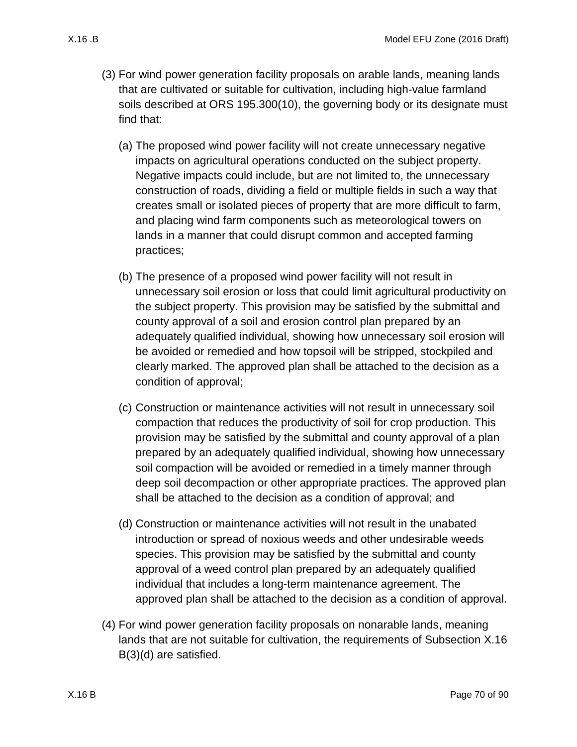(3) For wind power generation facility proposals on arable lands, meaning lands that are cultivated or suitable for cultivation, including high-value farmland soils described at ORS 195.300(10), the governing body or its designate must find that:

   (a) The proposed wind power facility will not create unnecessary negative impacts on agricultural operations conducted on the subject property. Negative impacts could include, but are not limited to, the unnecessary construction of roads, dividing a field or multiple fields in such a way that creates small or isolated pieces of property that are more difficult to farm, and placing wind farm components such as meteorological towers on lands in a manner that could disrupt common and accepted farming practices;

   (b) The presence of a proposed wind power facility will not result in unnecessary soil erosion or loss that could limit agricultural productivity on the subject property. This provision may be satisfied by the submittal and county approval of a soil and erosion control plan prepared by an adequately qualified individual, showing how unnecessary soil erosion will be avoided or remedied and how topsoil will be stripped, stockpiled and clearly marked. The approved plan shall be attached to the decision as a condition of approval;

   (c) Construction or maintenance activities will not result in unnecessary soil compaction that reduces the productivity of soil for crop production. This provision may be satisfied by the submittal and county approval of a plan prepared by an adequately qualified individual, showing how unnecessary soil compaction will be avoided or remedied in a timely manner through deep soil decompaction or other appropriate practices. The approved plan shall be attached to the decision as a condition of approval; and

   (d) Construction or maintenance activities will not result in the unabated introduction or spread of noxious weeds and other undesirable weeds species. This provision may be satisfied by the submittal and county approval of a weed control plan prepared by an adequately qualified individual that includes a long-term maintenance agreement. The approved plan shall be attached to the decision as a condition of approval.

(4) For wind power generation facility proposals on nonarable lands, meaning lands that are not suitable for cultivation, the requirements of Subsection X.16 B(3)(d) are satisfied.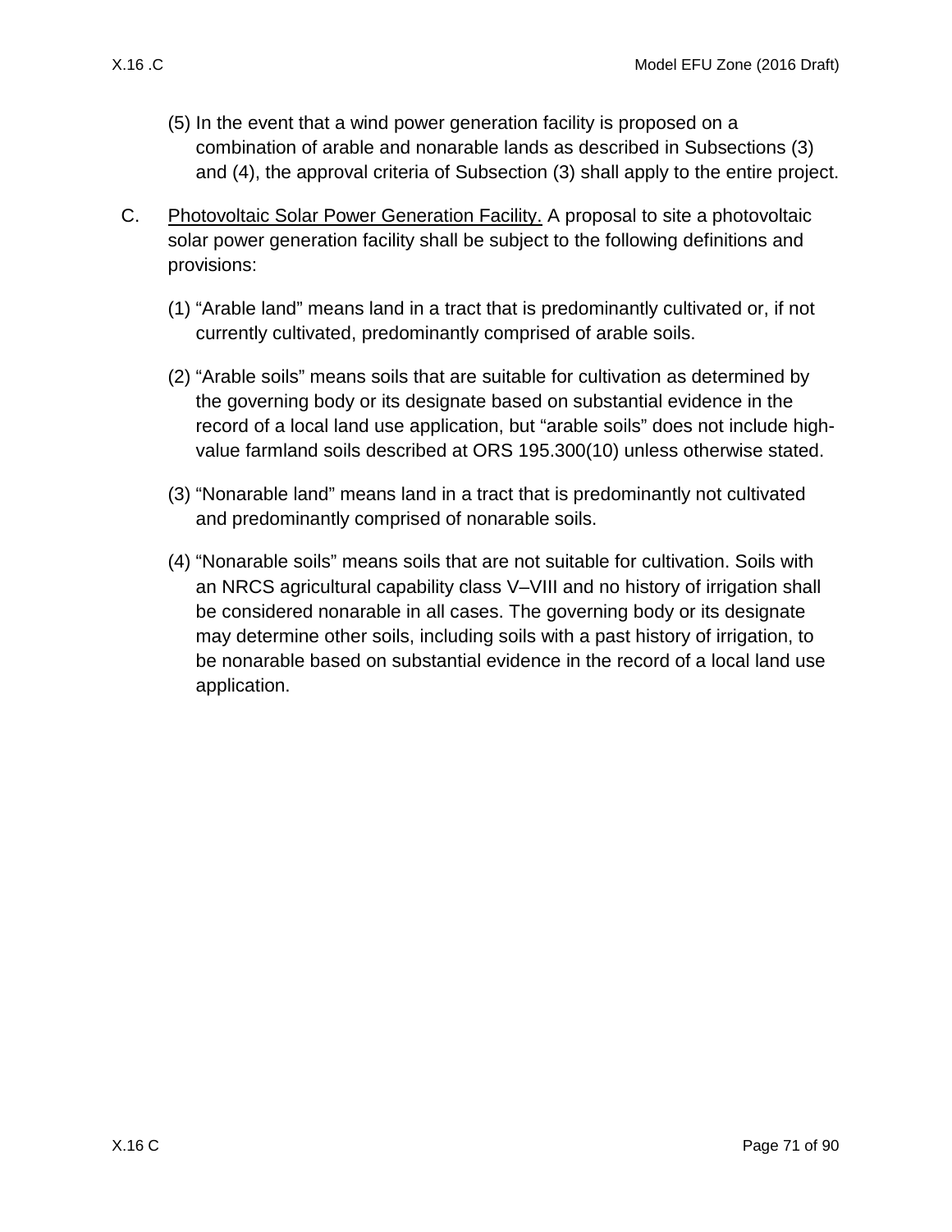(5) In the event that a wind power generation facility is proposed on a combination of arable and nonarable lands as described in Subsections (3) and (4), the approval criteria of Subsection (3) shall apply to the entire project.

C. <u>Photovoltaic Solar Power Generation Facility.</u> A proposal to site a photovoltaic solar power generation facility shall be subject to the following definitions and provisions:

(1) "Arable land" means land in a tract that is predominantly cultivated or, if not currently cultivated, predominantly comprised of arable soils.

(2) "Arable soils" means soils that are suitable for cultivation as determined by the governing body or its designate based on substantial evidence in the record of a local land use application, but "arable soils" does not include high-value farmland soils described at ORS 195.300(10) unless otherwise stated.

(3) "Nonarable land" means land in a tract that is predominantly not cultivated and predominantly comprised of nonarable soils.

(4) "Nonarable soils" means soils that are not suitable for cultivation. Soils with an NRCS agricultural capability class V–VIII and no history of irrigation shall be considered nonarable in all cases. The governing body or its designate may determine other soils, including soils with a past history of irrigation, to be nonarable based on substantial evidence in the record of a local land use application.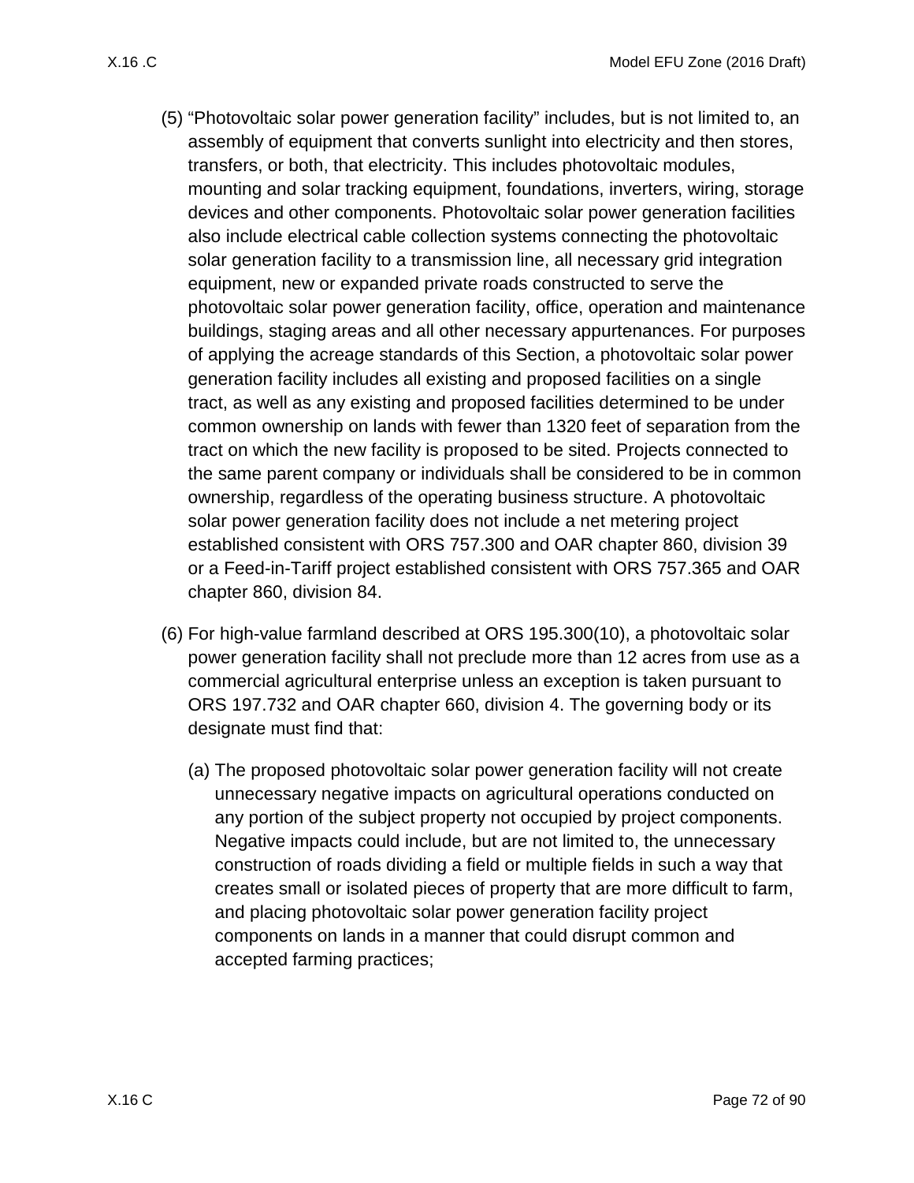(5) "Photovoltaic solar power generation facility" includes, but is not limited to, an assembly of equipment that converts sunlight into electricity and then stores, transfers, or both, that electricity. This includes photovoltaic modules, mounting and solar tracking equipment, foundations, inverters, wiring, storage devices and other components. Photovoltaic solar power generation facilities also include electrical cable collection systems connecting the photovoltaic solar generation facility to a transmission line, all necessary grid integration equipment, new or expanded private roads constructed to serve the photovoltaic solar power generation facility, office, operation and maintenance buildings, staging areas and all other necessary appurtenances. For purposes of applying the acreage standards of this Section, a photovoltaic solar power generation facility includes all existing and proposed facilities on a single tract, as well as any existing and proposed facilities determined to be under common ownership on lands with fewer than 1320 feet of separation from the tract on which the new facility is proposed to be sited. Projects connected to the same parent company or individuals shall be considered to be in common ownership, regardless of the operating business structure. A photovoltaic solar power generation facility does not include a net metering project established consistent with ORS 757.300 and OAR chapter 860, division 39 or a Feed-in-Tariff project established consistent with ORS 757.365 and OAR chapter 860, division 84.

(6) For high-value farmland described at ORS 195.300(10), a photovoltaic solar power generation facility shall not preclude more than 12 acres from use as a commercial agricultural enterprise unless an exception is taken pursuant to ORS 197.732 and OAR chapter 660, division 4. The governing body or its designate must find that:

   (a) The proposed photovoltaic solar power generation facility will not create unnecessary negative impacts on agricultural operations conducted on any portion of the subject property not occupied by project components. Negative impacts could include, but are not limited to, the unnecessary construction of roads dividing a field or multiple fields in such a way that creates small or isolated pieces of property that are more difficult to farm, and placing photovoltaic solar power generation facility project components on lands in a manner that could disrupt common and accepted farming practices;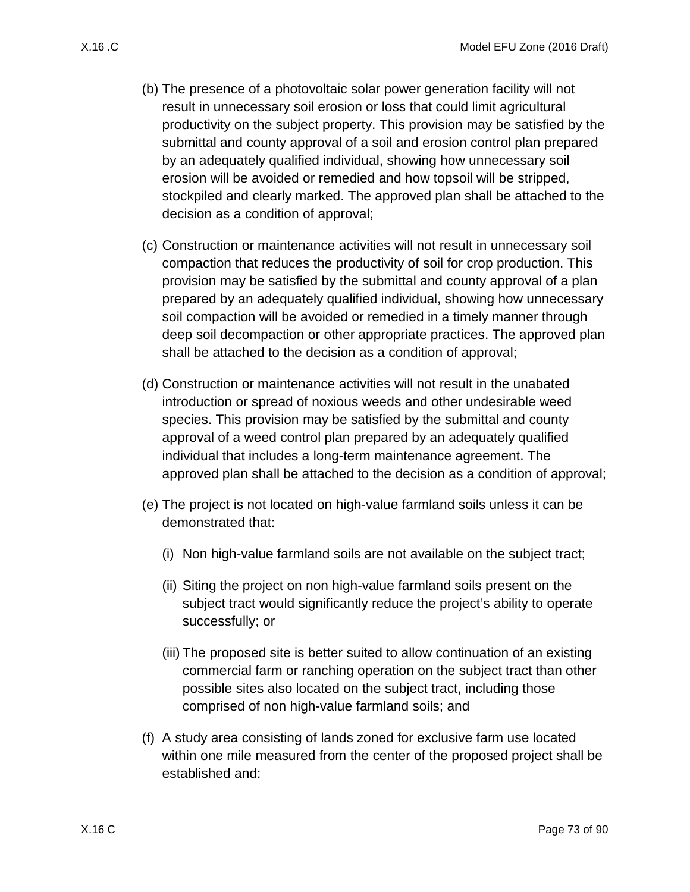(b) The presence of a photovoltaic solar power generation facility will not result in unnecessary soil erosion or loss that could limit agricultural productivity on the subject property. This provision may be satisfied by the submittal and county approval of a soil and erosion control plan prepared by an adequately qualified individual, showing how unnecessary soil erosion will be avoided or remedied and how topsoil will be stripped, stockpiled and clearly marked. The approved plan shall be attached to the decision as a condition of approval;

(c) Construction or maintenance activities will not result in unnecessary soil compaction that reduces the productivity of soil for crop production. This provision may be satisfied by the submittal and county approval of a plan prepared by an adequately qualified individual, showing how unnecessary soil compaction will be avoided or remedied in a timely manner through deep soil decompaction or other appropriate practices. The approved plan shall be attached to the decision as a condition of approval;

(d) Construction or maintenance activities will not result in the unabated introduction or spread of noxious weeds and other undesirable weed species. This provision may be satisfied by the submittal and county approval of a weed control plan prepared by an adequately qualified individual that includes a long-term maintenance agreement. The approved plan shall be attached to the decision as a condition of approval;

(e) The project is not located on high-value farmland soils unless it can be demonstrated that:

   (i) Non high-value farmland soils are not available on the subject tract;

   (ii) Siting the project on non high-value farmland soils present on the subject tract would significantly reduce the project's ability to operate successfully; or

   (iii) The proposed site is better suited to allow continuation of an existing commercial farm or ranching operation on the subject tract than other possible sites also located on the subject tract, including those comprised of non high-value farmland soils; and

(f) A study area consisting of lands zoned for exclusive farm use located within one mile measured from the center of the proposed project shall be established and: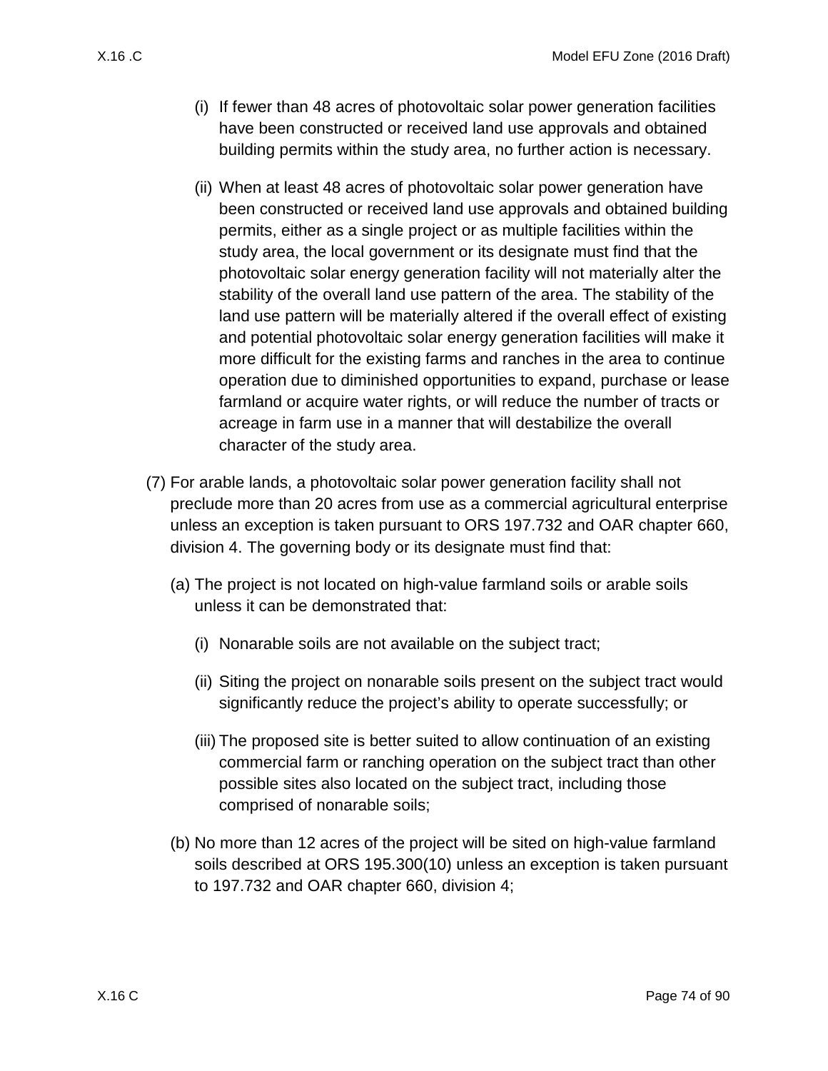(i) If fewer than 48 acres of photovoltaic solar power generation facilities have been constructed or received land use approvals and obtained building permits within the study area, no further action is necessary.

(ii) When at least 48 acres of photovoltaic solar power generation have been constructed or received land use approvals and obtained building permits, either as a single project or as multiple facilities within the study area, the local government or its designate must find that the photovoltaic solar energy generation facility will not materially alter the stability of the overall land use pattern of the area. The stability of the land use pattern will be materially altered if the overall effect of existing and potential photovoltaic solar energy generation facilities will make it more difficult for the existing farms and ranches in the area to continue operation due to diminished opportunities to expand, purchase or lease farmland or acquire water rights, or will reduce the number of tracts or acreage in farm use in a manner that will destabilize the overall character of the study area.

(7) For arable lands, a photovoltaic solar power generation facility shall not preclude more than 20 acres from use as a commercial agricultural enterprise unless an exception is taken pursuant to ORS 197.732 and OAR chapter 660, division 4. The governing body or its designate must find that:

(a) The project is not located on high-value farmland soils or arable soils unless it can be demonstrated that:

(i) Nonarable soils are not available on the subject tract;

(ii) Siting the project on nonarable soils present on the subject tract would significantly reduce the project's ability to operate successfully; or

(iii) The proposed site is better suited to allow continuation of an existing commercial farm or ranching operation on the subject tract than other possible sites also located on the subject tract, including those comprised of nonarable soils;

(b) No more than 12 acres of the project will be sited on high-value farmland soils described at ORS 195.300(10) unless an exception is taken pursuant to 197.732 and OAR chapter 660, division 4;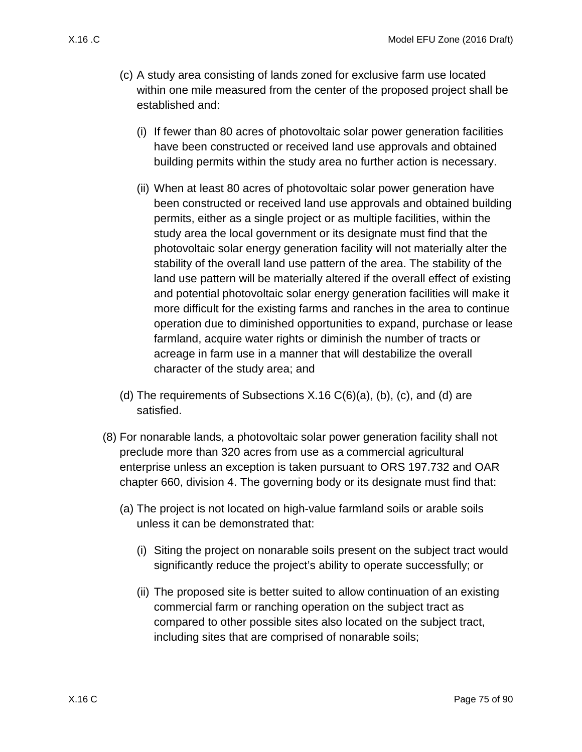(c) A study area consisting of lands zoned for exclusive farm use located within one mile measured from the center of the proposed project shall be established and:

   (i) If fewer than 80 acres of photovoltaic solar power generation facilities have been constructed or received land use approvals and obtained building permits within the study area no further action is necessary.

   (ii) When at least 80 acres of photovoltaic solar power generation have been constructed or received land use approvals and obtained building permits, either as a single project or as multiple facilities, within the study area the local government or its designate must find that the photovoltaic solar energy generation facility will not materially alter the stability of the overall land use pattern of the area. The stability of the land use pattern will be materially altered if the overall effect of existing and potential photovoltaic solar energy generation facilities will make it more difficult for the existing farms and ranches in the area to continue operation due to diminished opportunities to expand, purchase or lease farmland, acquire water rights or diminish the number of tracts or acreage in farm use in a manner that will destabilize the overall character of the study area; and

(d) The requirements of Subsections X.16 C(6)(a), (b), (c), and (d) are satisfied.

(8) For nonarable lands, a photovoltaic solar power generation facility shall not preclude more than 320 acres from use as a commercial agricultural enterprise unless an exception is taken pursuant to ORS 197.732 and OAR chapter 660, division 4. The governing body or its designate must find that:

   (a) The project is not located on high-value farmland soils or arable soils unless it can be demonstrated that:

      (i) Siting the project on nonarable soils present on the subject tract would significantly reduce the project's ability to operate successfully; or

      (ii) The proposed site is better suited to allow continuation of an existing commercial farm or ranching operation on the subject tract as compared to other possible sites also located on the subject tract, including sites that are comprised of nonarable soils;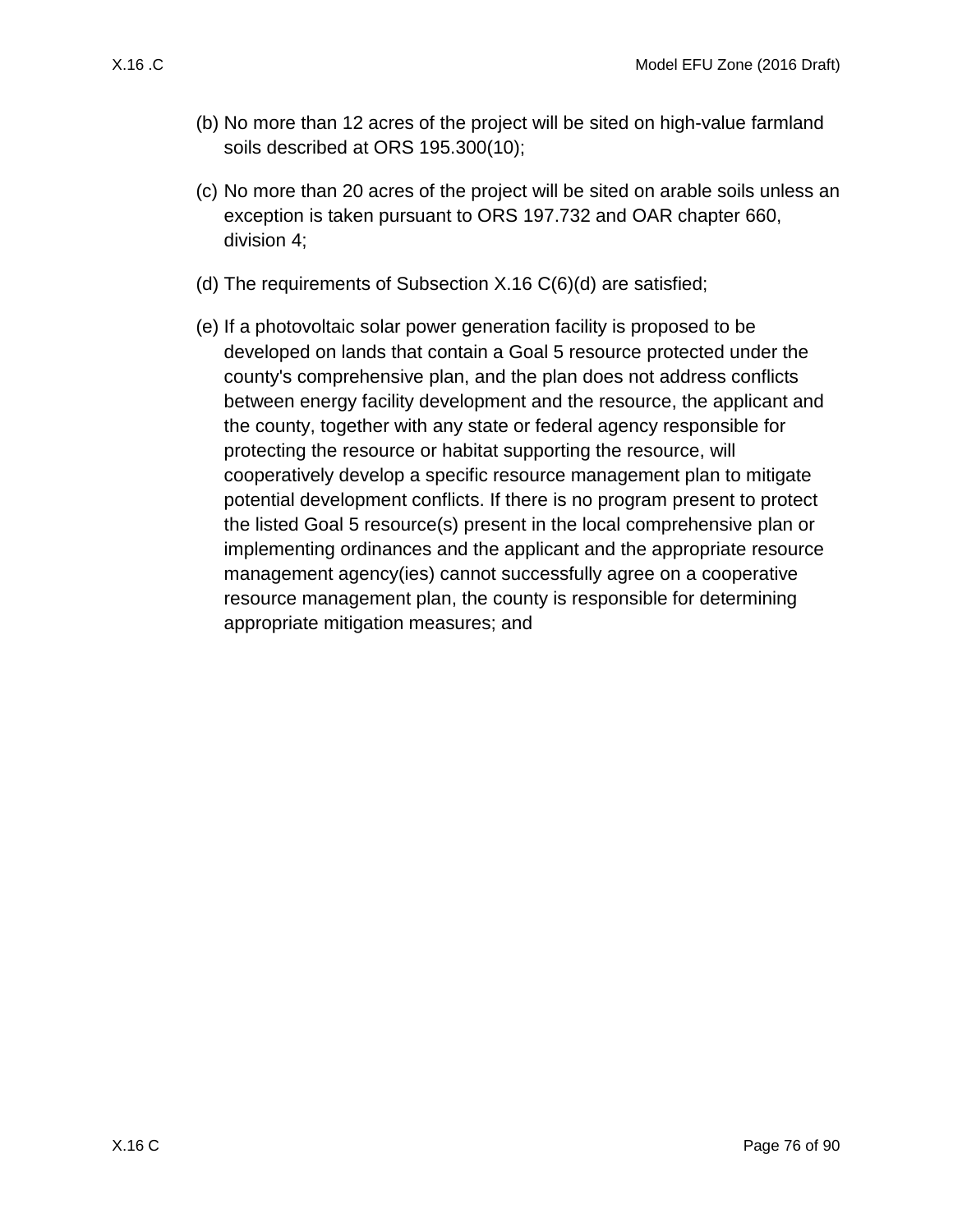(b) No more than 12 acres of the project will be sited on high-value farmland soils described at ORS 195.300(10);

(c) No more than 20 acres of the project will be sited on arable soils unless an exception is taken pursuant to ORS 197.732 and OAR chapter 660, division 4;

(d) The requirements of Subsection X.16 C(6)(d) are satisfied;

(e) If a photovoltaic solar power generation facility is proposed to be developed on lands that contain a Goal 5 resource protected under the county's comprehensive plan, and the plan does not address conflicts between energy facility development and the resource, the applicant and the county, together with any state or federal agency responsible for protecting the resource or habitat supporting the resource, will cooperatively develop a specific resource management plan to mitigate potential development conflicts. If there is no program present to protect the listed Goal 5 resource(s) present in the local comprehensive plan or implementing ordinances and the applicant and the appropriate resource management agency(ies) cannot successfully agree on a cooperative resource management plan, the county is responsible for determining appropriate mitigation measures; and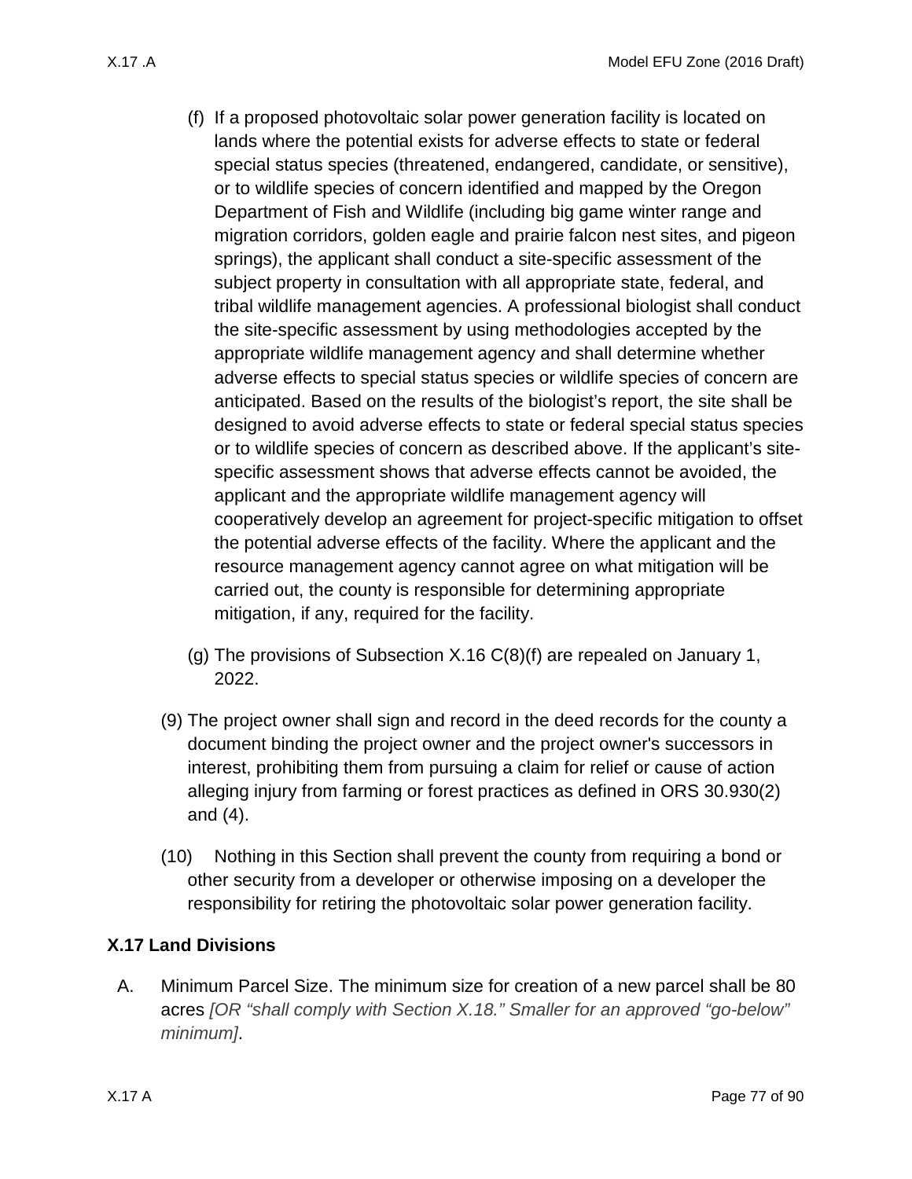(f) If a proposed photovoltaic solar power generation facility is located on lands where the potential exists for adverse effects to state or federal special status species (threatened, endangered, candidate, or sensitive), or to wildlife species of concern identified and mapped by the Oregon Department of Fish and Wildlife (including big game winter range and migration corridors, golden eagle and prairie falcon nest sites, and pigeon springs), the applicant shall conduct a site-specific assessment of the subject property in consultation with all appropriate state, federal, and tribal wildlife management agencies. A professional biologist shall conduct the site-specific assessment by using methodologies accepted by the appropriate wildlife management agency and shall determine whether adverse effects to special status species or wildlife species of concern are anticipated. Based on the results of the biologist's report, the site shall be designed to avoid adverse effects to state or federal special status species or to wildlife species of concern as described above. If the applicant's site-specific assessment shows that adverse effects cannot be avoided, the applicant and the appropriate wildlife management agency will cooperatively develop an agreement for project-specific mitigation to offset the potential adverse effects of the facility. Where the applicant and the resource management agency cannot agree on what mitigation will be carried out, the county is responsible for determining appropriate mitigation, if any, required for the facility.

(g) The provisions of Subsection X.16 C(8)(f) are repealed on January 1, 2022.

(9) The project owner shall sign and record in the deed records for the county a document binding the project owner and the project owner's successors in interest, prohibiting them from pursuing a claim for relief or cause of action alleging injury from farming or forest practices as defined in ORS 30.930(2) and (4).

(10) Nothing in this Section shall prevent the county from requiring a bond or other security from a developer or otherwise imposing on a developer the responsibility for retiring the photovoltaic solar power generation facility.

## X.17 Land Divisions

A. Minimum Parcel Size. The minimum size for creation of a new parcel shall be 80 acres *[OR "shall comply with Section X.18." Smaller for an approved "go-below" minimum]*.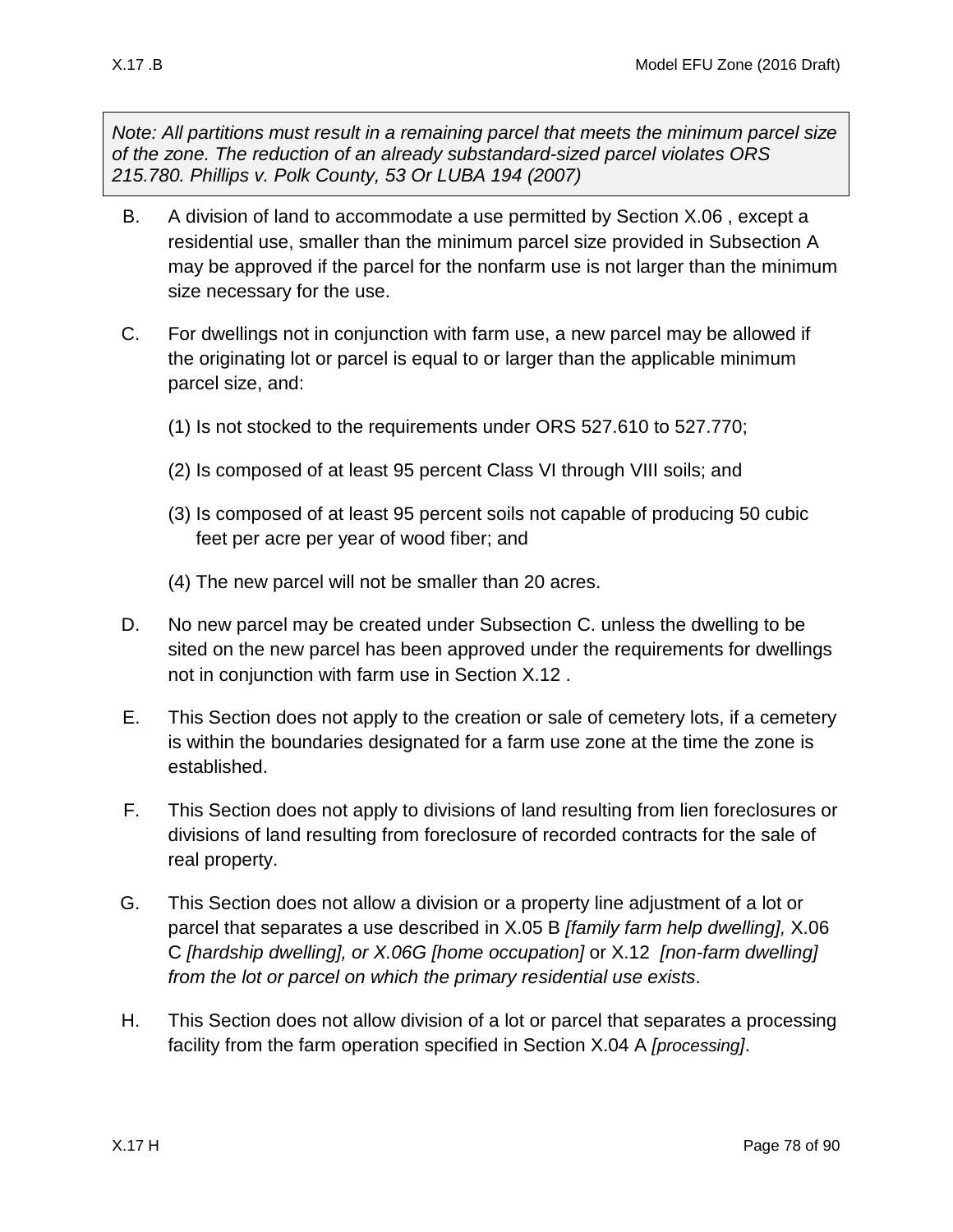*Note: All partitions must result in a remaining parcel that meets the minimum parcel size of the zone. The reduction of an already substandard-sized parcel violates ORS 215.780. Phillips v. Polk County, 53 Or LUBA 194 (2007)*

B. A division of land to accommodate a use permitted by Section X.06 , except a residential use, smaller than the minimum parcel size provided in Subsection A may be approved if the parcel for the nonfarm use is not larger than the minimum size necessary for the use.

C. For dwellings not in conjunction with farm use, a new parcel may be allowed if the originating lot or parcel is equal to or larger than the applicable minimum parcel size, and:

   (1) Is not stocked to the requirements under ORS 527.610 to 527.770;

   (2) Is composed of at least 95 percent Class VI through VIII soils; and

   (3) Is composed of at least 95 percent soils not capable of producing 50 cubic feet per acre per year of wood fiber; and

   (4) The new parcel will not be smaller than 20 acres.

D. No new parcel may be created under Subsection C. unless the dwelling to be sited on the new parcel has been approved under the requirements for dwellings not in conjunction with farm use in Section X.12 .

E. This Section does not apply to the creation or sale of cemetery lots, if a cemetery is within the boundaries designated for a farm use zone at the time the zone is established.

F. This Section does not apply to divisions of land resulting from lien foreclosures or divisions of land resulting from foreclosure of recorded contracts for the sale of real property.

G. This Section does not allow a division or a property line adjustment of a lot or parcel that separates a use described in X.05 B *[family farm help dwelling],* X.06 C *[hardship dwelling], or X.06G [home occupation]* or X.12 *[non-farm dwelling] from the lot or parcel on which the primary residential use exists*.

H. This Section does not allow division of a lot or parcel that separates a processing facility from the farm operation specified in Section X.04 A *[processing]*.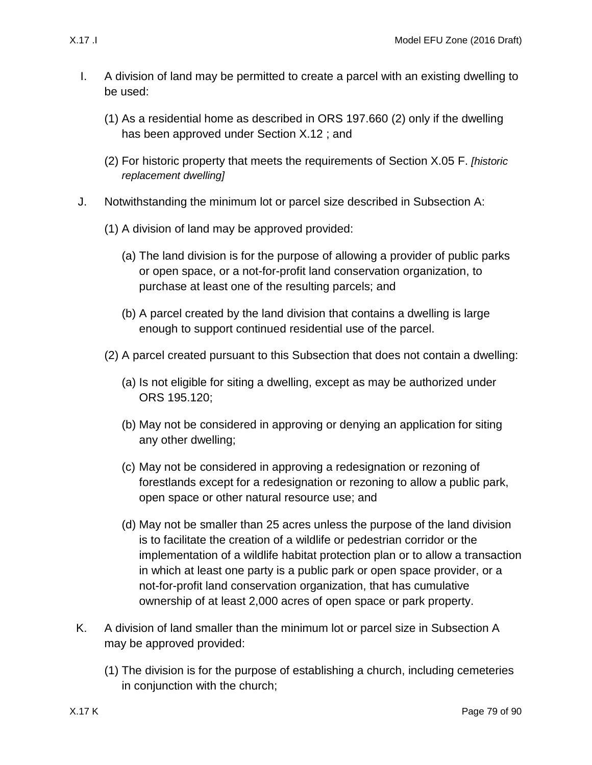I. A division of land may be permitted to create a parcel with an existing dwelling to be used:

   (1) As a residential home as described in ORS 197.660 (2) only if the dwelling has been approved under Section X.12 ; and

   (2) For historic property that meets the requirements of Section X.05 F. *[historic replacement dwelling]*

J. Notwithstanding the minimum lot or parcel size described in Subsection A:

   (1) A division of land may be approved provided:

      (a) The land division is for the purpose of allowing a provider of public parks or open space, or a not-for-profit land conservation organization, to purchase at least one of the resulting parcels; and

      (b) A parcel created by the land division that contains a dwelling is large enough to support continued residential use of the parcel.

   (2) A parcel created pursuant to this Subsection that does not contain a dwelling:

      (a) Is not eligible for siting a dwelling, except as may be authorized under ORS 195.120;

      (b) May not be considered in approving or denying an application for siting any other dwelling;

      (c) May not be considered in approving a redesignation or rezoning of forestlands except for a redesignation or rezoning to allow a public park, open space or other natural resource use; and

      (d) May not be smaller than 25 acres unless the purpose of the land division is to facilitate the creation of a wildlife or pedestrian corridor or the implementation of a wildlife habitat protection plan or to allow a transaction in which at least one party is a public park or open space provider, or a not-for-profit land conservation organization, that has cumulative ownership of at least 2,000 acres of open space or park property.

K. A division of land smaller than the minimum lot or parcel size in Subsection A may be approved provided:

   (1) The division is for the purpose of establishing a church, including cemeteries in conjunction with the church;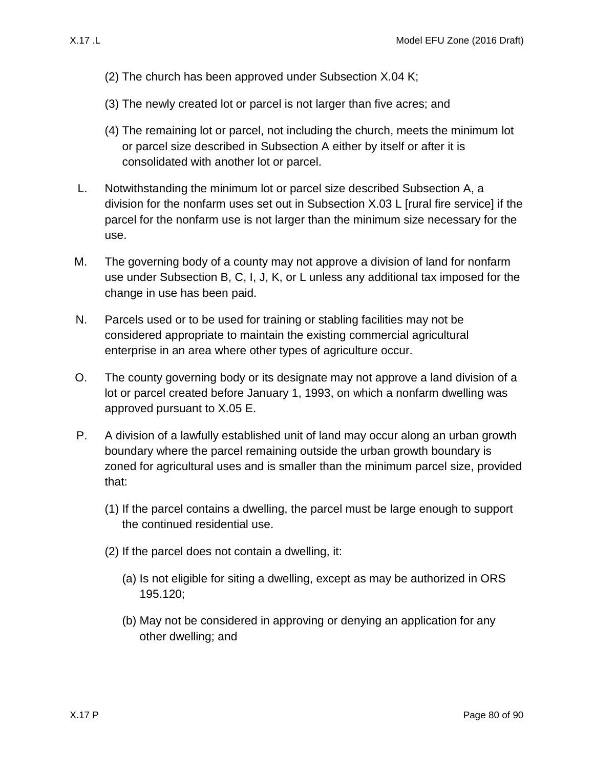(2) The church has been approved under Subsection X.04 K;

(3) The newly created lot or parcel is not larger than five acres; and

(4) The remaining lot or parcel, not including the church, meets the minimum lot or parcel size described in Subsection A either by itself or after it is consolidated with another lot or parcel.

L. Notwithstanding the minimum lot or parcel size described Subsection A, a division for the nonfarm uses set out in Subsection X.03 L [rural fire service] if the parcel for the nonfarm use is not larger than the minimum size necessary for the use.

M. The governing body of a county may not approve a division of land for nonfarm use under Subsection B, C, I, J, K, or L unless any additional tax imposed for the change in use has been paid.

N. Parcels used or to be used for training or stabling facilities may not be considered appropriate to maintain the existing commercial agricultural enterprise in an area where other types of agriculture occur.

O. The county governing body or its designate may not approve a land division of a lot or parcel created before January 1, 1993, on which a nonfarm dwelling was approved pursuant to X.05 E.

P. A division of a lawfully established unit of land may occur along an urban growth boundary where the parcel remaining outside the urban growth boundary is zoned for agricultural uses and is smaller than the minimum parcel size, provided that:

(1) If the parcel contains a dwelling, the parcel must be large enough to support the continued residential use.

(2) If the parcel does not contain a dwelling, it:

(a) Is not eligible for siting a dwelling, except as may be authorized in ORS 195.120;

(b) May not be considered in approving or denying an application for any other dwelling; and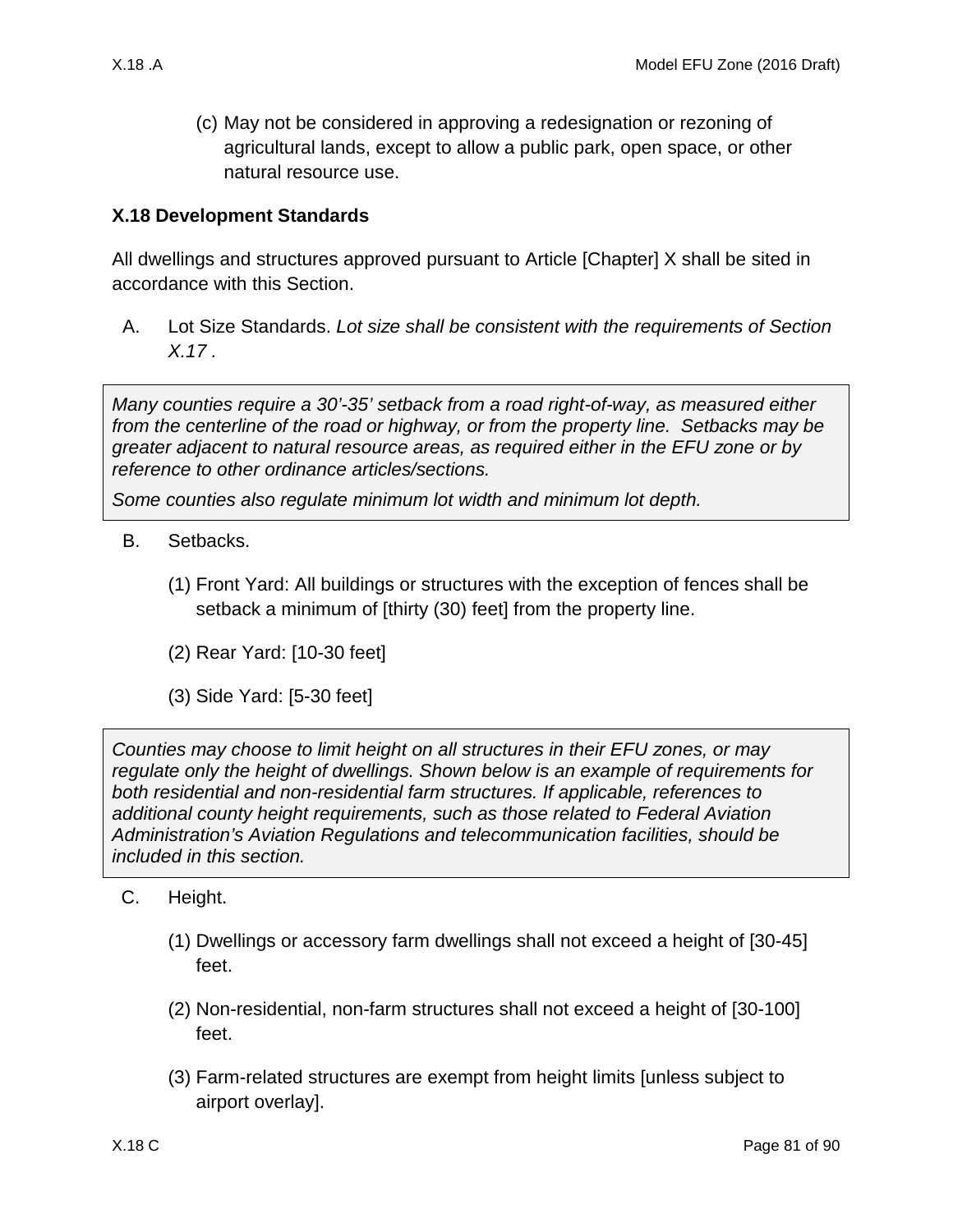(c) May not be considered in approving a redesignation or rezoning of agricultural lands, except to allow a public park, open space, or other natural resource use.

## X.18 Development Standards

All dwellings and structures approved pursuant to Article [Chapter] X shall be sited in accordance with this Section.

A. Lot Size Standards. *Lot size shall be consistent with the requirements of Section X.17 .*

> *Many counties require a 30'-35' setback from a road right-of-way, as measured either from the centerline of the road or highway, or from the property line. Setbacks may be greater adjacent to natural resource areas, as required either in the EFU zone or by reference to other ordinance articles/sections.*
>
> *Some counties also regulate minimum lot width and minimum lot depth.*

B. Setbacks.

(1) Front Yard: All buildings or structures with the exception of fences shall be setback a minimum of [thirty (30) feet] from the property line.

(2) Rear Yard: [10-30 feet]

(3) Side Yard: [5-30 feet]

> *Counties may choose to limit height on all structures in their EFU zones, or may regulate only the height of dwellings. Shown below is an example of requirements for both residential and non-residential farm structures. If applicable, references to additional county height requirements, such as those related to Federal Aviation Administration's Aviation Regulations and telecommunication facilities, should be included in this section.*

C. Height.

(1) Dwellings or accessory farm dwellings shall not exceed a height of [30-45] feet.

(2) Non-residential, non-farm structures shall not exceed a height of [30-100] feet.

(3) Farm-related structures are exempt from height limits [unless subject to airport overlay].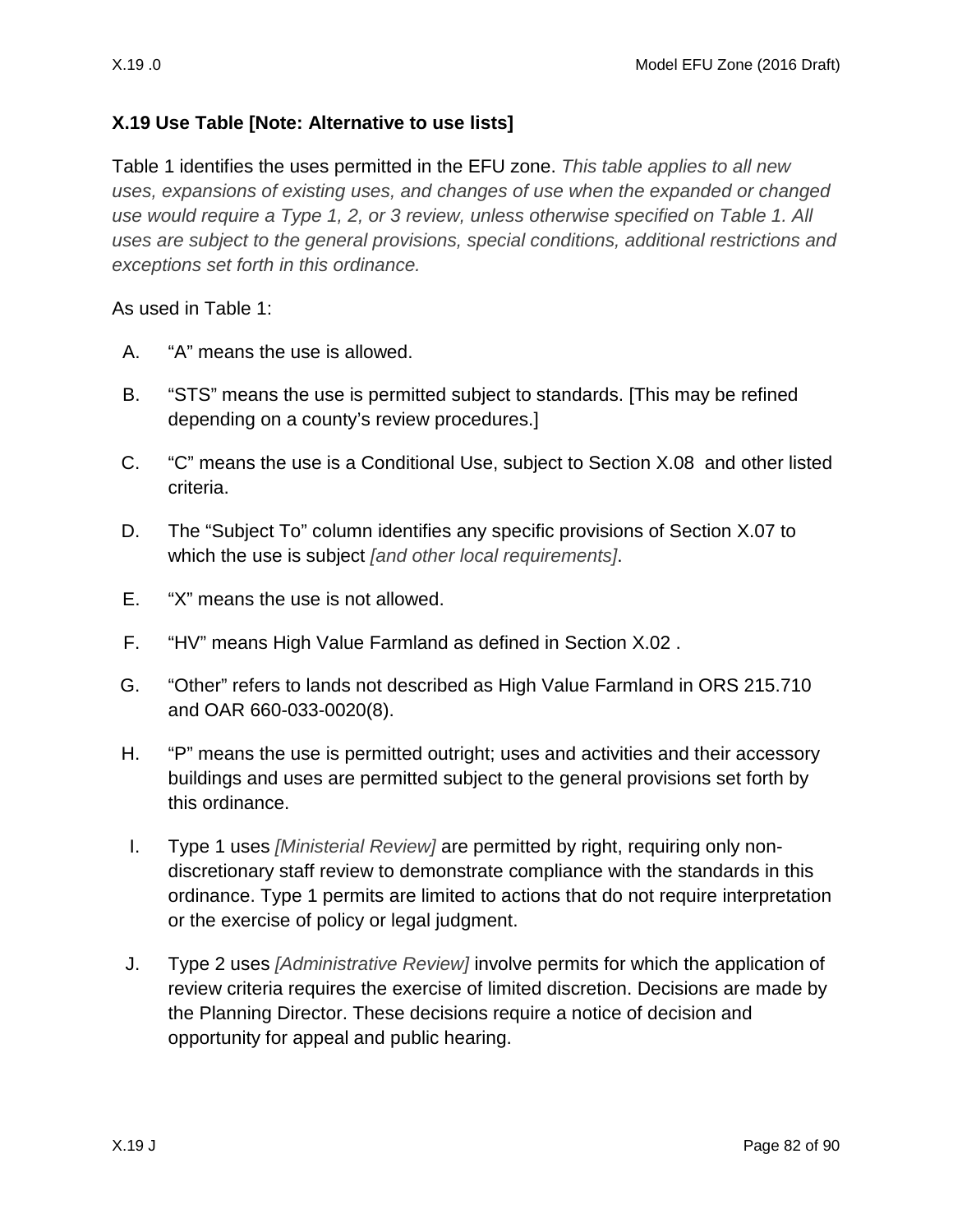## X.19 Use Table [Note: Alternative to use lists]

Table 1 identifies the uses permitted in the EFU zone. *This table applies to all new uses, expansions of existing uses, and changes of use when the expanded or changed use would require a Type 1, 2, or 3 review, unless otherwise specified on Table 1. All uses are subject to the general provisions, special conditions, additional restrictions and exceptions set forth in this ordinance.*

As used in Table 1:

A. "A" means the use is allowed.

B. "STS" means the use is permitted subject to standards. [This may be refined depending on a county's review procedures.]

C. "C" means the use is a Conditional Use, subject to Section X.08 and other listed criteria.

D. The "Subject To" column identifies any specific provisions of Section X.07 to which the use is subject *[and other local requirements]*.

E. "X" means the use is not allowed.

F. "HV" means High Value Farmland as defined in Section X.02 .

G. "Other" refers to lands not described as High Value Farmland in ORS 215.710 and OAR 660-033-0020(8).

H. "P" means the use is permitted outright; uses and activities and their accessory buildings and uses are permitted subject to the general provisions set forth by this ordinance.

I. Type 1 uses *[Ministerial Review]* are permitted by right, requiring only non-discretionary staff review to demonstrate compliance with the standards in this ordinance. Type 1 permits are limited to actions that do not require interpretation or the exercise of policy or legal judgment.

J. Type 2 uses *[Administrative Review]* involve permits for which the application of review criteria requires the exercise of limited discretion. Decisions are made by the Planning Director. These decisions require a notice of decision and opportunity for appeal and public hearing.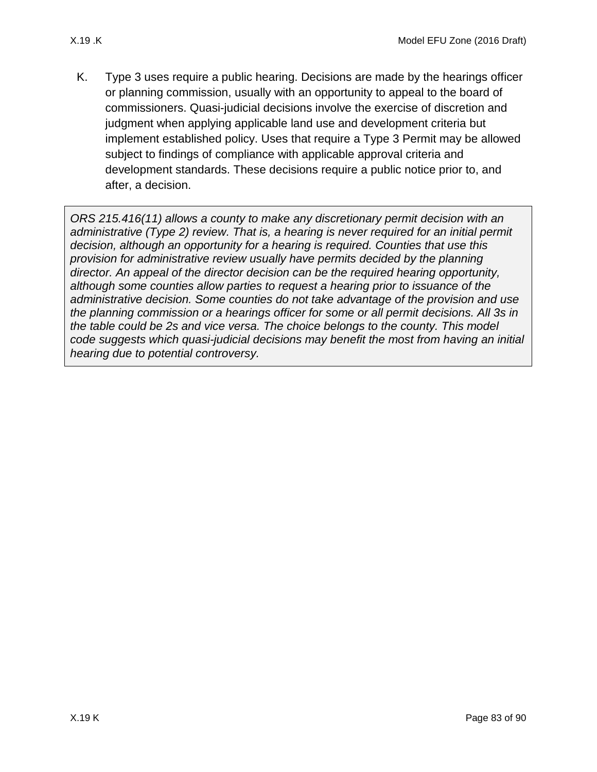K. Type 3 uses require a public hearing. Decisions are made by the hearings officer or planning commission, usually with an opportunity to appeal to the board of commissioners. Quasi-judicial decisions involve the exercise of discretion and judgment when applying applicable land use and development criteria but implement established policy. Uses that require a Type 3 Permit may be allowed subject to findings of compliance with applicable approval criteria and development standards. These decisions require a public notice prior to, and after, a decision.

> *ORS 215.416(11) allows a county to make any discretionary permit decision with an administrative (Type 2) review. That is, a hearing is never required for an initial permit decision, although an opportunity for a hearing is required. Counties that use this provision for administrative review usually have permits decided by the planning director. An appeal of the director decision can be the required hearing opportunity, although some counties allow parties to request a hearing prior to issuance of the administrative decision. Some counties do not take advantage of the provision and use the planning commission or a hearings officer for some or all permit decisions. All 3s in the table could be 2s and vice versa. The choice belongs to the county. This model code suggests which quasi-judicial decisions may benefit the most from having an initial hearing due to potential controversy.*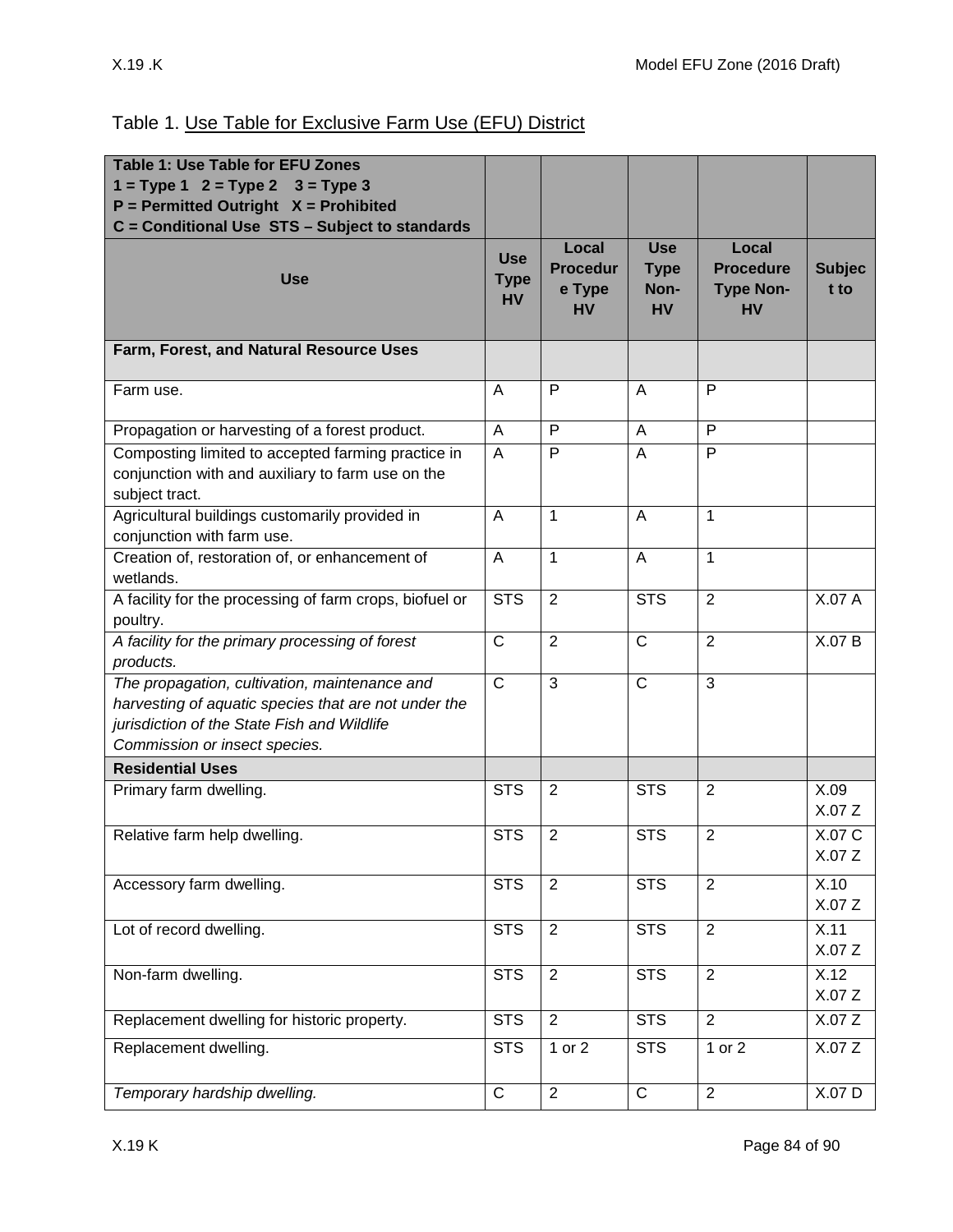Table 1. Use Table for Exclusive Farm Use (EFU) District

| **Table 1: Use Table for EFU Zones**<br>**1 = Type 1 2 = Type 2 3 = Type 3**<br>**P = Permitted Outright X = Prohibited**<br>**C = Conditional Use STS – Subject to standards** | | | | | |
|---|---|---|---|---|---|
| **Use** | **Use Type HV** | **Local Procedure Type HV** | **Use Type Non-HV** | **Local Procedure Type Non-HV** | **Subject to** |
| **Farm, Forest, and Natural Resource Uses** | | | | | |
| Farm use. | A | P | A | P | |
| Propagation or harvesting of a forest product. | A | P | A | P | |
| Composting limited to accepted farming practice in conjunction with and auxiliary to farm use on the subject tract. | A | P | A | P | |
| Agricultural buildings customarily provided in conjunction with farm use. | A | 1 | A | 1 | |
| Creation of, restoration of, or enhancement of wetlands. | A | 1 | A | 1 | |
| A facility for the processing of farm crops, biofuel or poultry. | STS | 2 | STS | 2 | X.07 A |
| *A facility for the primary processing of forest products.* | C | 2 | C | 2 | X.07 B |
| *The propagation, cultivation, maintenance and harvesting of aquatic species that are not under the jurisdiction of the State Fish and Wildlife Commission or insect species.* | C | 3 | C | 3 | |
| **Residential Uses** | | | | | |
| Primary farm dwelling. | STS | 2 | STS | 2 | X.09<br>X.07 Z |
| Relative farm help dwelling. | STS | 2 | STS | 2 | X.07 C<br>X.07 Z |
| Accessory farm dwelling. | STS | 2 | STS | 2 | X.10<br>X.07 Z |
| Lot of record dwelling. | STS | 2 | STS | 2 | X.11<br>X.07 Z |
| Non-farm dwelling. | STS | 2 | STS | 2 | X.12<br>X.07 Z |
| Replacement dwelling for historic property. | STS | 2 | STS | 2 | X.07 Z |
| Replacement dwelling. | STS | 1 or 2 | STS | 1 or 2 | X.07 Z |
| *Temporary hardship dwelling.* | C | 2 | C | 2 | X.07 D |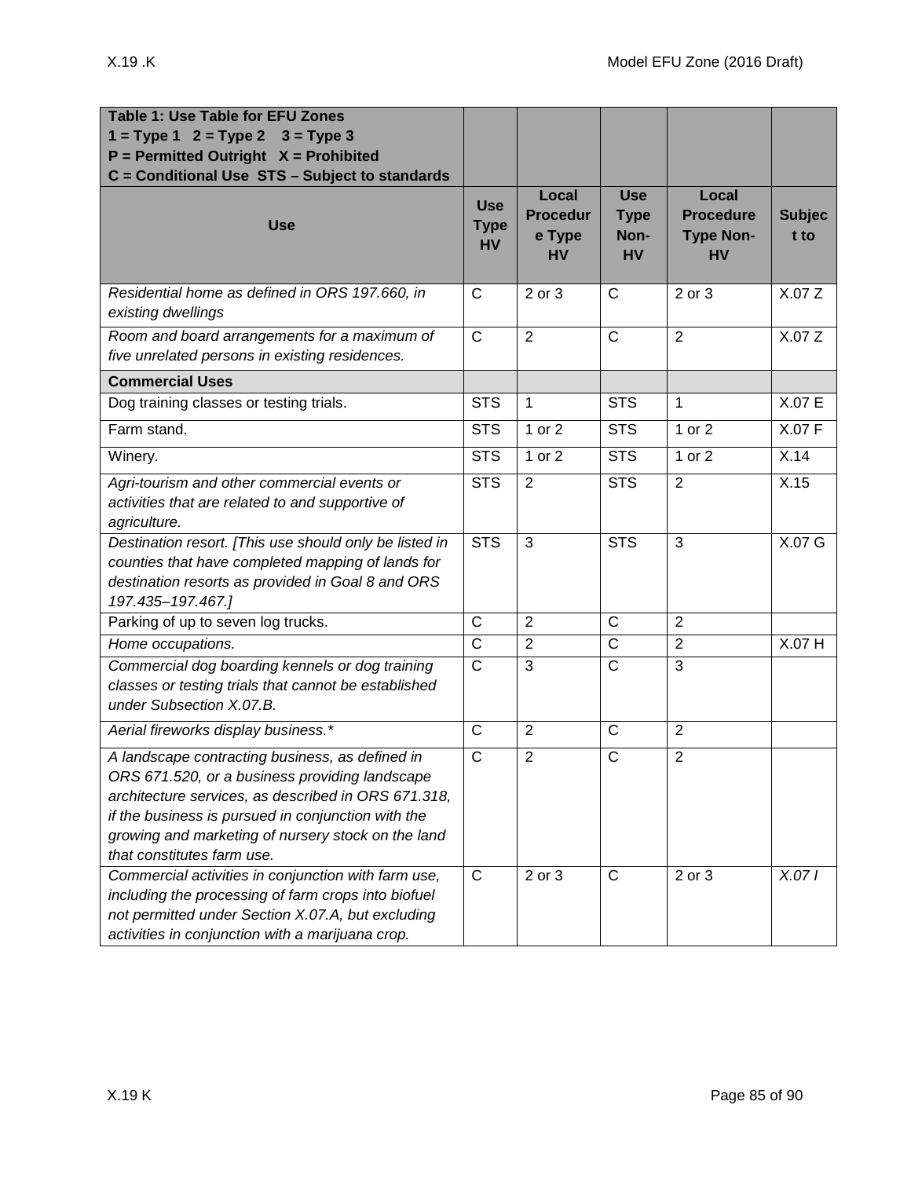| **Table 1: Use Table for EFU Zones**<br>**1 = Type 1   2 = Type 2    3 = Type 3**<br>**P = Permitted Outright   X = Prohibited**<br>**C = Conditional Use  STS – Subject to standards** | | | | | |
|---|---|---|---|---|---|
| **Use** | **Use Type HV** | **Local Procedure Type HV** | **Use Type Non-HV** | **Local Procedure Type Non-HV** | **Subject to** |
| *Residential home as defined in ORS 197.660, in existing dwellings* | C | 2 or 3 | C | 2 or 3 | X.07 Z |
| *Room and board arrangements for a maximum of five unrelated persons in existing residences.* | C | 2 | C | 2 | X.07 Z |
| **Commercial Uses** | | | | | |
| Dog training classes or testing trials. | STS | 1 | STS | 1 | X.07 E |
| Farm stand. | STS | 1 or 2 | STS | 1 or 2 | X.07 F |
| Winery. | STS | 1 or 2 | STS | 1 or 2 | X.14 |
| *Agri-tourism and other commercial events or activities that are related to and supportive of agriculture.* | STS | 2 | STS | 2 | X.15 |
| *Destination resort. [This use should only be listed in counties that have completed mapping of lands for destination resorts as provided in Goal 8 and ORS 197.435–197.467.]* | STS | 3 | STS | 3 | X.07 G |
| Parking of up to seven log trucks. | C | 2 | C | 2 | |
| *Home occupations.* | C | 2 | C | 2 | X.07 H |
| *Commercial dog boarding kennels or dog training classes or testing trials that cannot be established under Subsection X.07.B.* | C | 3 | C | 3 | |
| *Aerial fireworks display business.** | C | 2 | C | 2 | |
| *A landscape contracting business, as defined in ORS 671.520, or a business providing landscape architecture services, as described in ORS 671.318, if the business is pursued in conjunction with the growing and marketing of nursery stock on the land that constitutes farm use.* | C | 2 | C | 2 | |
| *Commercial activities in conjunction with farm use, including the processing of farm crops into biofuel not permitted under Section X.07.A, but excluding activities in conjunction with a marijuana crop.* | C | 2 or 3 | C | 2 or 3 | *X.07 I* |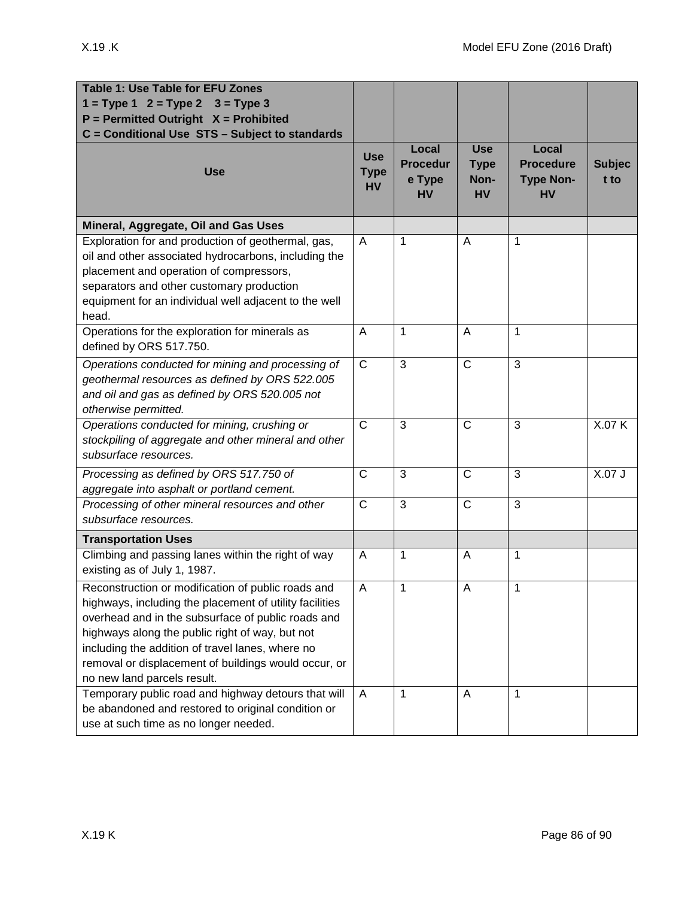| Table 1: Use Table for EFU Zones<br>1 = Type 1 2 = Type 2 3 = Type 3<br>P = Permitted Outright X = Prohibited<br>C = Conditional Use STS – Subject to standards | | | | | |
|---|---|---|---|---|---|
| **Use** | **Use Type HV** | **Local Procedure Type HV** | **Use Type Non-HV** | **Local Procedure Type Non-HV** | **Subject to** |
| **Mineral, Aggregate, Oil and Gas Uses** | | | | | |
| Exploration for and production of geothermal, gas, oil and other associated hydrocarbons, including the placement and operation of compressors, separators and other customary production equipment for an individual well adjacent to the well head. | A | 1 | A | 1 | |
| Operations for the exploration for minerals as defined by ORS 517.750. | A | 1 | A | 1 | |
| *Operations conducted for mining and processing of geothermal resources as defined by ORS 522.005 and oil and gas as defined by ORS 520.005 not otherwise permitted.* | C | 3 | C | 3 | |
| *Operations conducted for mining, crushing or stockpiling of aggregate and other mineral and other subsurface resources.* | C | 3 | C | 3 | X.07 K |
| *Processing as defined by ORS 517.750 of aggregate into asphalt or portland cement.* | C | 3 | C | 3 | X.07 J |
| *Processing of other mineral resources and other subsurface resources.* | C | 3 | C | 3 | |
| **Transportation Uses** | | | | | |
| Climbing and passing lanes within the right of way existing as of July 1, 1987. | A | 1 | A | 1 | |
| Reconstruction or modification of public roads and highways, including the placement of utility facilities overhead and in the subsurface of public roads and highways along the public right of way, but not including the addition of travel lanes, where no removal or displacement of buildings would occur, or no new land parcels result. | A | 1 | A | 1 | |
| Temporary public road and highway detours that will be abandoned and restored to original condition or use at such time as no longer needed. | A | 1 | A | 1 | |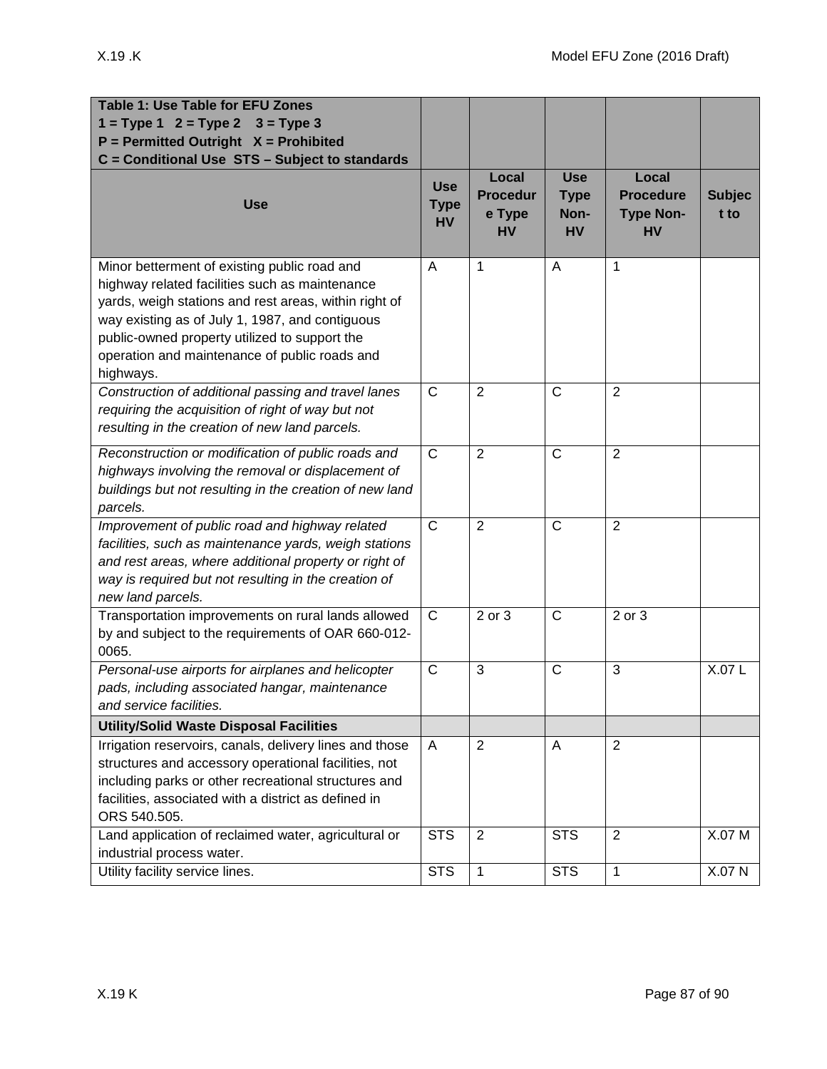| **Table 1: Use Table for EFU Zones**<br>**1 = Type 1   2 = Type 2   3 = Type 3**<br>**P = Permitted Outright   X = Prohibited**<br>**C = Conditional Use  STS – Subject to standards** | | | | | |
|---|---|---|---|---|---|
| **Use** | **Use Type HV** | **Local Procedure Type HV** | **Use Type Non-HV** | **Local Procedure Type Non-HV** | **Subject to** |
| Minor betterment of existing public road and highway related facilities such as maintenance yards, weigh stations and rest areas, within right of way existing as of July 1, 1987, and contiguous public-owned property utilized to support the operation and maintenance of public roads and highways. | A | 1 | A | 1 | |
| *Construction of additional passing and travel lanes requiring the acquisition of right of way but not resulting in the creation of new land parcels.* | C | 2 | C | 2 | |
| *Reconstruction or modification of public roads and highways involving the removal or displacement of buildings but not resulting in the creation of new land parcels.* | C | 2 | C | 2 | |
| *Improvement of public road and highway related facilities, such as maintenance yards, weigh stations and rest areas, where additional property or right of way is required but not resulting in the creation of new land parcels.* | C | 2 | C | 2 | |
| Transportation improvements on rural lands allowed by and subject to the requirements of OAR 660-012-0065. | C | 2 or 3 | C | 2 or 3 | |
| *Personal-use airports for airplanes and helicopter pads, including associated hangar, maintenance and service facilities.* | C | 3 | C | 3 | X.07 L |
| **Utility/Solid Waste Disposal Facilities** | | | | | |
| Irrigation reservoirs, canals, delivery lines and those structures and accessory operational facilities, not including parks or other recreational structures and facilities, associated with a district as defined in ORS 540.505. | A | 2 | A | 2 | |
| Land application of reclaimed water, agricultural or industrial process water. | STS | 2 | STS | 2 | X.07 M |
| Utility facility service lines. | STS | 1 | STS | 1 | X.07 N |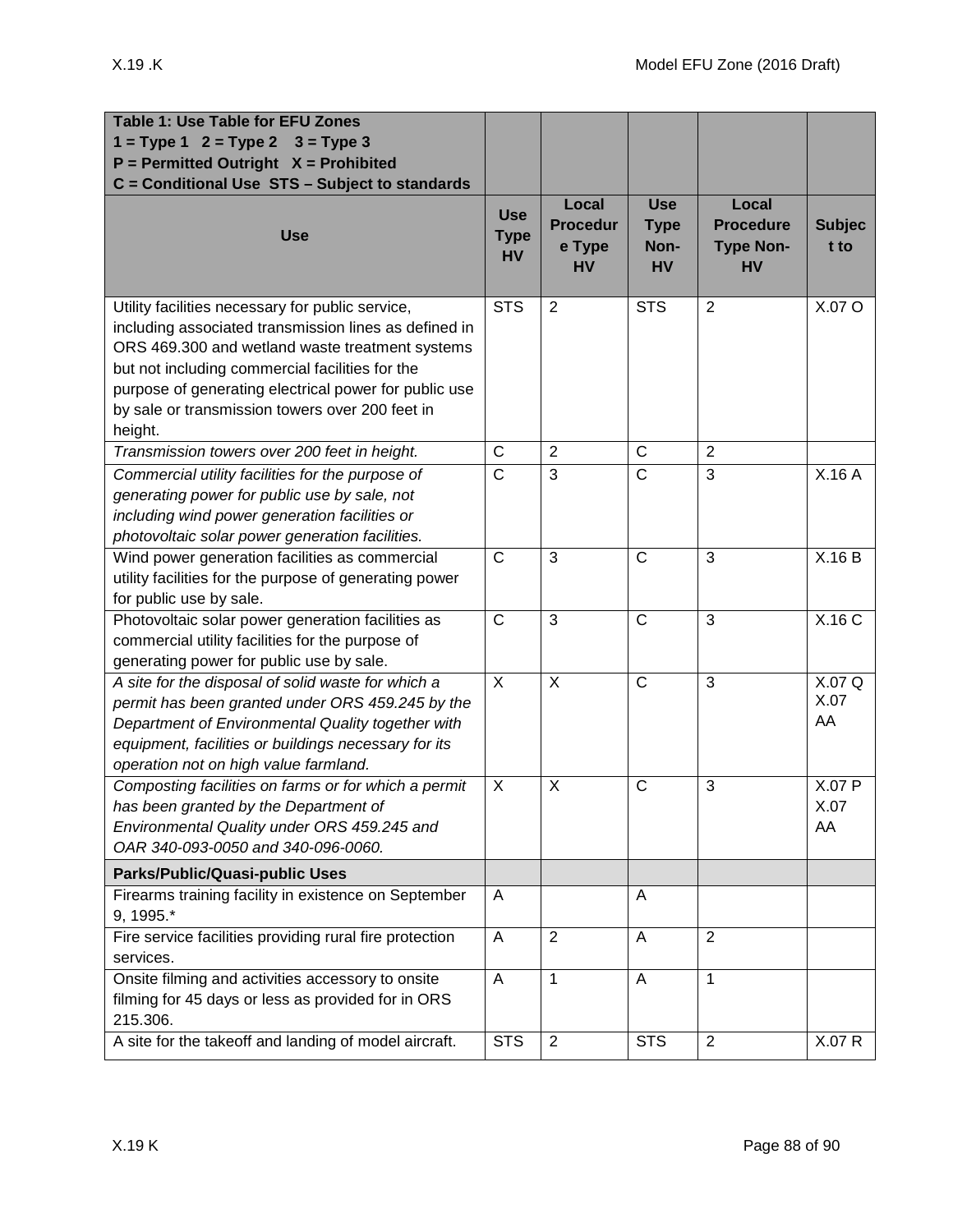| Table 1: Use Table for EFU Zones<br>1 = Type 1 2 = Type 2 3 = Type 3<br>P = Permitted Outright X = Prohibited<br>C = Conditional Use STS – Subject to standards | | | | | |
|---|---|---|---|---|---|
| **Use** | **Use Type HV** | **Local Procedure Type HV** | **Use Type Non-HV** | **Local Procedure Type Non-HV** | **Subject to** |
| Utility facilities necessary for public service, including associated transmission lines as defined in ORS 469.300 and wetland waste treatment systems but not including commercial facilities for the purpose of generating electrical power for public use by sale or transmission towers over 200 feet in height. | STS | 2 | STS | 2 | X.07 O |
| *Transmission towers over 200 feet in height.* | C | 2 | C | 2 | |
| *Commercial utility facilities for the purpose of generating power for public use by sale, not including wind power generation facilities or photovoltaic solar power generation facilities.* | C | 3 | C | 3 | X.16 A |
| Wind power generation facilities as commercial utility facilities for the purpose of generating power for public use by sale. | C | 3 | C | 3 | X.16 B |
| Photovoltaic solar power generation facilities as commercial utility facilities for the purpose of generating power for public use by sale. | C | 3 | C | 3 | X.16 C |
| *A site for the disposal of solid waste for which a permit has been granted under ORS 459.245 by the Department of Environmental Quality together with equipment, facilities or buildings necessary for its operation not on high value farmland.* | X | X | C | 3 | X.07 Q<br>X.07 AA |
| *Composting facilities on farms or for which a permit has been granted by the Department of Environmental Quality under ORS 459.245 and OAR 340-093-0050 and 340-096-0060.* | X | X | C | 3 | X.07 P<br>X.07 AA |
| **Parks/Public/Quasi-public Uses** | | | | | |
| Firearms training facility in existence on September 9, 1995.* | A | | A | | |
| Fire service facilities providing rural fire protection services. | A | 2 | A | 2 | |
| Onsite filming and activities accessory to onsite filming for 45 days or less as provided for in ORS 215.306. | A | 1 | A | 1 | |
| A site for the takeoff and landing of model aircraft. | STS | 2 | STS | 2 | X.07 R |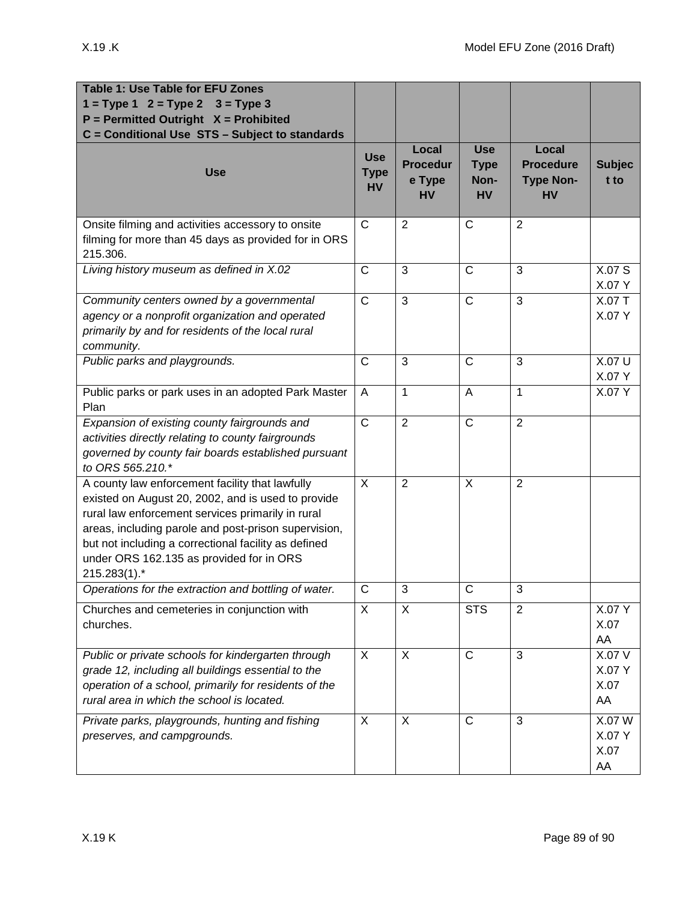| **Table 1: Use Table for EFU Zones**<br>**1 = Type 1 2 = Type 2 3 = Type 3**<br>**P = Permitted Outright X = Prohibited**<br>**C = Conditional Use STS – Subject to standards** | | | | | |
|---|---|---|---|---|---|
| **Use** | **Use Type HV** | **Local Procedure Type HV** | **Use Type Non-HV** | **Local Procedure Type Non-HV** | **Subject to** |
| Onsite filming and activities accessory to onsite filming for more than 45 days as provided for in ORS 215.306. | C | 2 | C | 2 | |
| *Living history museum as defined in X.02* | C | 3 | C | 3 | X.07 S<br>X.07 Y |
| *Community centers owned by a governmental agency or a nonprofit organization and operated primarily by and for residents of the local rural community.* | C | 3 | C | 3 | X.07 T<br>X.07 Y |
| *Public parks and playgrounds.* | C | 3 | C | 3 | X.07 U<br>X.07 Y |
| Public parks or park uses in an adopted Park Master Plan | A | 1 | A | 1 | X.07 Y |
| *Expansion of existing county fairgrounds and activities directly relating to county fairgrounds governed by county fair boards established pursuant to ORS 565.210.** | C | 2 | C | 2 | |
| A county law enforcement facility that lawfully existed on August 20, 2002, and is used to provide rural law enforcement services primarily in rural areas, including parole and post-prison supervision, but not including a correctional facility as defined under ORS 162.135 as provided for in ORS 215.283(1).* | X | 2 | X | 2 | |
| *Operations for the extraction and bottling of water.* | C | 3 | C | 3 | |
| Churches and cemeteries in conjunction with churches. | X | X | STS | 2 | X.07 Y<br>X.07 AA |
| *Public or private schools for kindergarten through grade 12, including all buildings essential to the operation of a school, primarily for residents of the rural area in which the school is located.* | X | X | C | 3 | X.07 V<br>X.07 Y<br>X.07 AA |
| *Private parks, playgrounds, hunting and fishing preserves, and campgrounds.* | X | X | C | 3 | X.07 W<br>X.07 Y<br>X.07 AA |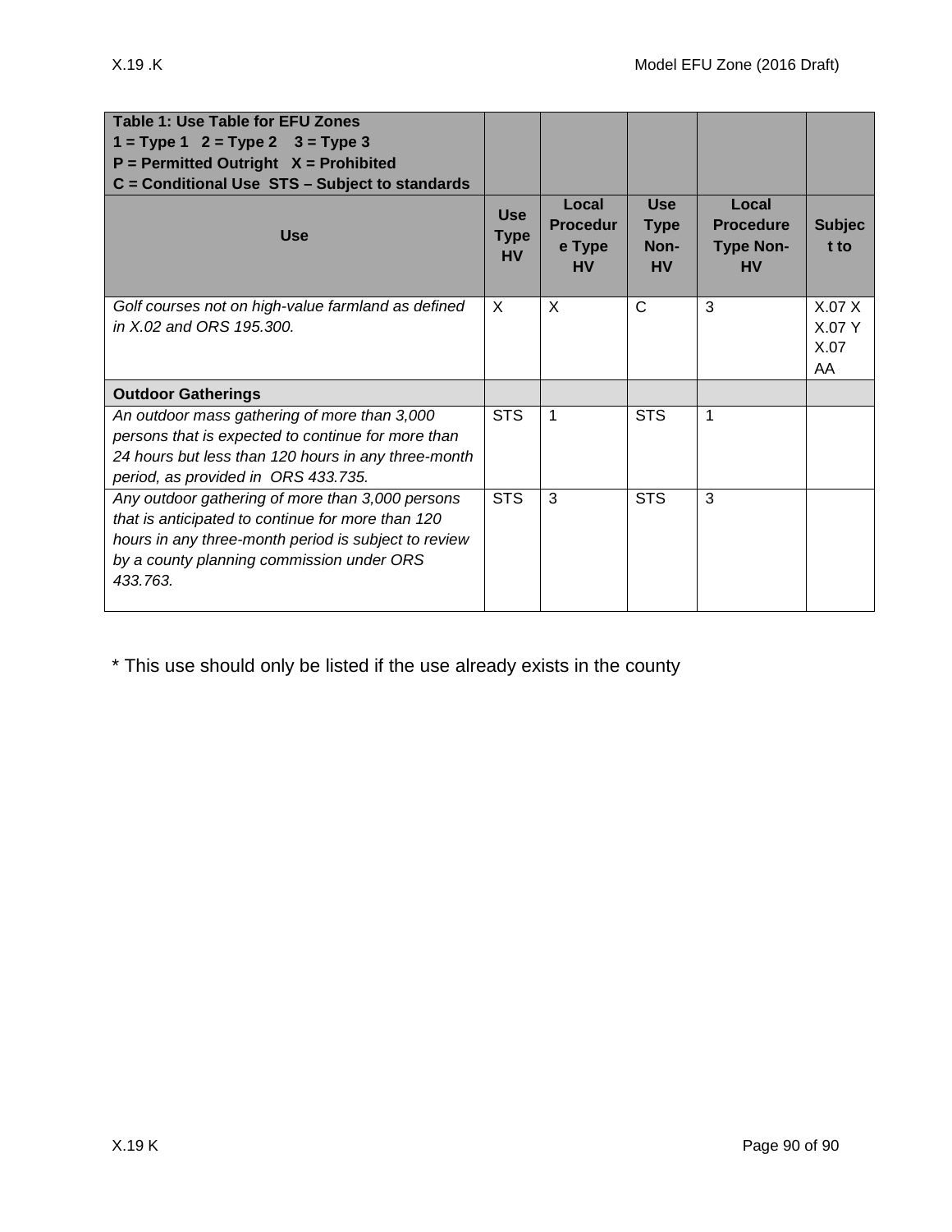| Table 1: Use Table for EFU Zones<br>1 = Type 1   2 = Type 2    3 = Type 3<br>P = Permitted Outright   X = Prohibited<br>C = Conditional Use  STS – Subject to standards | | | | | |
|---|---|---|---|---|---|
| **Use** | **Use Type HV** | **Local Procedure Type HV** | **Use Type Non-HV** | **Local Procedure Type Non-HV** | **Subject to** |
| *Golf courses not on high-value farmland as defined in X.02 and ORS 195.300.* | X | X | C | 3 | X.07 X X.07 Y X.07 AA |
| **Outdoor Gatherings** | | | | | |
| *An outdoor mass gathering of more than 3,000 persons that is expected to continue for more than 24 hours but less than 120 hours in any three-month period, as provided in  ORS 433.735.* | STS | 1 | STS | 1 | |
| *Any outdoor gathering of more than 3,000 persons that is anticipated to continue for more than 120 hours in any three-month period is subject to review by a county planning commission under ORS 433.763.* | STS | 3 | STS | 3 | |

* This use should only be listed if the use already exists in the county